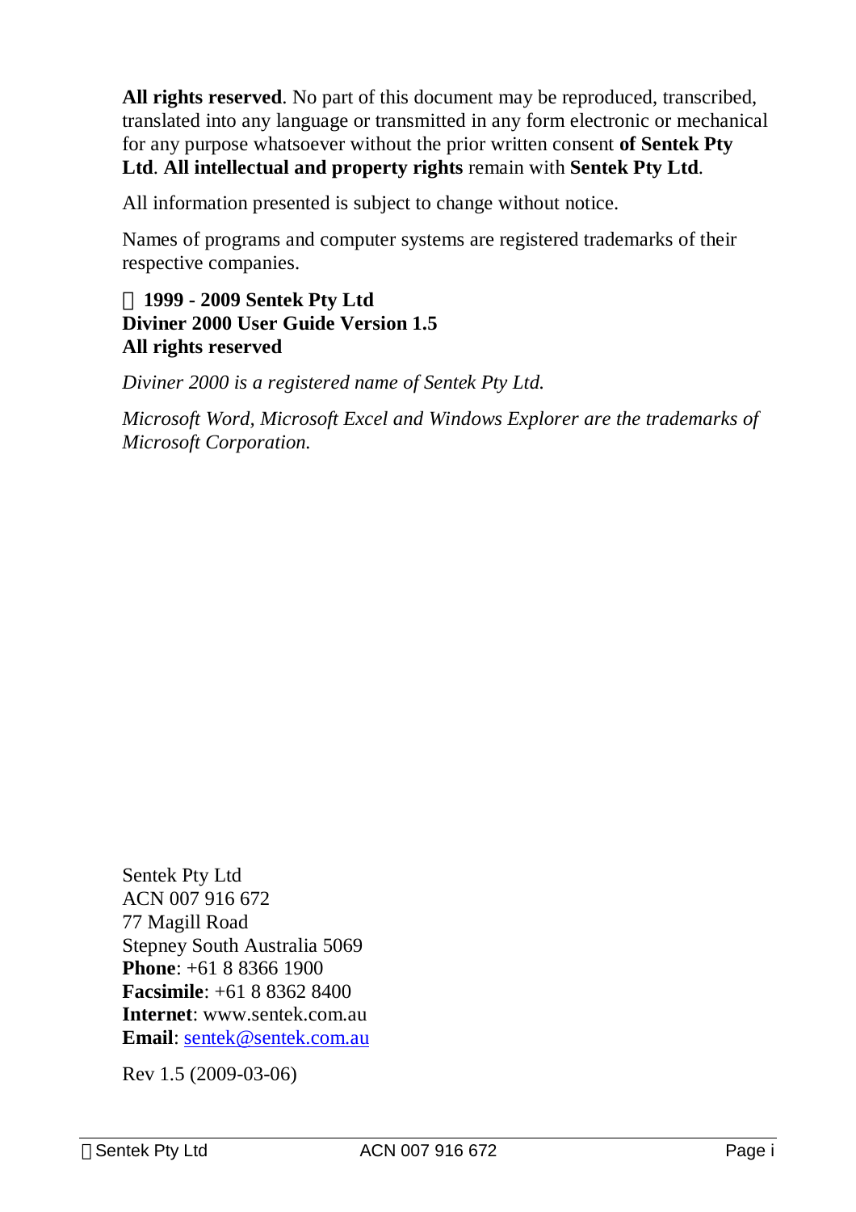**All rights reserved**. No part of this document may be reproduced, transcribed, translated into any language or transmitted in any form electronic or mechanical for any purpose whatsoever without the prior written consent **of Sentek Pty Ltd**. **All intellectual and property rights** remain with **Sentek Pty Ltd**.

All information presented is subject to change without notice.

Names of programs and computer systems are registered trademarks of their respective companies.

**© 1999 - 2009 Sentek Pty Ltd**
**Diviner 2000 User Guide Version 1.5**
**All rights reserved**

*Diviner 2000 is a registered name of Sentek Pty Ltd.*

*Microsoft Word, Microsoft Excel and Windows Explorer are the trademarks of Microsoft Corporation.*

Sentek Pty Ltd
ACN 007 916 672
77 Magill Road
Stepney South Australia 5069
**Phone**: +61 8 8366 1900
**Facsimile**: +61 8 8362 8400
**Internet**: www.sentek.com.au
**Email**: sentek@sentek.com.au

Rev 1.5 (2009-03-06)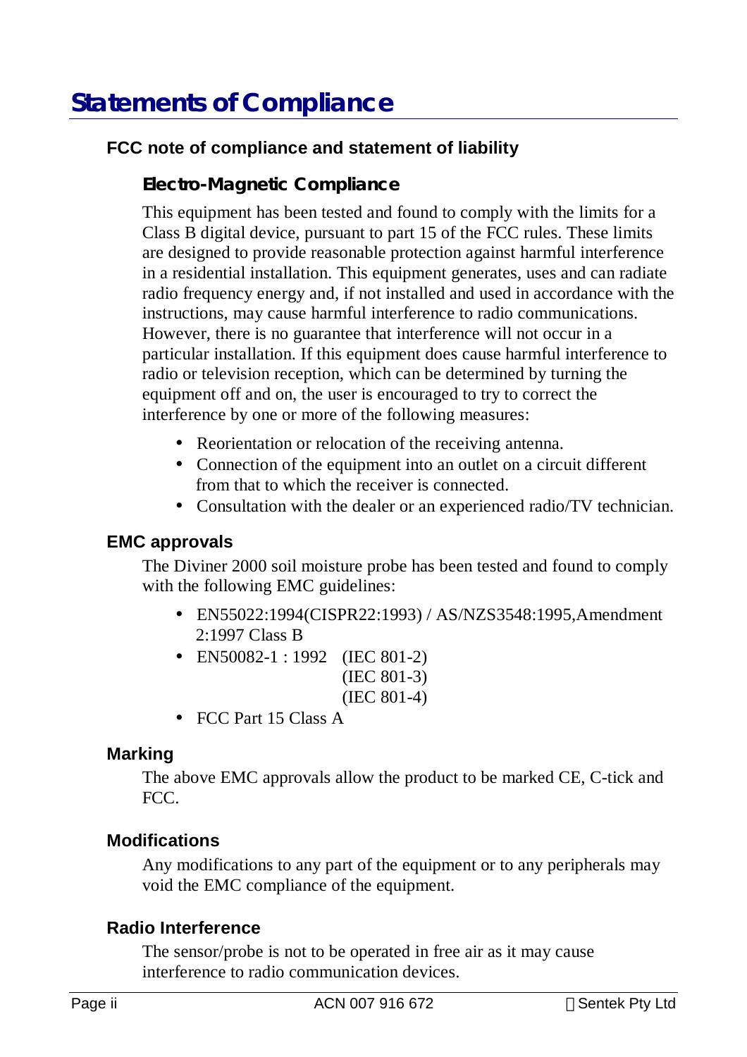# Statements of Compliance

## FCC note of compliance and statement of liability

### Electro-Magnetic Compliance

This equipment has been tested and found to comply with the limits for a Class B digital device, pursuant to part 15 of the FCC rules. These limits are designed to provide reasonable protection against harmful interference in a residential installation. This equipment generates, uses and can radiate radio frequency energy and, if not installed and used in accordance with the instructions, may cause harmful interference to radio communications. However, there is no guarantee that interference will not occur in a particular installation. If this equipment does cause harmful interference to radio or television reception, which can be determined by turning the equipment off and on, the user is encouraged to try to correct the interference by one or more of the following measures:

- Reorientation or relocation of the receiving antenna.
- Connection of the equipment into an outlet on a circuit different from that to which the receiver is connected.
- Consultation with the dealer or an experienced radio/TV technician.

## EMC approvals

The Diviner 2000 soil moisture probe has been tested and found to comply with the following EMC guidelines:

- EN55022:1994(CISPR22:1993) / AS/NZS3548:1995,Amendment 2:1997 Class B
- EN50082-1 : 1992 (IEC 801-2)
  (IEC 801-3)
  (IEC 801-4)
- FCC Part 15 Class A

## Marking

The above EMC approvals allow the product to be marked CE, C-tick and FCC.

## Modifications

Any modifications to any part of the equipment or to any peripherals may void the EMC compliance of the equipment.

## Radio Interference

The sensor/probe is not to be operated in free air as it may cause interference to radio communication devices.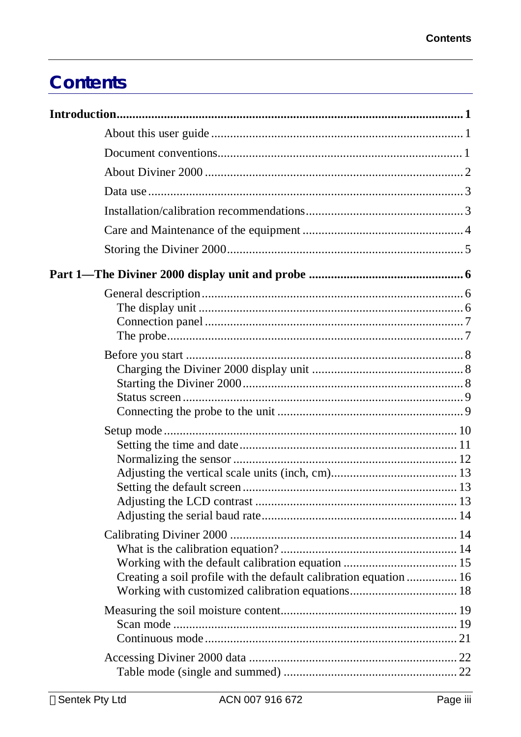# Contents

**Introduction .......... 1**

- About this user guide .......... 1
- Document conventions .......... 1
- About Diviner 2000 .......... 2
- Data use .......... 3
- Installation/calibration recommendations .......... 3
- Care and Maintenance of the equipment .......... 4
- Storing the Diviner 2000 .......... 5

**Part 1—The Diviner 2000 display unit and probe .......... 6**

- General description .......... 6
  - The display unit .......... 6
  - Connection panel .......... 7
  - The probe .......... 7
- Before you start .......... 8
  - Charging the Diviner 2000 display unit .......... 8
  - Starting the Diviner 2000 .......... 8
  - Status screen .......... 9
  - Connecting the probe to the unit .......... 9
- Setup mode .......... 10
  - Setting the time and date .......... 11
  - Normalizing the sensor .......... 12
  - Adjusting the vertical scale units (inch, cm) .......... 13
  - Setting the default screen .......... 13
  - Adjusting the LCD contrast .......... 13
  - Adjusting the serial baud rate .......... 14
- Calibrating Diviner 2000 .......... 14
  - What is the calibration equation? .......... 14
  - Working with the default calibration equation .......... 15
  - Creating a soil profile with the default calibration equation .......... 16
  - Working with customized calibration equations .......... 18
- Measuring the soil moisture content .......... 19
  - Scan mode .......... 19
  - Continuous mode .......... 21
- Accessing Diviner 2000 data .......... 22
  - Table mode (single and summed) .......... 22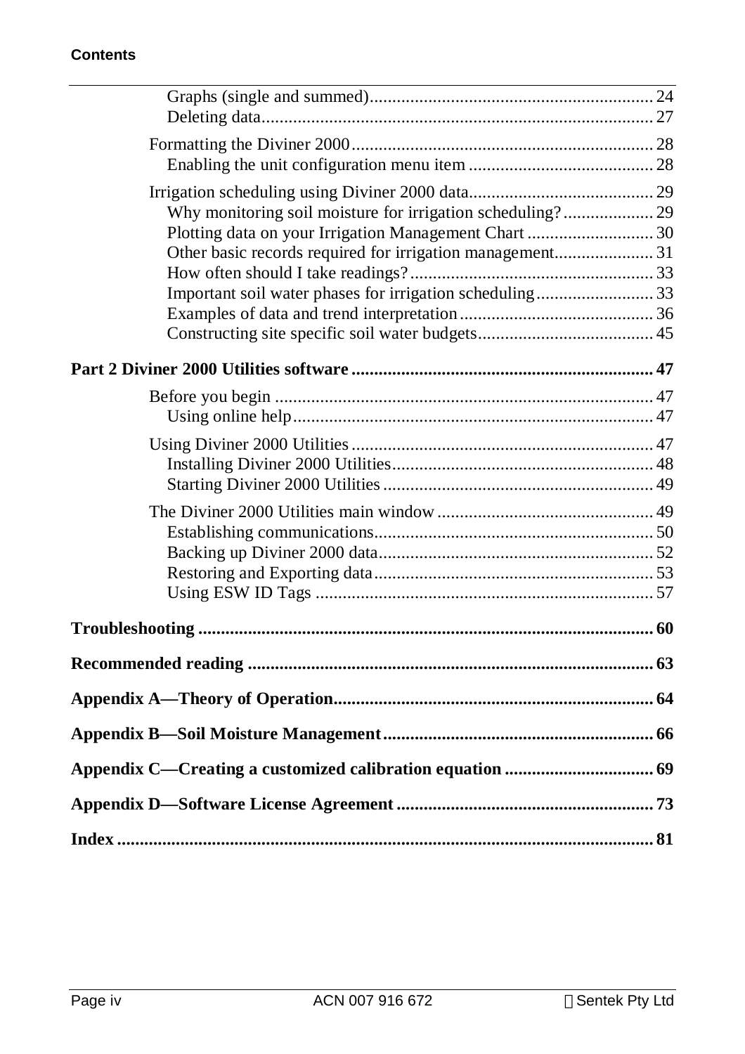Graphs (single and summed) ........ 24
Deleting data ........ 27

Formatting the Diviner 2000 ........ 28
Enabling the unit configuration menu item ........ 28

Irrigation scheduling using Diviner 2000 data ........ 29
Why monitoring soil moisture for irrigation scheduling? ........ 29
Plotting data on your Irrigation Management Chart ........ 30
Other basic records required for irrigation management ........ 31
How often should I take readings? ........ 33
Important soil water phases for irrigation scheduling ........ 33
Examples of data and trend interpretation ........ 36
Constructing site specific soil water budgets ........ 45

**Part 2 Diviner 2000 Utilities software ........ 47**

Before you begin ........ 47
Using online help ........ 47

Using Diviner 2000 Utilities ........ 47
Installing Diviner 2000 Utilities ........ 48
Starting Diviner 2000 Utilities ........ 49

The Diviner 2000 Utilities main window ........ 49
Establishing communications ........ 50
Backing up Diviner 2000 data ........ 52
Restoring and Exporting data ........ 53
Using ESW ID Tags ........ 57

**Troubleshooting ........ 60**

**Recommended reading ........ 63**

**Appendix A—Theory of Operation ........ 64**

**Appendix B—Soil Moisture Management ........ 66**

**Appendix C—Creating a customized calibration equation ........ 69**

**Appendix D—Software License Agreement ........ 73**

**Index ........ 81**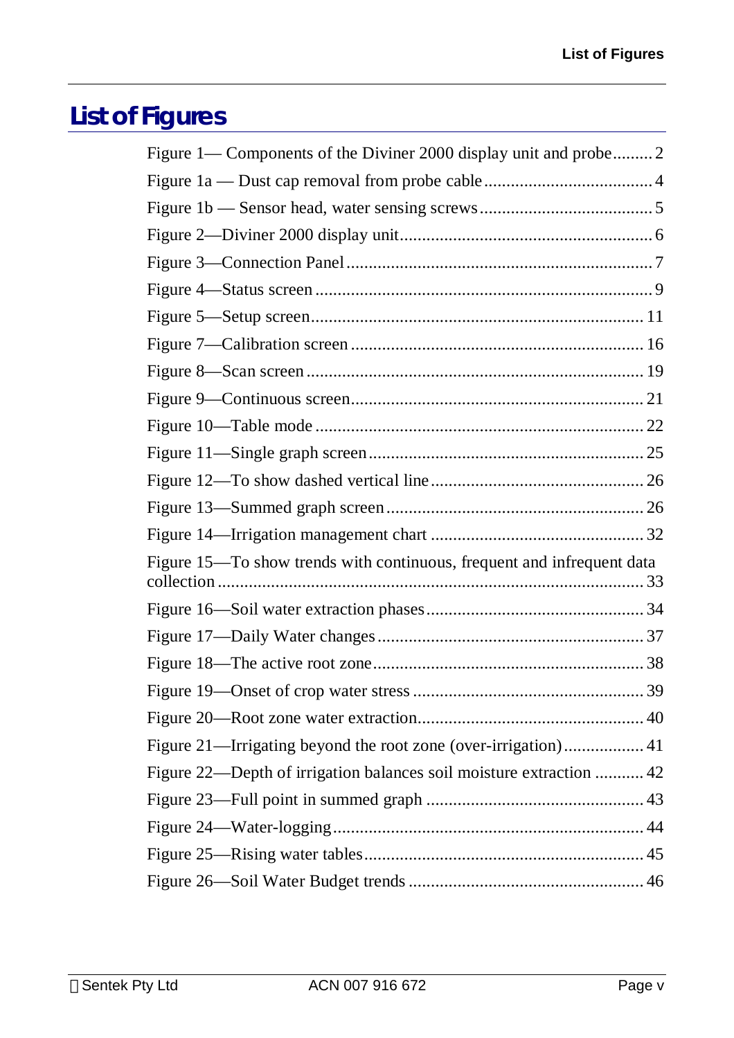# List of Figures

Figure 1— Components of the Diviner 2000 display unit and probe......... 2
Figure 1a — Dust cap removal from probe cable...................................... 4
Figure 1b — Sensor head, water sensing screws....................................... 5
Figure 2—Diviner 2000 display unit......................................................... 6
Figure 3—Connection Panel..................................................................... 7
Figure 4—Status screen........................................................................... 9
Figure 5—Setup screen........................................................................... 11
Figure 7—Calibration screen.................................................................. 16
Figure 8—Scan screen............................................................................ 19
Figure 9—Continuous screen.................................................................. 21
Figure 10—Table mode.......................................................................... 22
Figure 11—Single graph screen.............................................................. 25
Figure 12—To show dashed vertical line................................................ 26
Figure 13—Summed graph screen........................................................... 26
Figure 14—Irrigation management chart................................................ 32
Figure 15—To show trends with continuous, frequent and infrequent data collection................................................................................................ 33
Figure 16—Soil water extraction phases................................................. 34
Figure 17—Daily Water changes............................................................ 37
Figure 18—The active root zone............................................................. 38
Figure 19—Onset of crop water stress.................................................... 39
Figure 20—Root zone water extraction................................................... 40
Figure 21—Irrigating beyond the root zone (over-irrigation).................. 41
Figure 22—Depth of irrigation balances soil moisture extraction........... 42
Figure 23—Full point in summed graph................................................. 43
Figure 24—Water-logging...................................................................... 44
Figure 25—Rising water tables............................................................... 45
Figure 26—Soil Water Budget trends..................................................... 46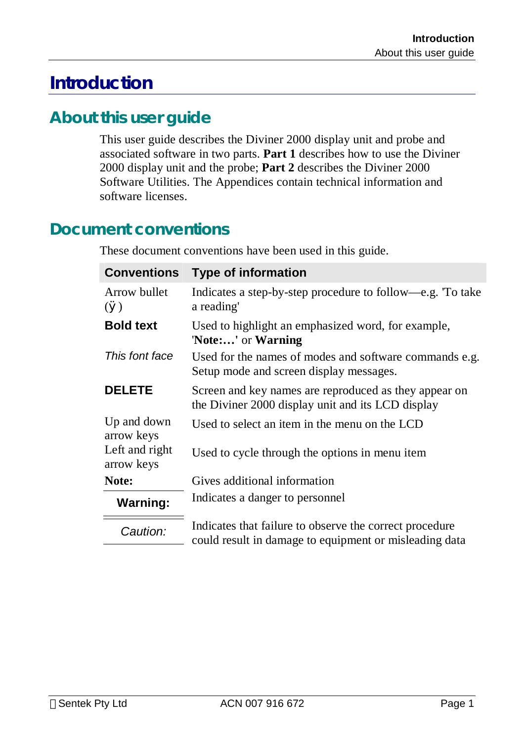# Introduction

## About this user guide

This user guide describes the Diviner 2000 display unit and probe and associated software in two parts. **Part 1** describes how to use the Diviner 2000 display unit and the probe; **Part 2** describes the Diviner 2000 Software Utilities. The Appendices contain technical information and software licenses.

## Document conventions

These document conventions have been used in this guide.

| Conventions | Type of information |
|---|---|
| Arrow bullet (ÿ) | Indicates a step-by-step procedure to follow—e.g. 'To take a reading' |
| **Bold text** | Used to highlight an emphasized word, for example, '**Note:…**' or **Warning** |
| *This font face* | Used for the names of modes and software commands e.g. Setup mode and screen display messages. |
| **DELETE** | Screen and key names are reproduced as they appear on the Diviner 2000 display unit and its LCD display |
| Up and down arrow keys | Used to select an item in the menu on the LCD |
| Left and right arrow keys | Used to cycle through the options in menu item |
| **Note:** | Gives additional information |
| **Warning:** | Indicates a danger to personnel |
| *Caution:* | Indicates that failure to observe the correct procedure could result in damage to equipment or misleading data |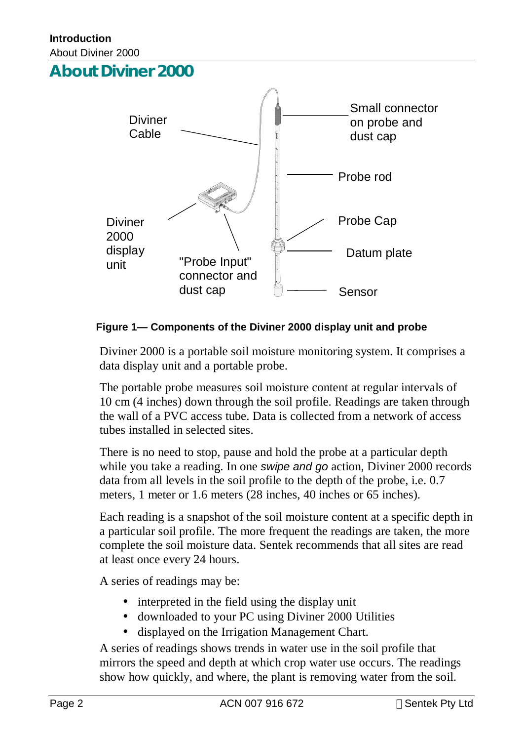# About Diviner 2000

Diviner Cable

Small connector on probe and dust cap

Probe rod

Diviner 2000 display unit

Probe Cap

Datum plate

"Probe Input" connector and dust cap

Sensor

**Figure 1— Components of the Diviner 2000 display unit and probe**

Diviner 2000 is a portable soil moisture monitoring system. It comprises a data display unit and a portable probe.

The portable probe measures soil moisture content at regular intervals of 10 cm (4 inches) down through the soil profile. Readings are taken through the wall of a PVC access tube. Data is collected from a network of access tubes installed in selected sites.

There is no need to stop, pause and hold the probe at a particular depth while you take a reading. In one *swipe and go* action, Diviner 2000 records data from all levels in the soil profile to the depth of the probe, i.e. 0.7 meters, 1 meter or 1.6 meters (28 inches, 40 inches or 65 inches).

Each reading is a snapshot of the soil moisture content at a specific depth in a particular soil profile. The more frequent the readings are taken, the more complete the soil moisture data. Sentek recommends that all sites are read at least once every 24 hours.

A series of readings may be:

- interpreted in the field using the display unit
- downloaded to your PC using Diviner 2000 Utilities
- displayed on the Irrigation Management Chart.

A series of readings shows trends in water use in the soil profile that mirrors the speed and depth at which crop water use occurs. The readings show how quickly, and where, the plant is removing water from the soil.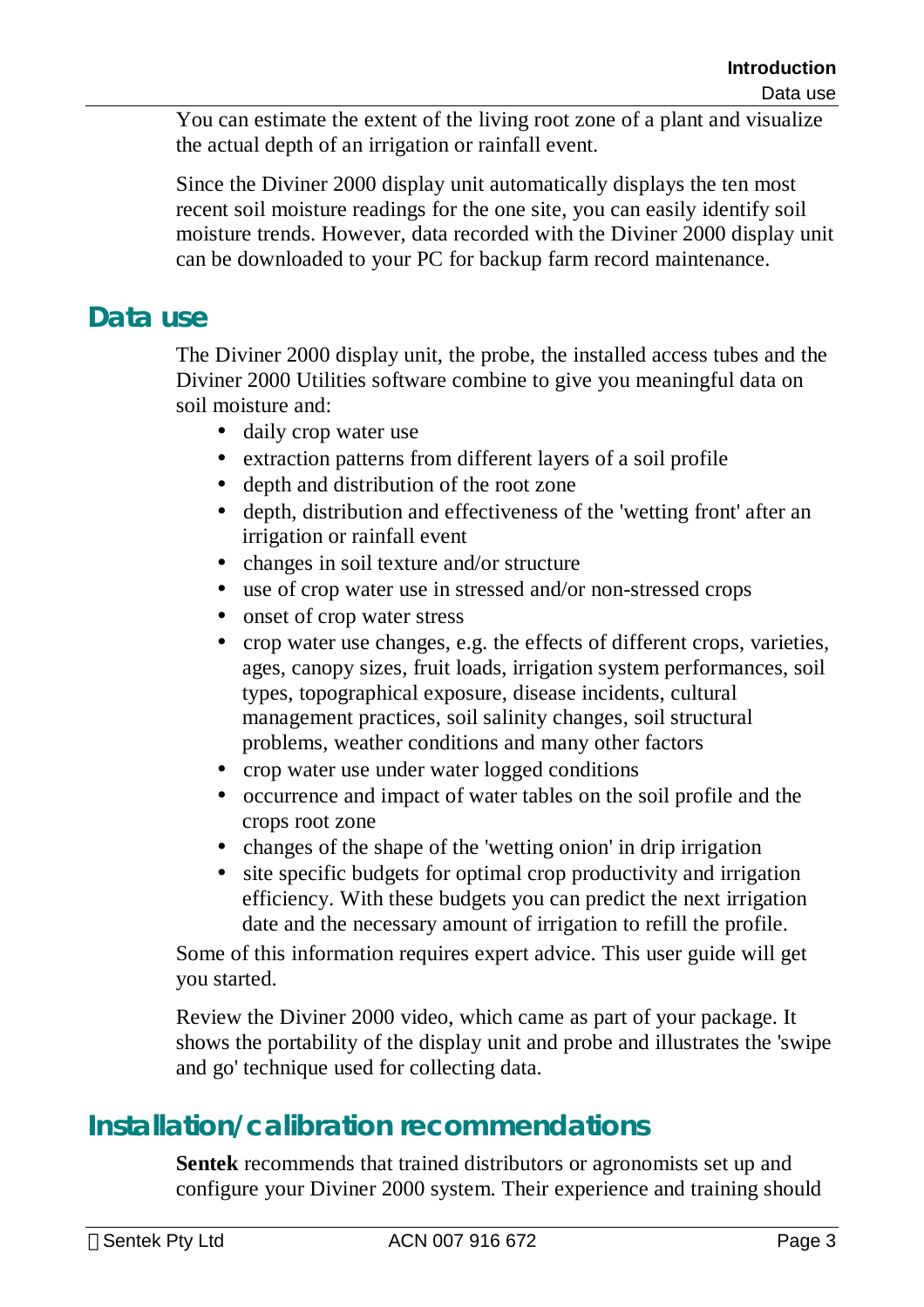You can estimate the extent of the living root zone of a plant and visualize the actual depth of an irrigation or rainfall event.

Since the Diviner 2000 display unit automatically displays the ten most recent soil moisture readings for the one site, you can easily identify soil moisture trends. However, data recorded with the Diviner 2000 display unit can be downloaded to your PC for backup farm record maintenance.

## Data use

The Diviner 2000 display unit, the probe, the installed access tubes and the Diviner 2000 Utilities software combine to give you meaningful data on soil moisture and:

- daily crop water use
- extraction patterns from different layers of a soil profile
- depth and distribution of the root zone
- depth, distribution and effectiveness of the 'wetting front' after an irrigation or rainfall event
- changes in soil texture and/or structure
- use of crop water use in stressed and/or non-stressed crops
- onset of crop water stress
- crop water use changes, e.g. the effects of different crops, varieties, ages, canopy sizes, fruit loads, irrigation system performances, soil types, topographical exposure, disease incidents, cultural management practices, soil salinity changes, soil structural problems, weather conditions and many other factors
- crop water use under water logged conditions
- occurrence and impact of water tables on the soil profile and the crops root zone
- changes of the shape of the 'wetting onion' in drip irrigation
- site specific budgets for optimal crop productivity and irrigation efficiency. With these budgets you can predict the next irrigation date and the necessary amount of irrigation to refill the profile.

Some of this information requires expert advice. This user guide will get you started.

Review the Diviner 2000 video, which came as part of your package. It shows the portability of the display unit and probe and illustrates the 'swipe and go' technique used for collecting data.

## Installation/calibration recommendations

**Sentek** recommends that trained distributors or agronomists set up and configure your Diviner 2000 system. Their experience and training should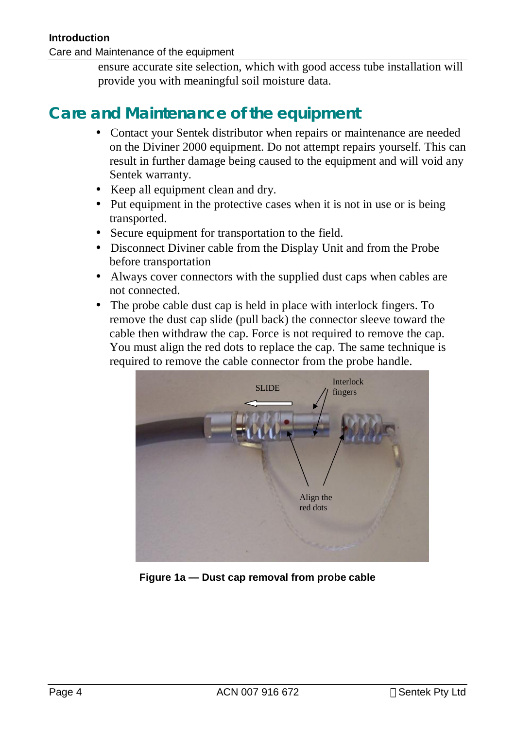ensure accurate site selection, which with good access tube installation will provide you with meaningful soil moisture data.

## Care and Maintenance of the equipment

- Contact your Sentek distributor when repairs or maintenance are needed on the Diviner 2000 equipment. Do not attempt repairs yourself. This can result in further damage being caused to the equipment and will void any Sentek warranty.
- Keep all equipment clean and dry.
- Put equipment in the protective cases when it is not in use or is being transported.
- Secure equipment for transportation to the field.
- Disconnect Diviner cable from the Display Unit and from the Probe before transportation
- Always cover connectors with the supplied dust caps when cables are not connected.
- The probe cable dust cap is held in place with interlock fingers. To remove the dust cap slide (pull back) the connector sleeve toward the cable then withdraw the cap. Force is not required to remove the cap. You must align the red dots to replace the cap. The same technique is required to remove the cable connector from the probe handle.

SLIDE

Interlock fingers

Align the red dots

**Figure 1a — Dust cap removal from probe cable**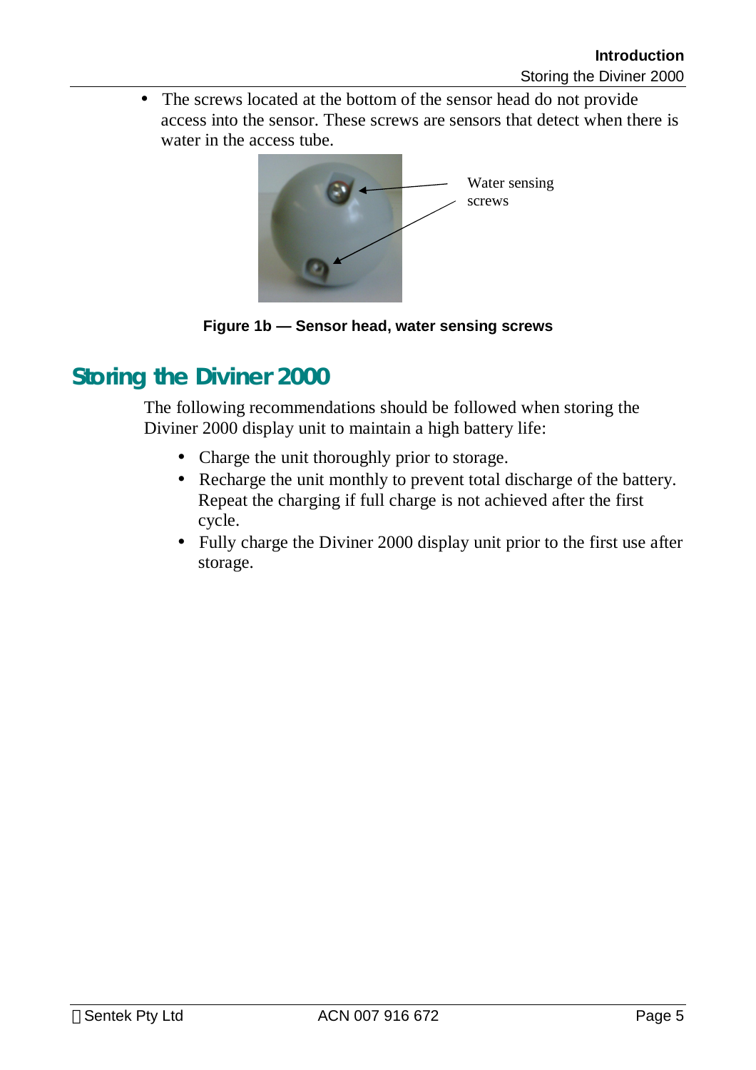- The screws located at the bottom of the sensor head do not provide access into the sensor. These screws are sensors that detect when there is water in the access tube.

Water sensing screws

**Figure 1b — Sensor head, water sensing screws**

## Storing the Diviner 2000

The following recommendations should be followed when storing the Diviner 2000 display unit to maintain a high battery life:

- Charge the unit thoroughly prior to storage.
- Recharge the unit monthly to prevent total discharge of the battery. Repeat the charging if full charge is not achieved after the first cycle.
- Fully charge the Diviner 2000 display unit prior to the first use after storage.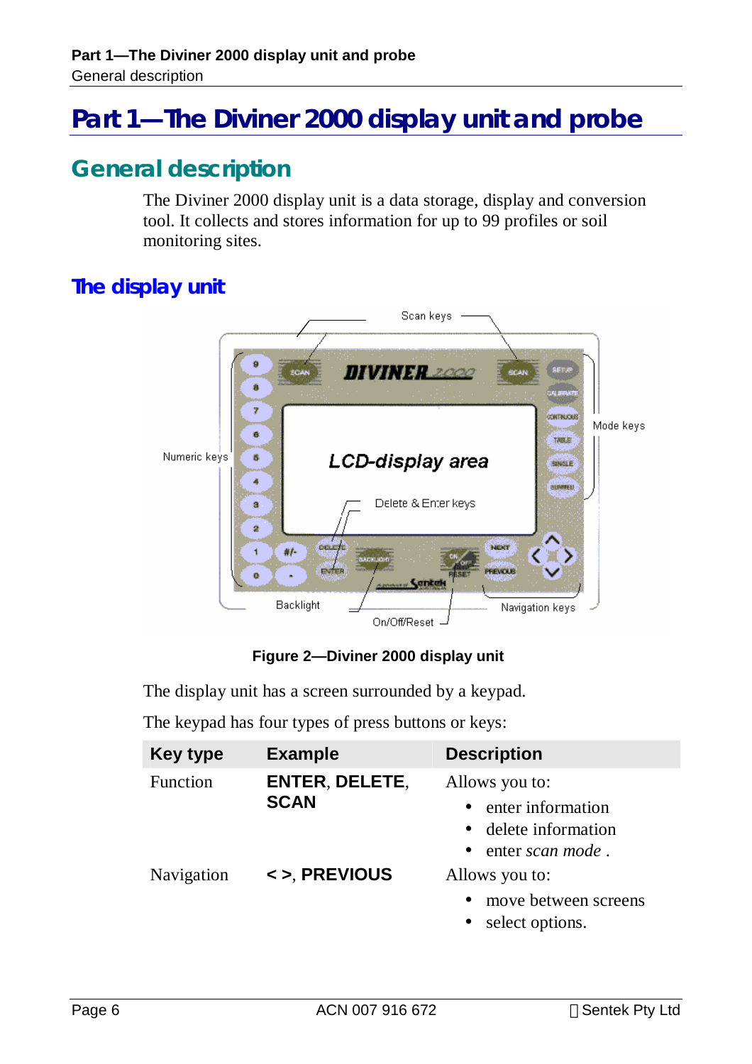# Part 1—The Diviner 2000 display unit and probe

## General description

The Diviner 2000 display unit is a data storage, display and conversion tool. It collects and stores information for up to 99 profiles or soil monitoring sites.

### The display unit

Figure 2—Diviner 2000 display unit

The display unit has a screen surrounded by a keypad.

The keypad has four types of press buttons or keys:

| Key type | Example | Description |
|---|---|---|
| Function | **ENTER**, **DELETE**, **SCAN** | Allows you to:<br>• enter information<br>• delete information<br>• enter *scan mode* . |
| Navigation | **< >**, **PREVIOUS** | Allows you to:<br>• move between screens<br>• select options. |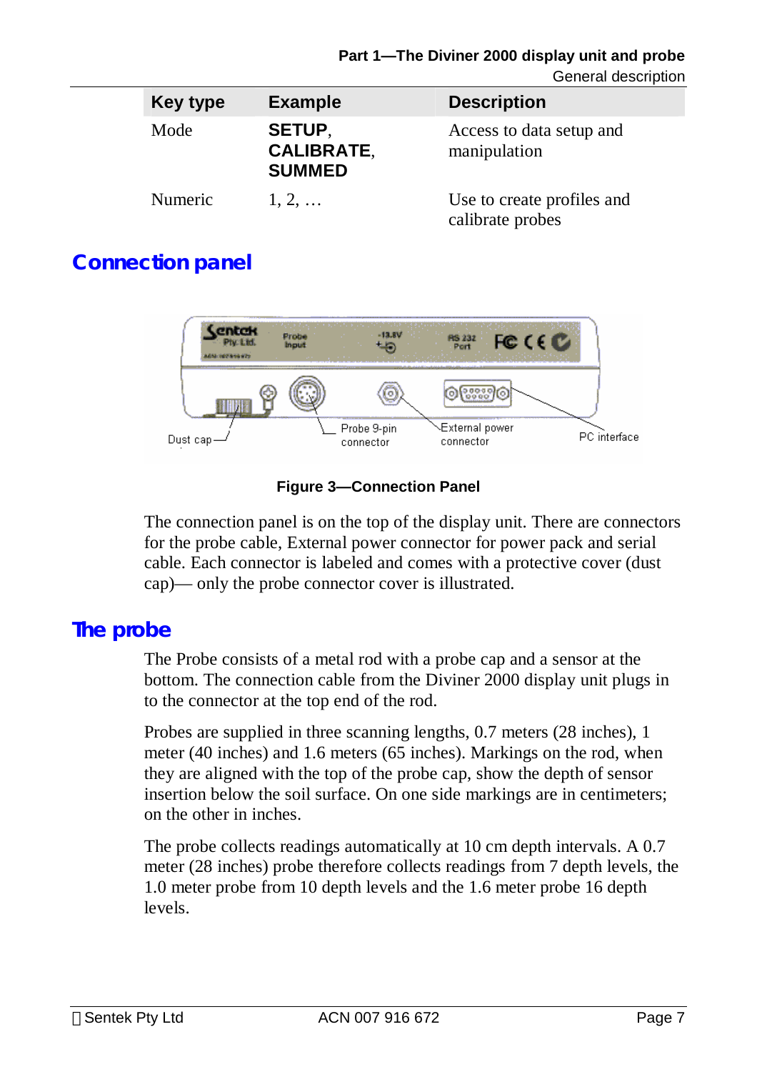| Key type | Example | Description |
|---|---|---|
| Mode | **SETUP**, **CALIBRATE**, **SUMMED** | Access to data setup and manipulation |
| Numeric | 1, 2, … | Use to create profiles and calibrate probes |

## Connection panel

**Figure 3—Connection Panel**

The connection panel is on the top of the display unit. There are connectors for the probe cable, External power connector for power pack and serial cable. Each connector is labeled and comes with a protective cover (dust cap)— only the probe connector cover is illustrated.

## The probe

The Probe consists of a metal rod with a probe cap and a sensor at the bottom. The connection cable from the Diviner 2000 display unit plugs in to the connector at the top end of the rod.

Probes are supplied in three scanning lengths, 0.7 meters (28 inches), 1 meter (40 inches) and 1.6 meters (65 inches). Markings on the rod, when they are aligned with the top of the probe cap, show the depth of sensor insertion below the soil surface. On one side markings are in centimeters; on the other in inches.

The probe collects readings automatically at 10 cm depth intervals. A 0.7 meter (28 inches) probe therefore collects readings from 7 depth levels, the 1.0 meter probe from 10 depth levels and the 1.6 meter probe 16 depth levels.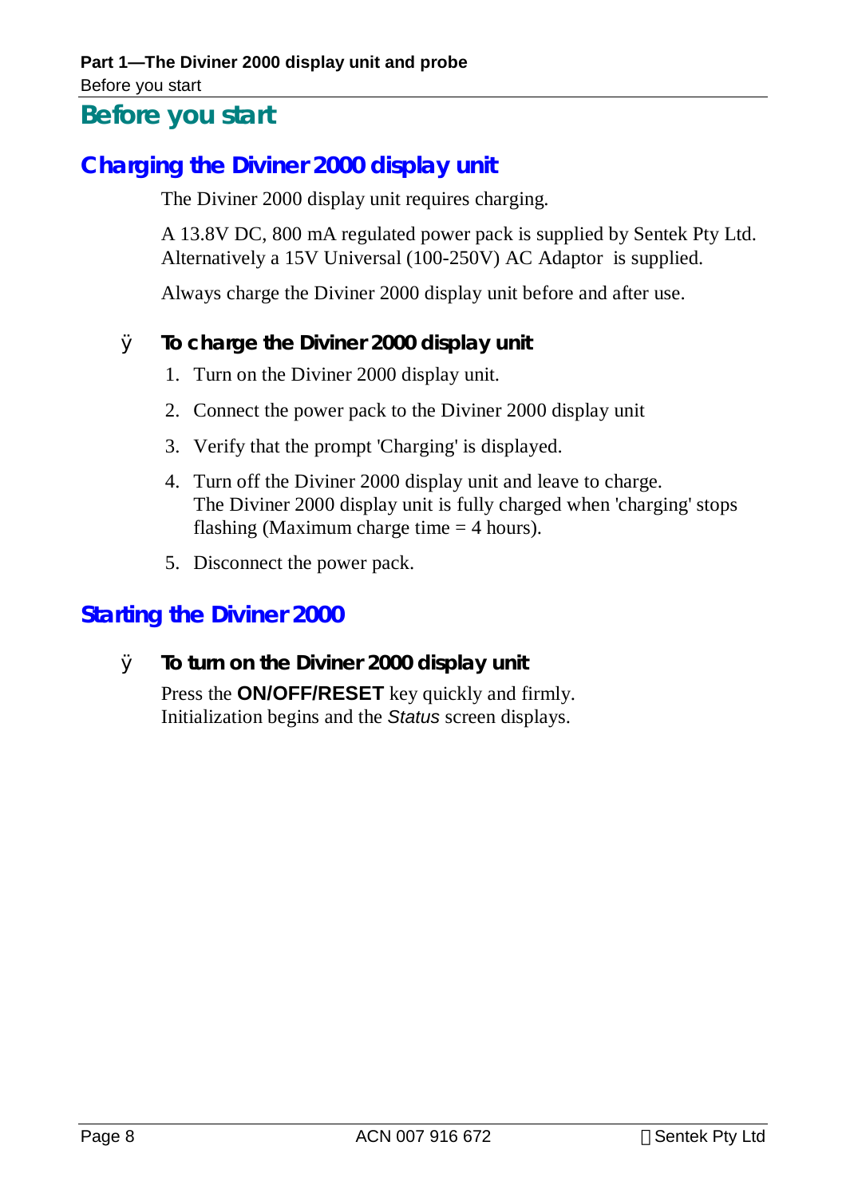# Before you start

## Charging the Diviner 2000 display unit

The Diviner 2000 display unit requires charging.

A 13.8V DC, 800 mA regulated power pack is supplied by Sentek Pty Ltd. Alternatively a 15V Universal (100-250V) AC Adaptor is supplied.

Always charge the Diviner 2000 display unit before and after use.

### To charge the Diviner 2000 display unit

1. Turn on the Diviner 2000 display unit.
2. Connect the power pack to the Diviner 2000 display unit
3. Verify that the prompt 'Charging' is displayed.
4. Turn off the Diviner 2000 display unit and leave to charge.
   The Diviner 2000 display unit is fully charged when 'charging' stops flashing (Maximum charge time = 4 hours).
5. Disconnect the power pack.

## Starting the Diviner 2000

### To turn on the Diviner 2000 display unit

Press the **ON/OFF/RESET** key quickly and firmly.
Initialization begins and the *Status* screen displays.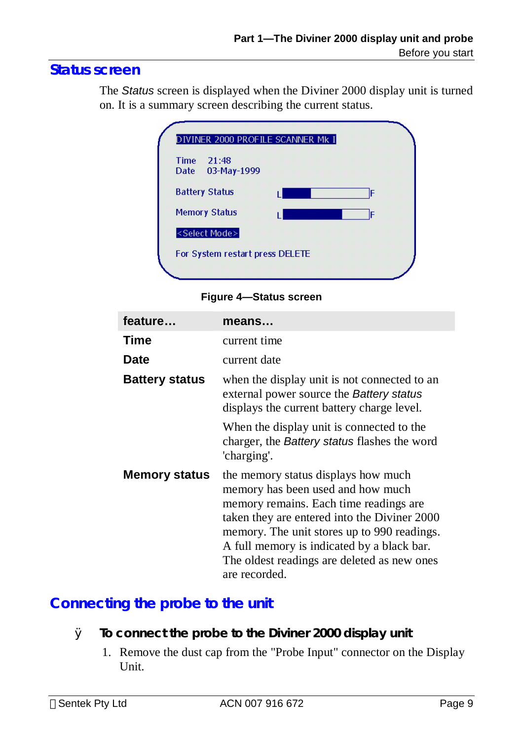## Status screen

The *Status* screen is displayed when the Diviner 2000 display unit is turned on. It is a summary screen describing the current status.

Figure 4—Status screen

| feature… | means… |
|---|---|
| **Time** | current time |
| **Date** | current date |
| **Battery status** | when the display unit is not connected to an external power source the *Battery status* displays the current battery charge level.<br><br>When the display unit is connected to the charger, the *Battery status* flashes the word 'charging'. |
| **Memory status** | the memory status displays how much memory has been used and how much memory remains. Each time readings are taken they are entered into the Diviner 2000 memory. The unit stores up to 990 readings. A full memory is indicated by a black bar. The oldest readings are deleted as new ones are recorded. |

## Connecting the probe to the unit

### To connect the probe to the Diviner 2000 display unit

1. Remove the dust cap from the "Probe Input" connector on the Display Unit.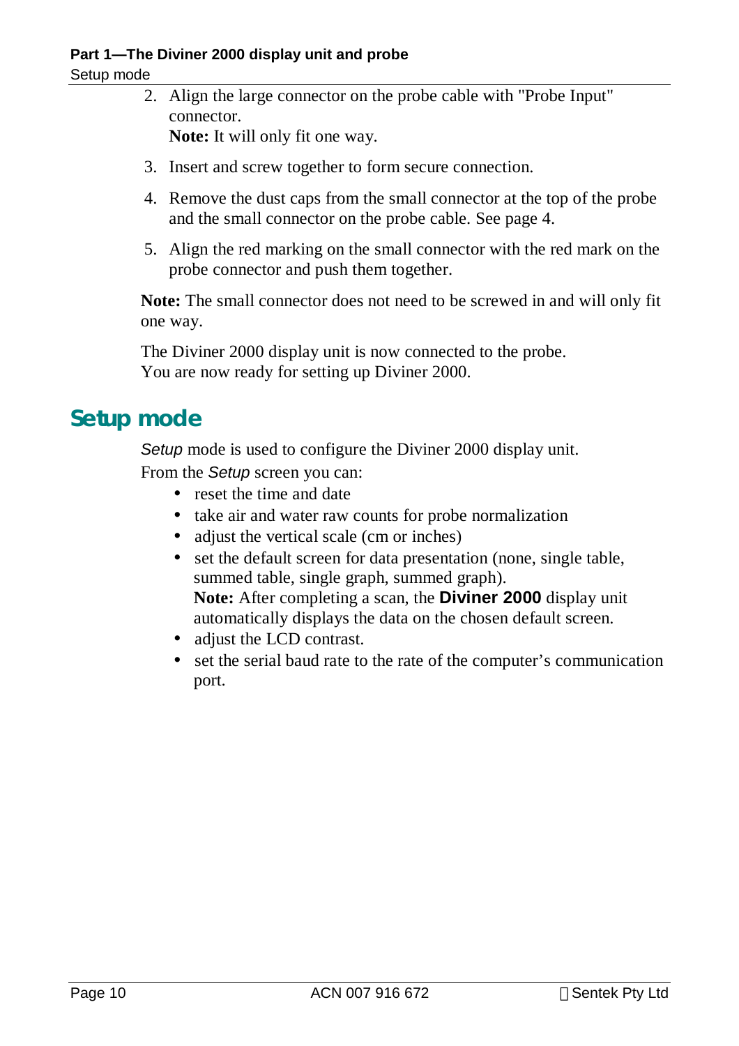2. Align the large connector on the probe cable with "Probe Input" connector.
   **Note:** It will only fit one way.

3. Insert and screw together to form secure connection.

4. Remove the dust caps from the small connector at the top of the probe and the small connector on the probe cable. See page 4.

5. Align the red marking on the small connector with the red mark on the probe connector and push them together.

**Note:** The small connector does not need to be screwed in and will only fit one way.

The Diviner 2000 display unit is now connected to the probe.
You are now ready for setting up Diviner 2000.

## Setup mode

*Setup* mode is used to configure the Diviner 2000 display unit.
From the *Setup* screen you can:

- reset the time and date
- take air and water raw counts for probe normalization
- adjust the vertical scale (cm or inches)
- set the default screen for data presentation (none, single table, summed table, single graph, summed graph).
  **Note:** After completing a scan, the **Diviner 2000** display unit automatically displays the data on the chosen default screen.
- adjust the LCD contrast.
- set the serial baud rate to the rate of the computer's communication port.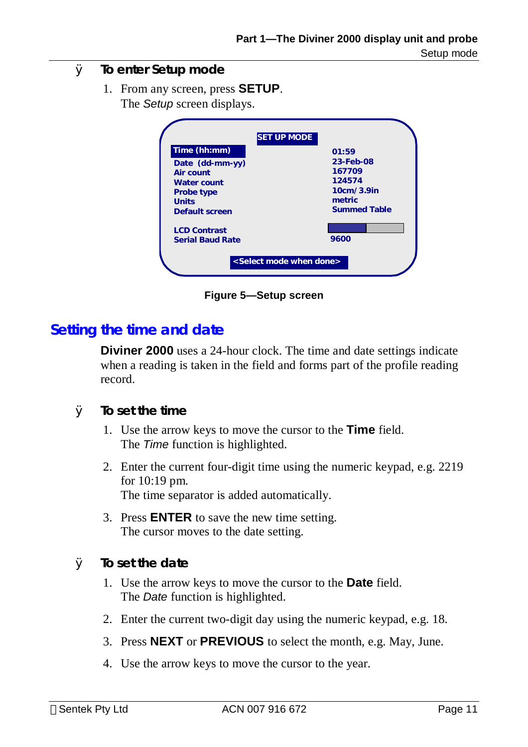ÿ **To enter Setup mode**

1. From any screen, press **SETUP**.
   The *Setup* screen displays.

| SET UP MODE | |
|---|---|
| Time (hh:mm) | 01:59 |
| Date (dd-mm-yy) | 23-Feb-08 |
| Air count | 167709 |
| Water count | 124574 |
| Probe type | 10cm/3.9in |
| Units | metric |
| Default screen | Summed Table |
| LCD Contrast | |
| Serial Baud Rate | 9600 |
| <Select mode when done> | |

**Figure 5—Setup screen**

## Setting the time and date

**Diviner 2000** uses a 24-hour clock. The time and date settings indicate when a reading is taken in the field and forms part of the profile reading record.

ÿ **To set the time**

1. Use the arrow keys to move the cursor to the **Time** field.
   The *Time* function is highlighted.
2. Enter the current four-digit time using the numeric keypad, e.g. 2219 for 10:19 pm.
   The time separator is added automatically.
3. Press **ENTER** to save the new time setting.
   The cursor moves to the date setting.

ÿ **To set the date**

1. Use the arrow keys to move the cursor to the **Date** field.
   The *Date* function is highlighted.
2. Enter the current two-digit day using the numeric keypad, e.g. 18.
3. Press **NEXT** or **PREVIOUS** to select the month, e.g. May, June.
4. Use the arrow keys to move the cursor to the year.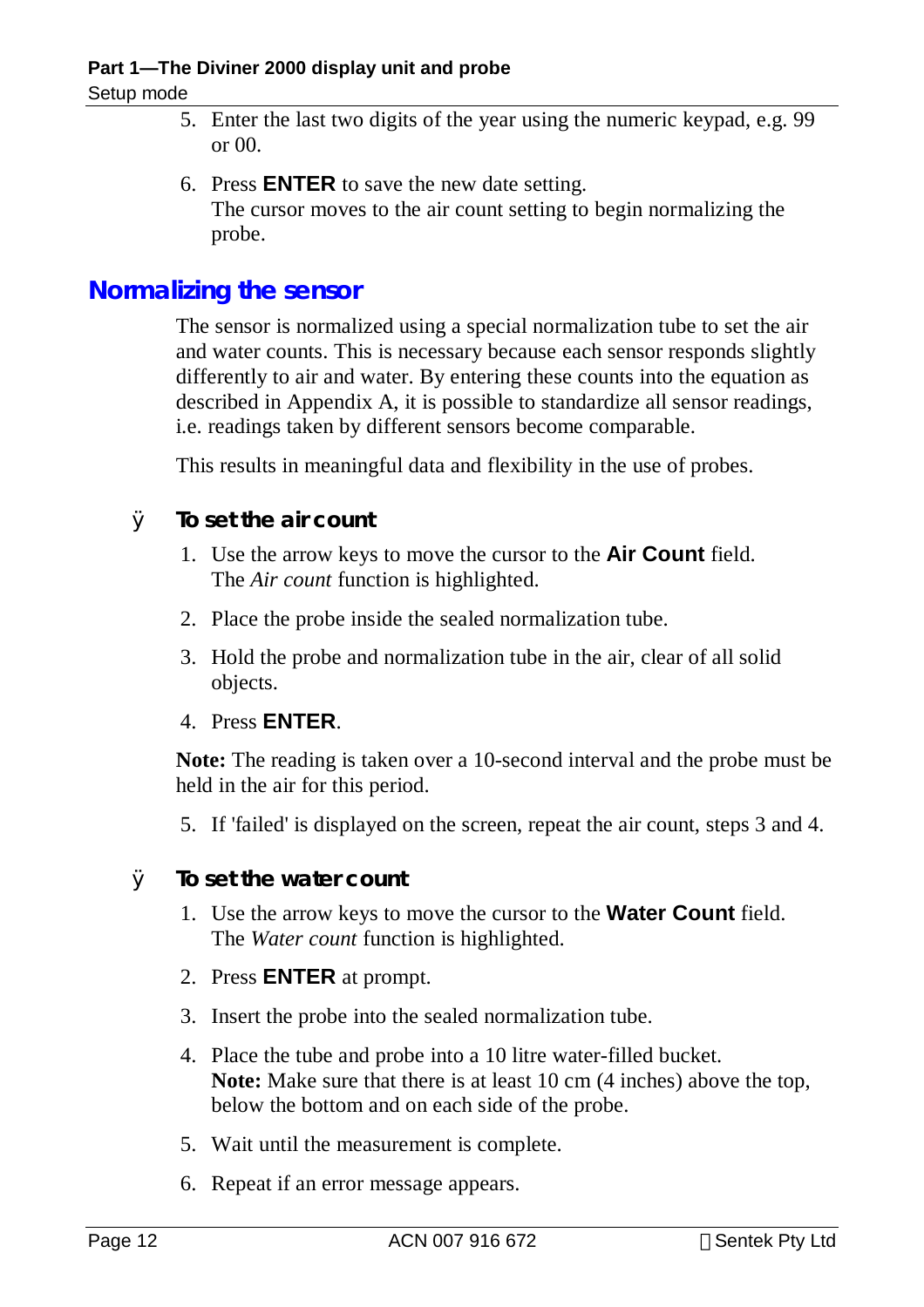5. Enter the last two digits of the year using the numeric keypad, e.g. 99 or 00.
6. Press **ENTER** to save the new date setting.
   The cursor moves to the air count setting to begin normalizing the probe.

## Normalizing the sensor

The sensor is normalized using a special normalization tube to set the air and water counts. This is necessary because each sensor responds slightly differently to air and water. By entering these counts into the equation as described in Appendix A, it is possible to standardize all sensor readings, i.e. readings taken by different sensors become comparable.

This results in meaningful data and flexibility in the use of probes.

### To set the air count

1. Use the arrow keys to move the cursor to the **Air Count** field.
   The *Air count* function is highlighted.
2. Place the probe inside the sealed normalization tube.
3. Hold the probe and normalization tube in the air, clear of all solid objects.
4. Press **ENTER**.

**Note:** The reading is taken over a 10-second interval and the probe must be held in the air for this period.

5. If 'failed' is displayed on the screen, repeat the air count, steps 3 and 4.

### To set the water count

1. Use the arrow keys to move the cursor to the **Water Count** field.
   The *Water count* function is highlighted.
2. Press **ENTER** at prompt.
3. Insert the probe into the sealed normalization tube.
4. Place the tube and probe into a 10 litre water-filled bucket.
   **Note:** Make sure that there is at least 10 cm (4 inches) above the top, below the bottom and on each side of the probe.
5. Wait until the measurement is complete.
6. Repeat if an error message appears.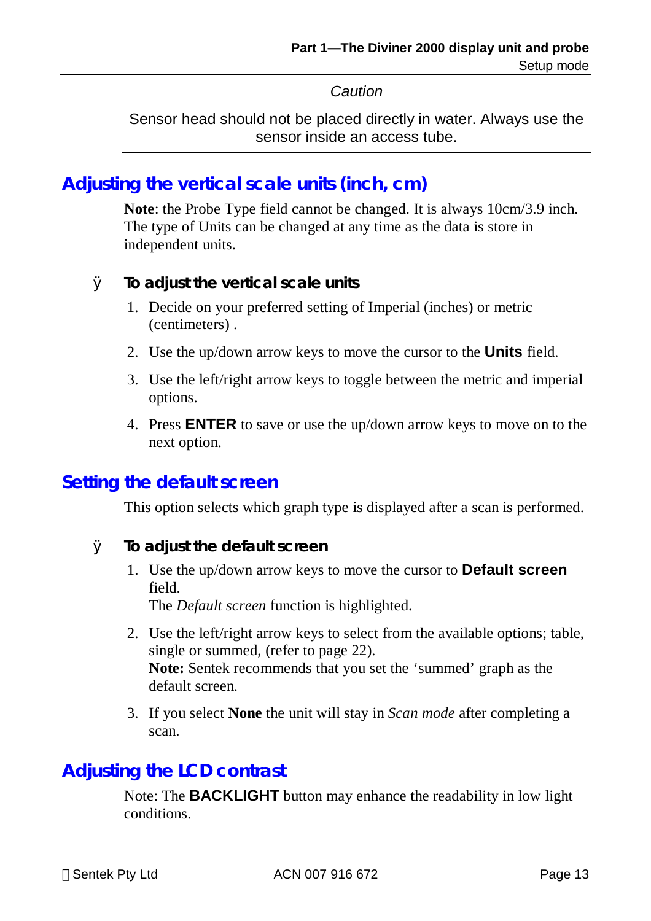*Caution*

Sensor head should not be placed directly in water. Always use the sensor inside an access tube.

## Adjusting the vertical scale units (inch, cm)

**Note**: the Probe Type field cannot be changed. It is always 10cm/3.9 inch. The type of Units can be changed at any time as the data is store in independent units.

### ➤ To adjust the vertical scale units

1. Decide on your preferred setting of Imperial (inches) or metric (centimeters) .
2. Use the up/down arrow keys to move the cursor to the **Units** field.
3. Use the left/right arrow keys to toggle between the metric and imperial options.
4. Press **ENTER** to save or use the up/down arrow keys to move on to the next option.

## Setting the default screen

This option selects which graph type is displayed after a scan is performed.

### ➤ To adjust the default screen

1. Use the up/down arrow keys to move the cursor to **Default screen** field.
   The *Default screen* function is highlighted.
2. Use the left/right arrow keys to select from the available options; table, single or summed, (refer to page 22).
   **Note:** Sentek recommends that you set the 'summed' graph as the default screen.
3. If you select **None** the unit will stay in *Scan mode* after completing a scan.

## Adjusting the LCD contrast

Note: The **BACKLIGHT** button may enhance the readability in low light conditions.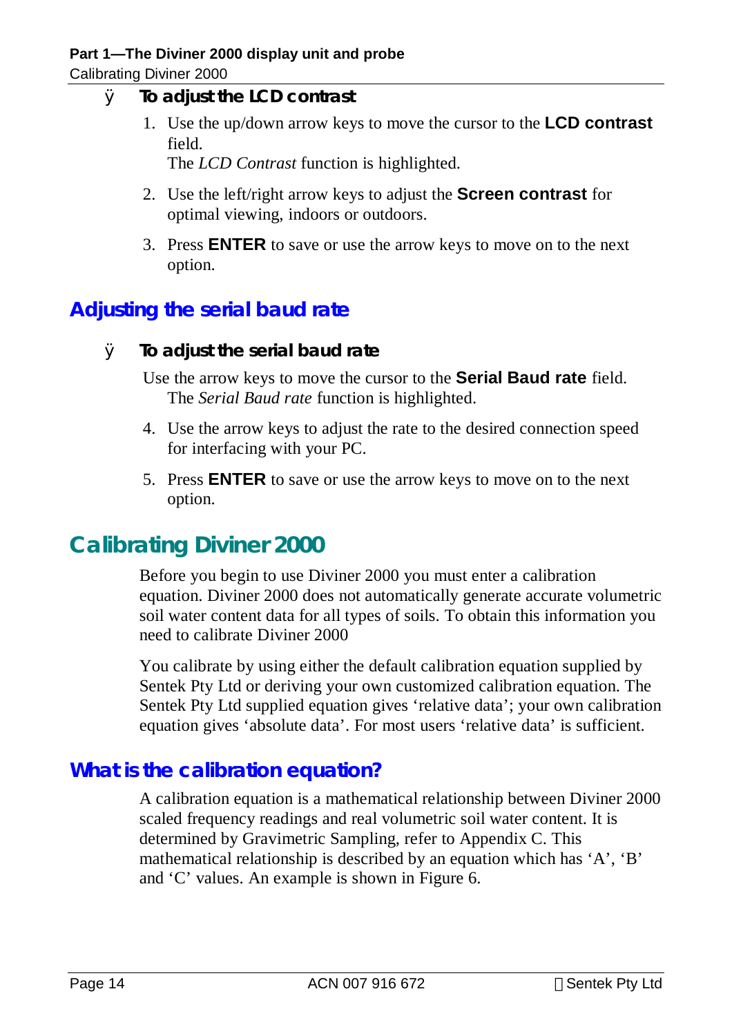- **To adjust the LCD contrast**

1. Use the up/down arrow keys to move the cursor to the **LCD contrast** field.
   The *LCD Contrast* function is highlighted.
2. Use the left/right arrow keys to adjust the **Screen contrast** for optimal viewing, indoors or outdoors.
3. Press **ENTER** to save or use the arrow keys to move on to the next option.

## Adjusting the serial baud rate

- **To adjust the serial baud rate**

Use the arrow keys to move the cursor to the **Serial Baud rate** field.
The *Serial Baud rate* function is highlighted.

4. Use the arrow keys to adjust the rate to the desired connection speed for interfacing with your PC.
5. Press **ENTER** to save or use the arrow keys to move on to the next option.

# Calibrating Diviner 2000

Before you begin to use Diviner 2000 you must enter a calibration equation. Diviner 2000 does not automatically generate accurate volumetric soil water content data for all types of soils. To obtain this information you need to calibrate Diviner 2000

You calibrate by using either the default calibration equation supplied by Sentek Pty Ltd or deriving your own customized calibration equation. The Sentek Pty Ltd supplied equation gives 'relative data'; your own calibration equation gives 'absolute data'. For most users 'relative data' is sufficient.

## What is the calibration equation?

A calibration equation is a mathematical relationship between Diviner 2000 scaled frequency readings and real volumetric soil water content. It is determined by Gravimetric Sampling, refer to Appendix C. This mathematical relationship is described by an equation which has 'A', 'B' and 'C' values. An example is shown in Figure 6.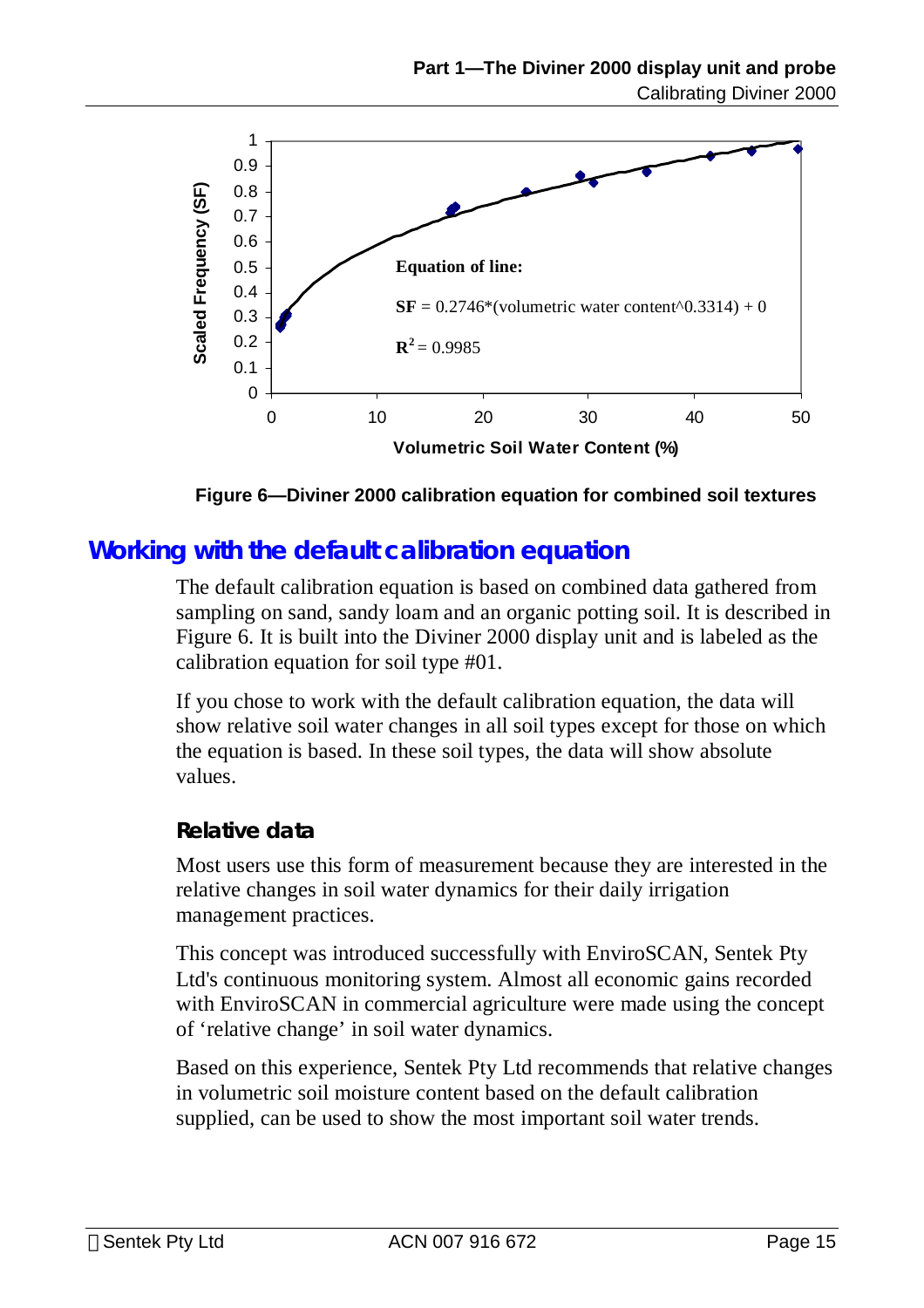Equation of line:

$\mathbf{SF} = 0.2746*(\text{volumetric water content}^{0.3314}) + 0$

$\mathbf{R^2} = 0.9985$

**Figure 6—Diviner 2000 calibration equation for combined soil textures**

## Working with the default calibration equation

The default calibration equation is based on combined data gathered from sampling on sand, sandy loam and an organic potting soil. It is described in Figure 6. It is built into the Diviner 2000 display unit and is labeled as the calibration equation for soil type #01.

If you chose to work with the default calibration equation, the data will show relative soil water changes in all soil types except for those on which the equation is based. In these soil types, the data will show absolute values.

### Relative data

Most users use this form of measurement because they are interested in the relative changes in soil water dynamics for their daily irrigation management practices.

This concept was introduced successfully with EnviroSCAN, Sentek Pty Ltd's continuous monitoring system. Almost all economic gains recorded with EnviroSCAN in commercial agriculture were made using the concept of 'relative change' in soil water dynamics.

Based on this experience, Sentek Pty Ltd recommends that relative changes in volumetric soil moisture content based on the default calibration supplied, can be used to show the most important soil water trends.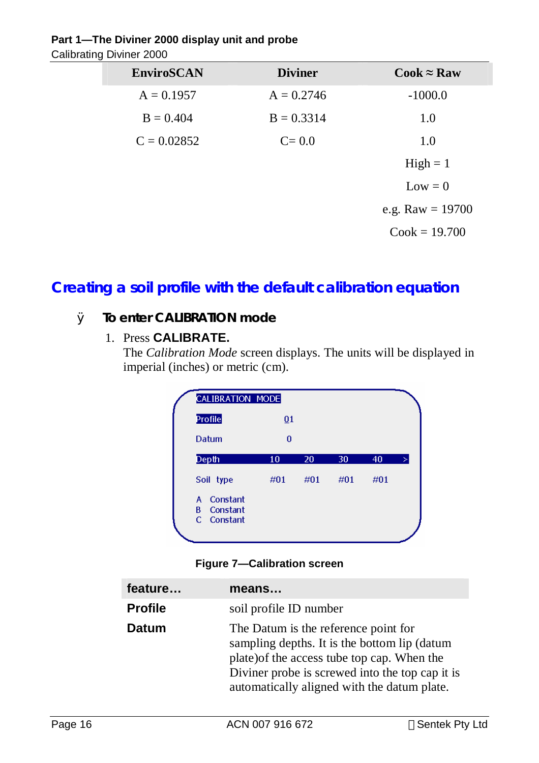| EnviroSCAN | Diviner | Cook ≈ Raw |
|---|---|---|
| A = 0.1957 | A = 0.2746 | -1000.0 |
| B = 0.404 | B = 0.3314 | 1.0 |
| C = 0.02852 | C= 0.0 | 1.0 |
| | | High = 1 |
| | | Low = 0 |
| | | e.g. Raw = 19700 |
| | | Cook = 19.700 |

## Creating a soil profile with the default calibration equation

### To enter CALIBRATION mode

1. Press **CALIBRATE.**
   The *Calibration Mode* screen displays. The units will be displayed in imperial (inches) or metric (cm).

```
CALIBRATION MODE

Profile          01
Datum             0
Depth        10    20    30    40   >
Soil type   #01   #01   #01   #01

A  Constant
B  Constant
C  Constant
```

**Figure 7—Calibration screen**

| feature… | means… |
|---|---|
| **Profile** | soil profile ID number |
| **Datum** | The Datum is the reference point for sampling depths. It is the bottom lip (datum plate)of the access tube top cap. When the Diviner probe is screwed into the top cap it is automatically aligned with the datum plate. |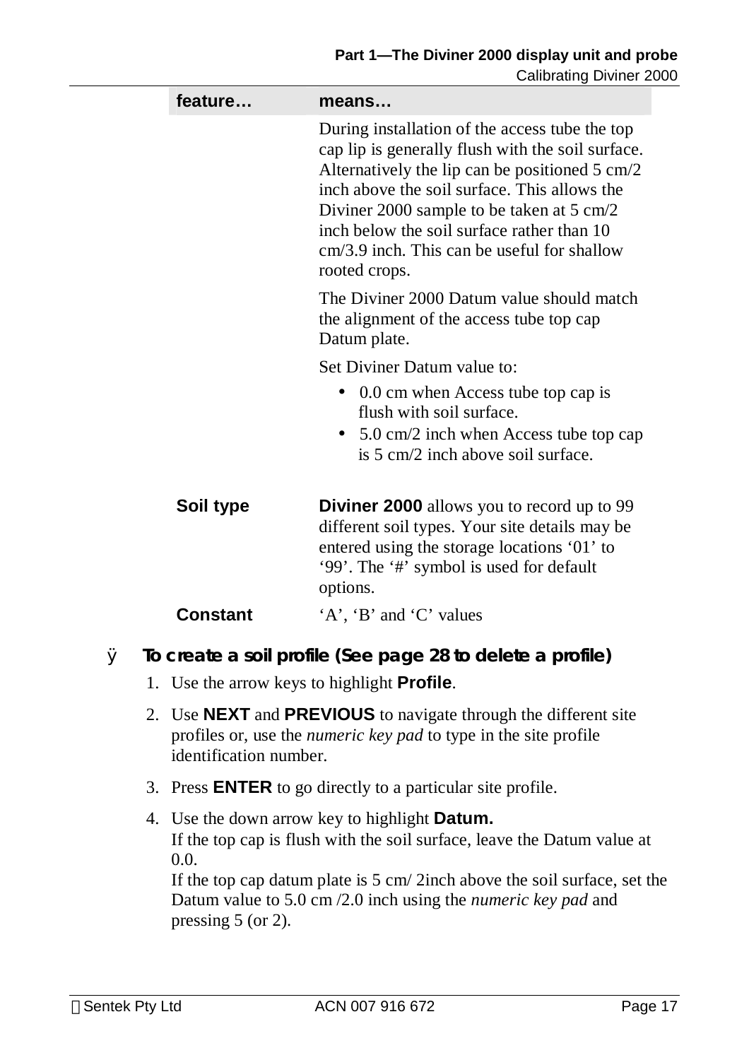| feature… | means… |
| --- | --- |
| | During installation of the access tube the top cap lip is generally flush with the soil surface. Alternatively the lip can be positioned 5 cm/2 inch above the soil surface. This allows the Diviner 2000 sample to be taken at 5 cm/2 inch below the soil surface rather than 10 cm/3.9 inch. This can be useful for shallow rooted crops.<br><br>The Diviner 2000 Datum value should match the alignment of the access tube top cap Datum plate.<br><br>Set Diviner Datum value to:<br>• 0.0 cm when Access tube top cap is flush with soil surface.<br>• 5.0 cm/2 inch when Access tube top cap is 5 cm/2 inch above soil surface. |
| **Soil type** | **Diviner 2000** allows you to record up to 99 different soil types. Your site details may be entered using the storage locations '01' to '99'. The '#' symbol is used for default options. |
| **Constant** | 'A', 'B' and 'C' values |

### To create a soil profile (See page 28 to delete a profile)

1. Use the arrow keys to highlight **Profile**.
2. Use **NEXT** and **PREVIOUS** to navigate through the different site profiles or, use the *numeric key pad* to type in the site profile identification number.
3. Press **ENTER** to go directly to a particular site profile.
4. Use the down arrow key to highlight **Datum.**
   If the top cap is flush with the soil surface, leave the Datum value at 0.0.
   If the top cap datum plate is 5 cm/ 2inch above the soil surface, set the Datum value to 5.0 cm /2.0 inch using the *numeric key pad* and pressing 5 (or 2).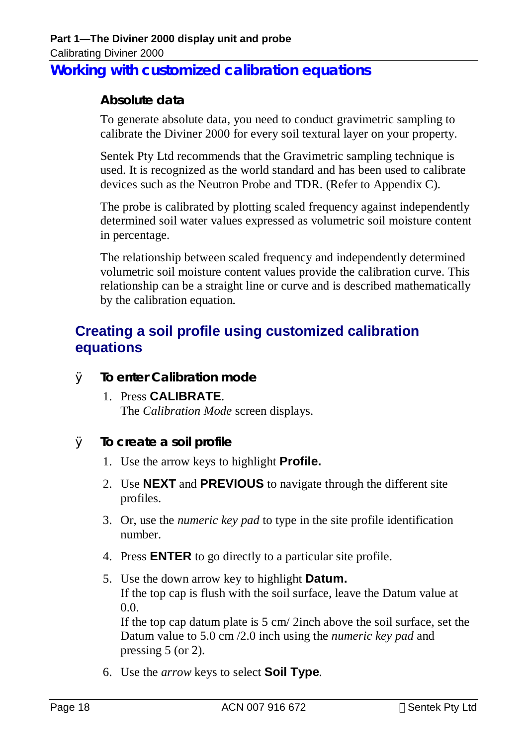## Working with customized calibration equations

### Absolute data

To generate absolute data, you need to conduct gravimetric sampling to calibrate the Diviner 2000 for every soil textural layer on your property.

Sentek Pty Ltd recommends that the Gravimetric sampling technique is used. It is recognized as the world standard and has been used to calibrate devices such as the Neutron Probe and TDR. (Refer to Appendix C).

The probe is calibrated by plotting scaled frequency against independently determined soil water values expressed as volumetric soil moisture content in percentage.

The relationship between scaled frequency and independently determined volumetric soil moisture content values provide the calibration curve. This relationship can be a straight line or curve and is described mathematically by the calibration equation.

## Creating a soil profile using customized calibration equations

### To enter Calibration mode

1. Press **CALIBRATE**.
   The *Calibration Mode* screen displays.

### To create a soil profile

1. Use the arrow keys to highlight **Profile.**
2. Use **NEXT** and **PREVIOUS** to navigate through the different site profiles.
3. Or, use the *numeric key pad* to type in the site profile identification number.
4. Press **ENTER** to go directly to a particular site profile.
5. Use the down arrow key to highlight **Datum.**
   If the top cap is flush with the soil surface, leave the Datum value at 0.0.
   If the top cap datum plate is 5 cm/ 2inch above the soil surface, set the Datum value to 5.0 cm /2.0 inch using the *numeric key pad* and pressing 5 (or 2).
6. Use the *arrow* keys to select **Soil Type**.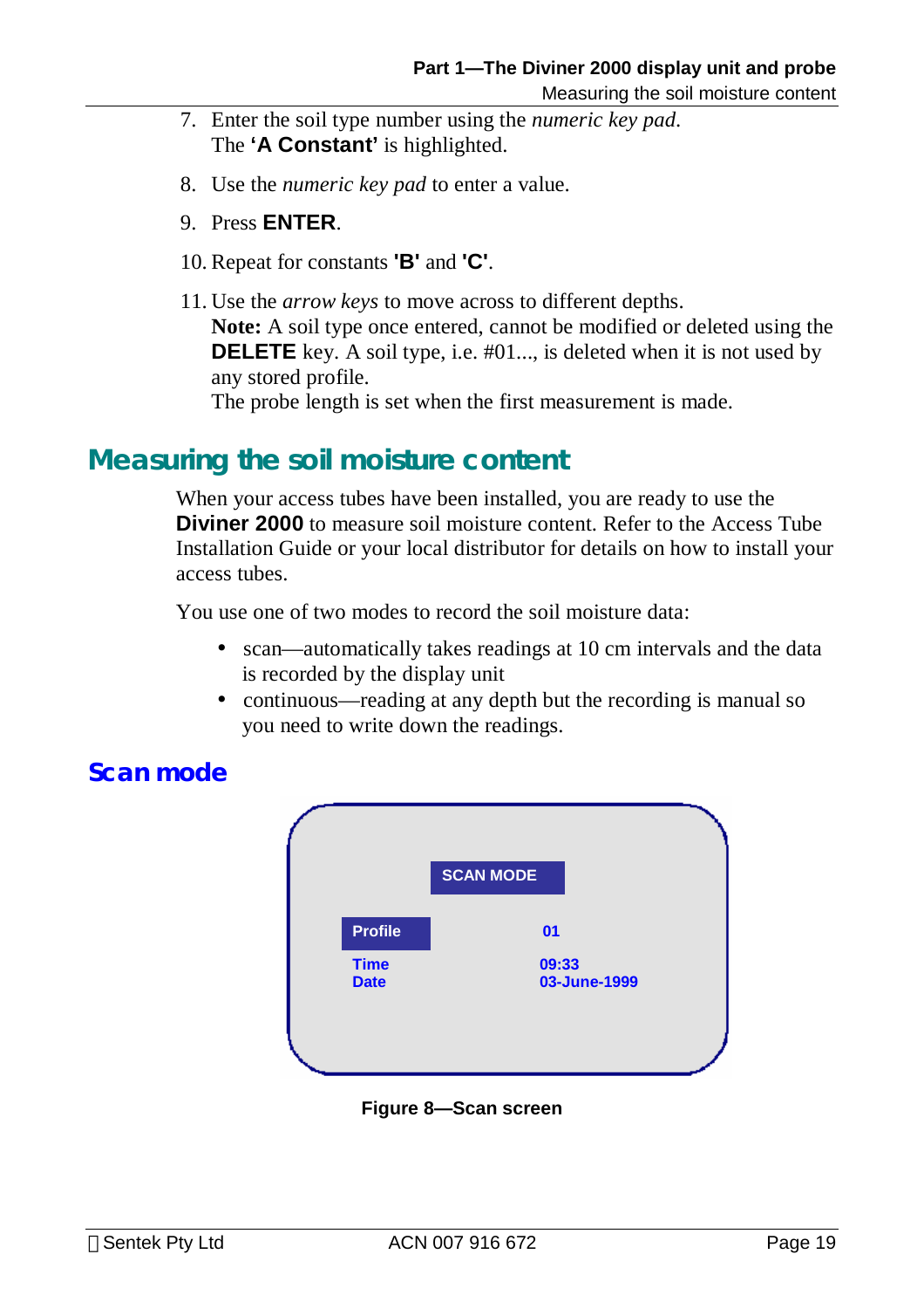7. Enter the soil type number using the *numeric key pad*.
   The **'A Constant'** is highlighted.

8. Use the *numeric key pad* to enter a value.

9. Press **ENTER**.

10. Repeat for constants **'B'** and **'C'**.

11. Use the *arrow keys* to move across to different depths.
    **Note:** A soil type once entered, cannot be modified or deleted using the **DELETE** key. A soil type, i.e. #01..., is deleted when it is not used by any stored profile.
    The probe length is set when the first measurement is made.

## Measuring the soil moisture content

When your access tubes have been installed, you are ready to use the **Diviner 2000** to measure soil moisture content. Refer to the Access Tube Installation Guide or your local distributor for details on how to install your access tubes.

You use one of two modes to record the soil moisture data:

- scan—automatically takes readings at 10 cm intervals and the data is recorded by the display unit
- continuous—reading at any depth but the recording is manual so you need to write down the readings.

### Scan mode

SCAN MODE

| | |
|---|---|
| Profile | 01 |
| Time | 09:33 |
| Date | 03-June-1999 |

**Figure 8—Scan screen**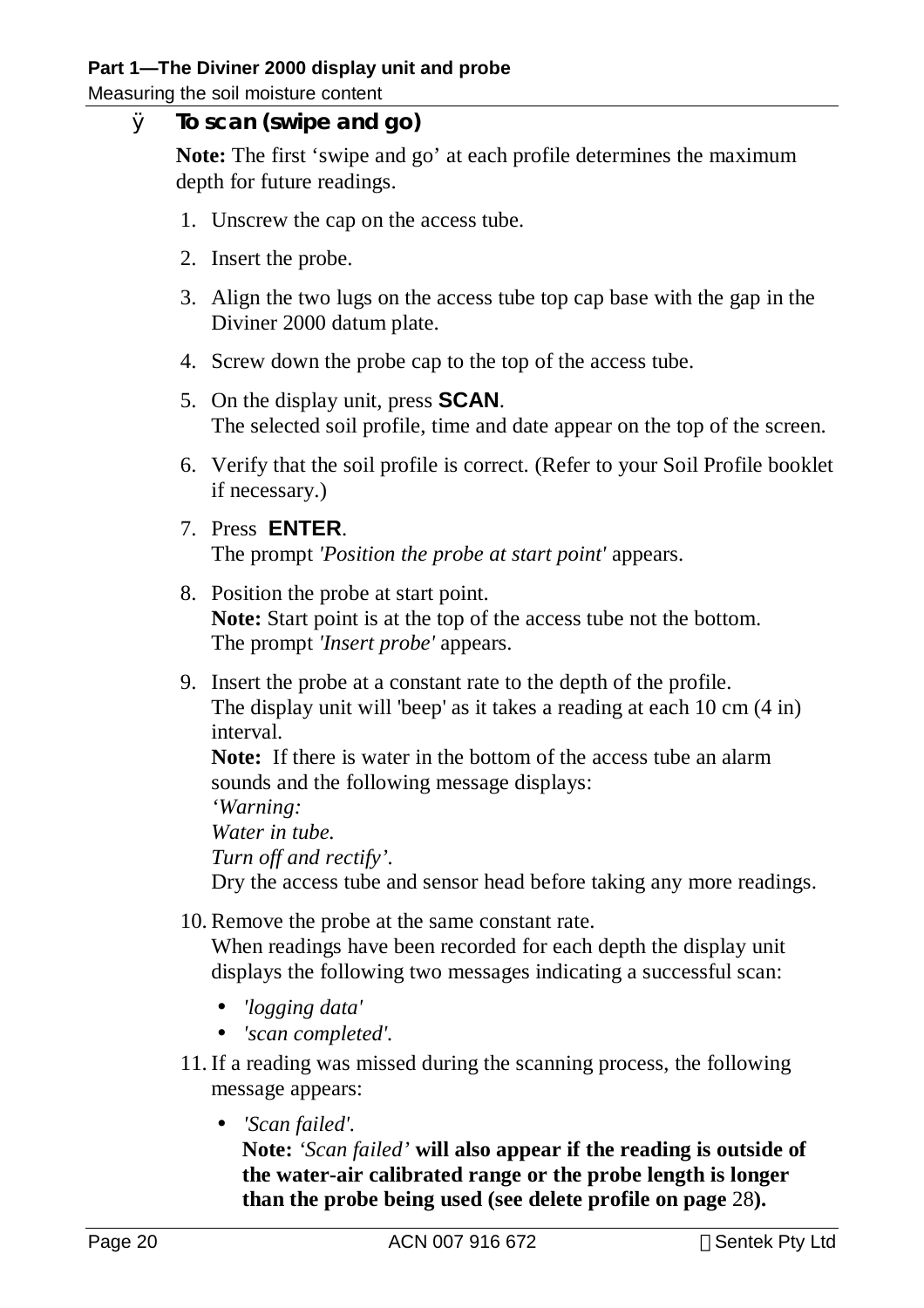## To scan (swipe and go)

**Note:** The first 'swipe and go' at each profile determines the maximum depth for future readings.

1. Unscrew the cap on the access tube.
2. Insert the probe.
3. Align the two lugs on the access tube top cap base with the gap in the Diviner 2000 datum plate.
4. Screw down the probe cap to the top of the access tube.
5. On the display unit, press **SCAN**.
   The selected soil profile, time and date appear on the top of the screen.
6. Verify that the soil profile is correct. (Refer to your Soil Profile booklet if necessary.)
7. Press **ENTER**.
   The prompt *'Position the probe at start point'* appears.
8. Position the probe at start point.
   **Note:** Start point is at the top of the access tube not the bottom.
   The prompt *'Insert probe'* appears.
9. Insert the probe at a constant rate to the depth of the profile.
   The display unit will 'beep' as it takes a reading at each 10 cm (4 in) interval.
   **Note:** If there is water in the bottom of the access tube an alarm sounds and the following message displays:
   *'Warning:*
   *Water in tube.*
   *Turn off and rectify'*.
   Dry the access tube and sensor head before taking any more readings.
10. Remove the probe at the same constant rate.
    When readings have been recorded for each depth the display unit displays the following two messages indicating a successful scan:
    - *'logging data'*
    - *'scan completed'*.
11. If a reading was missed during the scanning process, the following message appears:
    - *'Scan failed'*.
      **Note:** *'Scan failed'* **will also appear if the reading is outside of the water-air calibrated range or the probe length is longer than the probe being used (see delete profile on page 28).**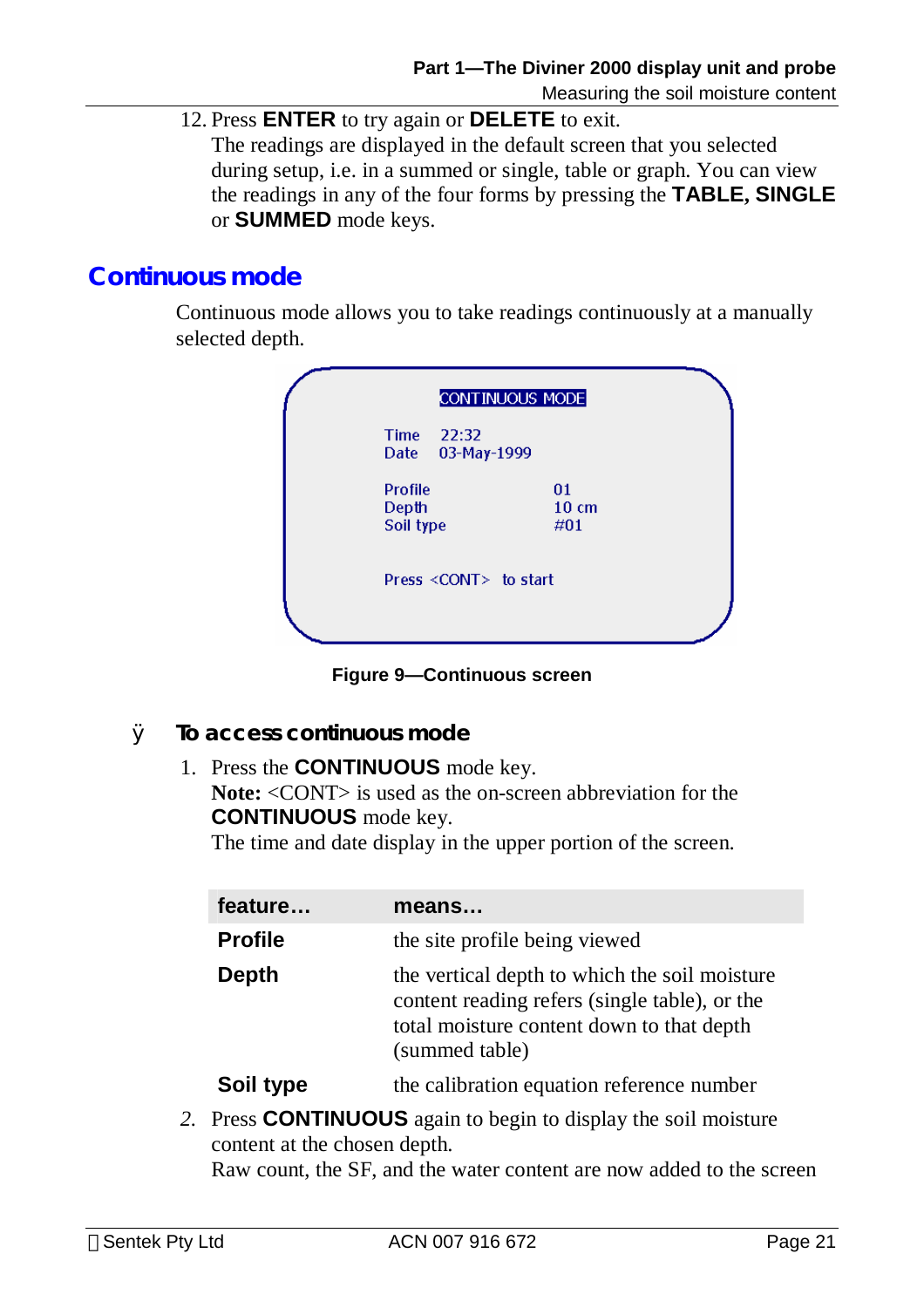12. Press **ENTER** to try again or **DELETE** to exit.
    The readings are displayed in the default screen that you selected during setup, i.e. in a summed or single, table or graph. You can view the readings in any of the four forms by pressing the **TABLE, SINGLE** or **SUMMED** mode keys.

## Continuous mode

Continuous mode allows you to take readings continuously at a manually selected depth.

```
CONTINUOUS MODE

Time    22:32
Date    03-May-1999

Profile              01
Depth                10 cm
Soil type            #01

Press <CONT>  to start
```

**Figure 9—Continuous screen**

### To access continuous mode

1. Press the **CONTINUOUS** mode key.
   **Note:** <CONT> is used as the on-screen abbreviation for the **CONTINUOUS** mode key.
   The time and date display in the upper portion of the screen.

| feature… | means… |
|---|---|
| **Profile** | the site profile being viewed |
| **Depth** | the vertical depth to which the soil moisture content reading refers (single table), or the total moisture content down to that depth (summed table) |
| **Soil type** | the calibration equation reference number |

2. Press **CONTINUOUS** again to begin to display the soil moisture content at the chosen depth.
   Raw count, the SF, and the water content are now added to the screen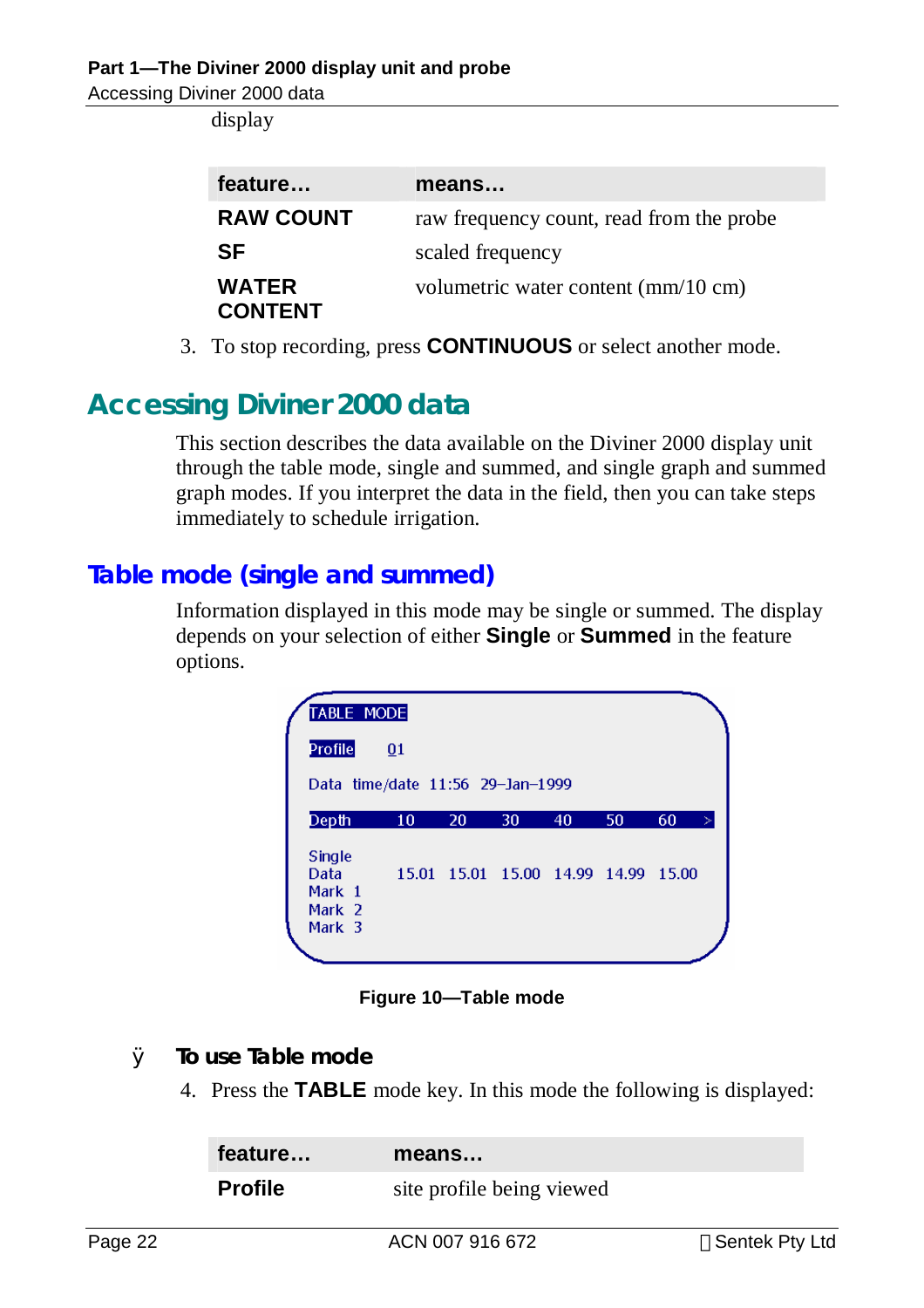display

| feature… | means… |
|---|---|
| **RAW COUNT** | raw frequency count, read from the probe |
| **SF** | scaled frequency |
| **WATER CONTENT** | volumetric water content (mm/10 cm) |

3. To stop recording, press **CONTINUOUS** or select another mode.

## Accessing Diviner 2000 data

This section describes the data available on the Diviner 2000 display unit through the table mode, single and summed, and single graph and summed graph modes. If you interpret the data in the field, then you can take steps immediately to schedule irrigation.

### Table mode (single and summed)

Information displayed in this mode may be single or summed. The display depends on your selection of either **Single** or **Summed** in the feature options.

```
TABLE MODE

Profile    01

Data time/date 11:56 29-Jan-1999

Depth     10     20     30     40     50     60   >

Single
Data      15.01  15.01  15.00  14.99  14.99  15.00
Mark 1
Mark 2
Mark 3
```

**Figure 10—Table mode**

### ÿ To use Table mode

4. Press the **TABLE** mode key. In this mode the following is displayed:

| feature… | means… |
|---|---|
| **Profile** | site profile being viewed |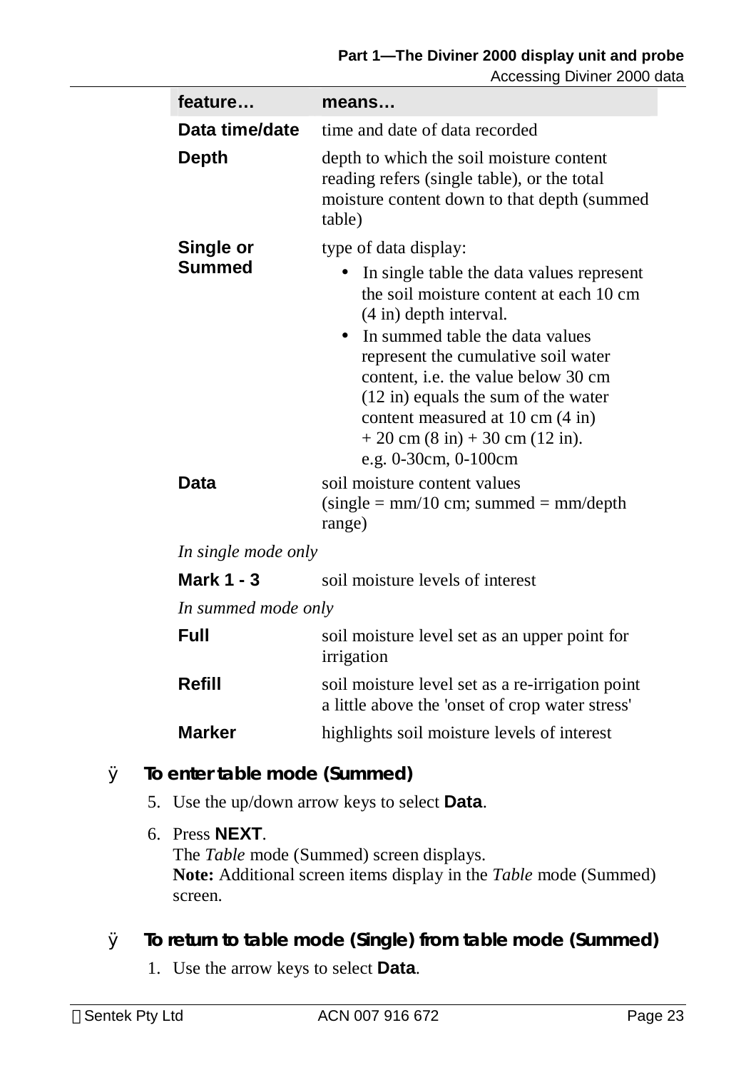| feature… | means… |
|---|---|
| **Data time/date** | time and date of data recorded |
| **Depth** | depth to which the soil moisture content reading refers (single table), or the total moisture content down to that depth (summed table) |
| **Single or Summed** | type of data display: • In single table the data values represent the soil moisture content at each 10 cm (4 in) depth interval. • In summed table the data values represent the cumulative soil water content, i.e. the value below 30 cm (12 in) equals the sum of the water content measured at 10 cm (4 in) + 20 cm (8 in) + 30 cm (12 in). e.g. 0-30cm, 0-100cm |
| **Data** | soil moisture content values (single = mm/10 cm; summed = mm/depth range) |
| *In single mode only* | |
| **Mark 1 - 3** | soil moisture levels of interest |
| *In summed mode only* | |
| **Full** | soil moisture level set as an upper point for irrigation |
| **Refill** | soil moisture level set as a re-irrigation point a little above the 'onset of crop water stress' |
| **Marker** | highlights soil moisture levels of interest |

### To enter table mode (Summed)

5. Use the up/down arrow keys to select **Data**.
6. Press **NEXT**.
   The *Table* mode (Summed) screen displays.
   **Note:** Additional screen items display in the *Table* mode (Summed) screen.

### To return to table mode (Single) from table mode (Summed)

1. Use the arrow keys to select **Data**.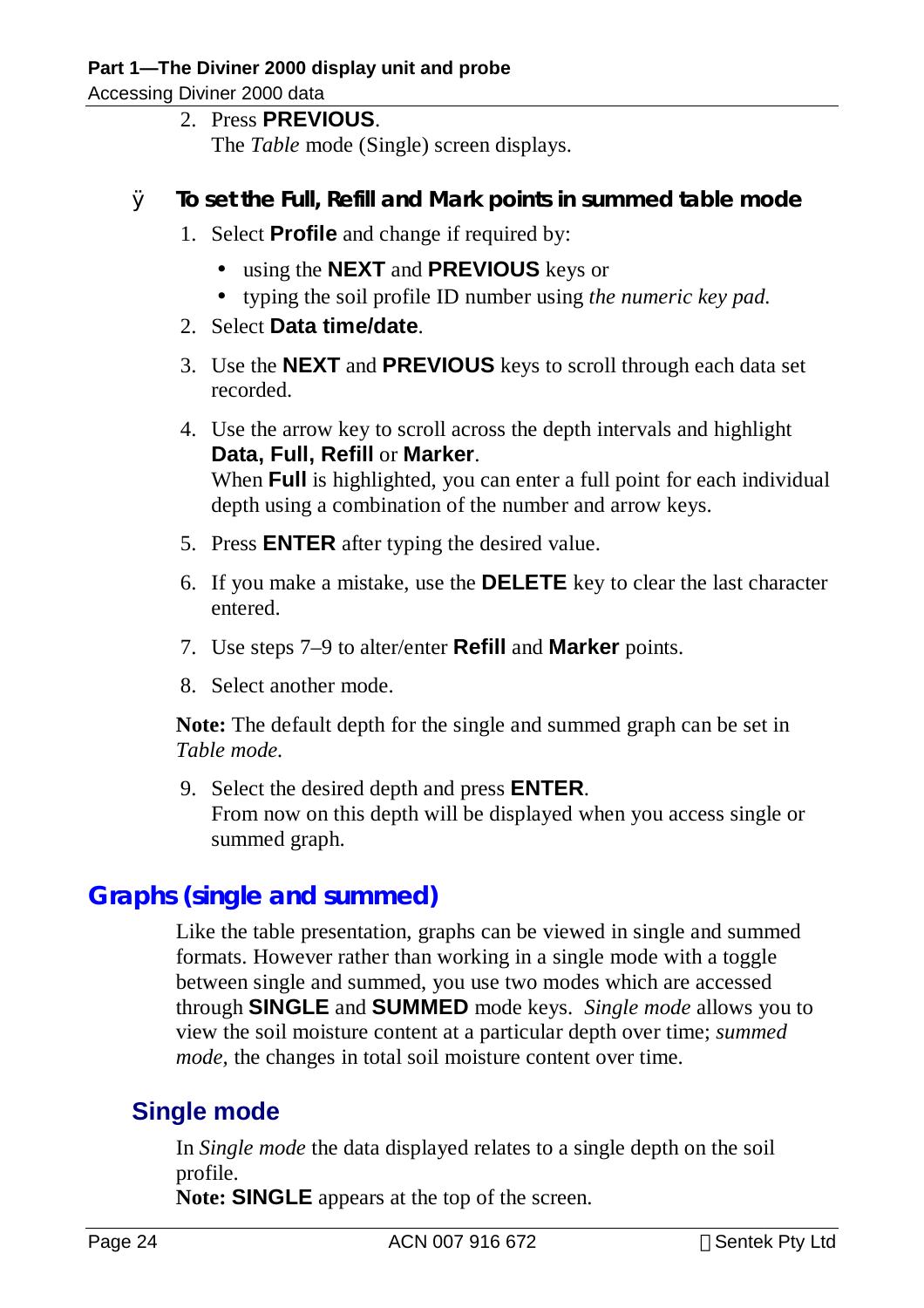2. Press **PREVIOUS**.
   The *Table* mode (Single) screen displays.

### ÿ To set the Full, Refill and Mark points in summed table mode

1. Select **Profile** and change if required by:
   - using the **NEXT** and **PREVIOUS** keys or
   - typing the soil profile ID number using *the numeric key pad.*
2. Select **Data time/date**.
3. Use the **NEXT** and **PREVIOUS** keys to scroll through each data set recorded.
4. Use the arrow key to scroll across the depth intervals and highlight **Data, Full, Refill** or **Marker**.
   When **Full** is highlighted, you can enter a full point for each individual depth using a combination of the number and arrow keys.
5. Press **ENTER** after typing the desired value.
6. If you make a mistake, use the **DELETE** key to clear the last character entered.
7. Use steps 7–9 to alter/enter **Refill** and **Marker** points.
8. Select another mode.

**Note:** The default depth for the single and summed graph can be set in *Table mode.*

9. Select the desired depth and press **ENTER**.
   From now on this depth will be displayed when you access single or summed graph.

## Graphs (single and summed)

Like the table presentation, graphs can be viewed in single and summed formats. However rather than working in a single mode with a toggle between single and summed, you use two modes which are accessed through **SINGLE** and **SUMMED** mode keys. *Single mode* allows you to view the soil moisture content at a particular depth over time; *summed mode,* the changes in total soil moisture content over time.

### Single mode

In *Single mode* the data displayed relates to a single depth on the soil profile.
**Note: SINGLE** appears at the top of the screen.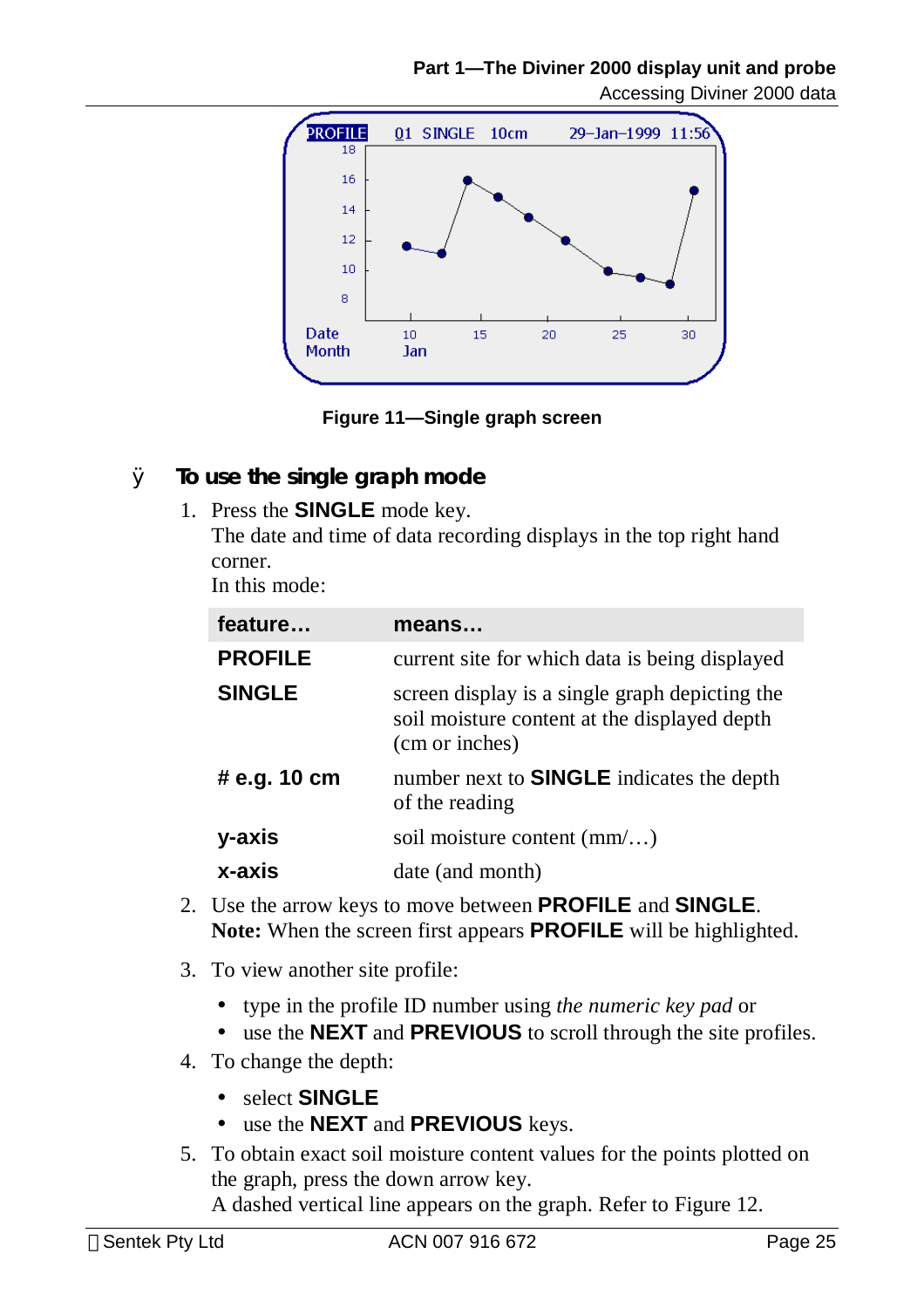Figure 11—Single graph screen

### ÿ To use the single graph mode

1. Press the **SINGLE** mode key.
   The date and time of data recording displays in the top right hand corner.
   In this mode:

| feature… | means… |
|---|---|
| **PROFILE** | current site for which data is being displayed |
| **SINGLE** | screen display is a single graph depicting the soil moisture content at the displayed depth (cm or inches) |
| **# e.g. 10 cm** | number next to **SINGLE** indicates the depth of the reading |
| **y-axis** | soil moisture content (mm/…) |
| **x-axis** | date (and month) |

2. Use the arrow keys to move between **PROFILE** and **SINGLE**.
   **Note:** When the screen first appears **PROFILE** will be highlighted.
3. To view another site profile:
   - type in the profile ID number using *the numeric key pad* or
   - use the **NEXT** and **PREVIOUS** to scroll through the site profiles.
4. To change the depth:
   - select **SINGLE**
   - use the **NEXT** and **PREVIOUS** keys.
5. To obtain exact soil moisture content values for the points plotted on the graph, press the down arrow key.
   A dashed vertical line appears on the graph. Refer to Figure 12.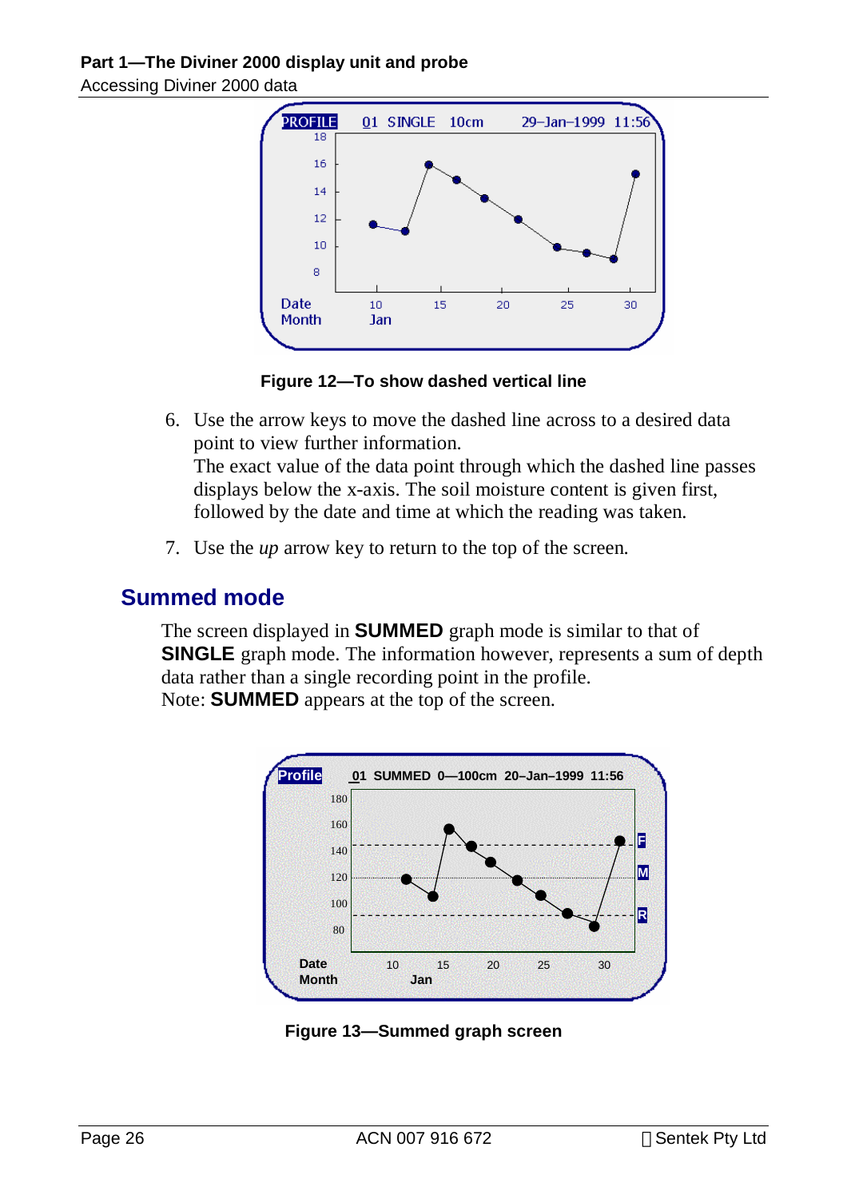Figure 12—To show dashed vertical line

6. Use the arrow keys to move the dashed line across to a desired data point to view further information.
   The exact value of the data point through which the dashed line passes displays below the x-axis. The soil moisture content is given first, followed by the date and time at which the reading was taken.

7. Use the *up* arrow key to return to the top of the screen.

## Summed mode

The screen displayed in **SUMMED** graph mode is similar to that of **SINGLE** graph mode. The information however, represents a sum of depth data rather than a single recording point in the profile.
Note: **SUMMED** appears at the top of the screen.

Figure 13—Summed graph screen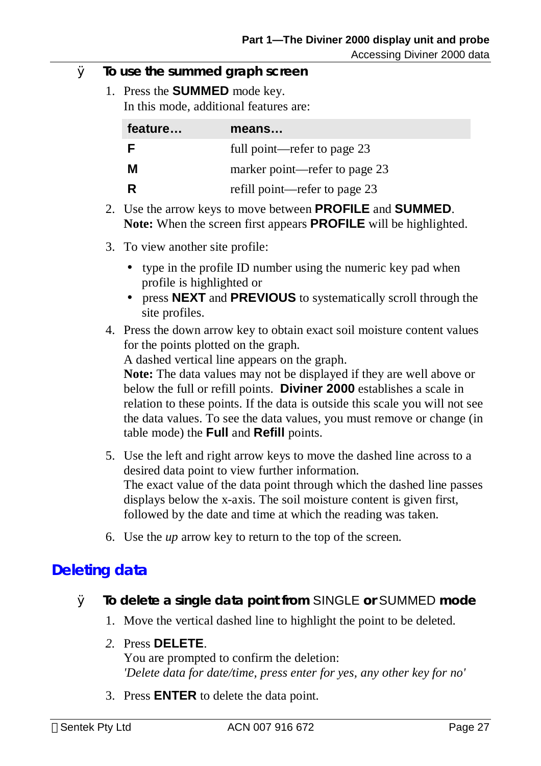### ➤ To use the summed graph screen

1. Press the **SUMMED** mode key.
   In this mode, additional features are:

| feature… | means… |
|---|---|
| **F** | full point—refer to page 23 |
| **M** | marker point—refer to page 23 |
| **R** | refill point—refer to page 23 |

2. Use the arrow keys to move between **PROFILE** and **SUMMED**.
   **Note:** When the screen first appears **PROFILE** will be highlighted.
3. To view another site profile:
   - type in the profile ID number using the numeric key pad when profile is highlighted or
   - press **NEXT** and **PREVIOUS** to systematically scroll through the site profiles.
4. Press the down arrow key to obtain exact soil moisture content values for the points plotted on the graph.
   A dashed vertical line appears on the graph.
   **Note:** The data values may not be displayed if they are well above or below the full or refill points. **Diviner 2000** establishes a scale in relation to these points. If the data is outside this scale you will not see the data values. To see the data values, you must remove or change (in table mode) the **Full** and **Refill** points.
5. Use the left and right arrow keys to move the dashed line across to a desired data point to view further information.
   The exact value of the data point through which the dashed line passes displays below the x-axis. The soil moisture content is given first, followed by the date and time at which the reading was taken.
6. Use the *up* arrow key to return to the top of the screen.

## Deleting data

### ➤ To delete a single data point from SINGLE or SUMMED mode

1. Move the vertical dashed line to highlight the point to be deleted.
2. Press **DELETE**.
   You are prompted to confirm the deletion:
   *'Delete data for date/time, press enter for yes, any other key for no'*
3. Press **ENTER** to delete the data point.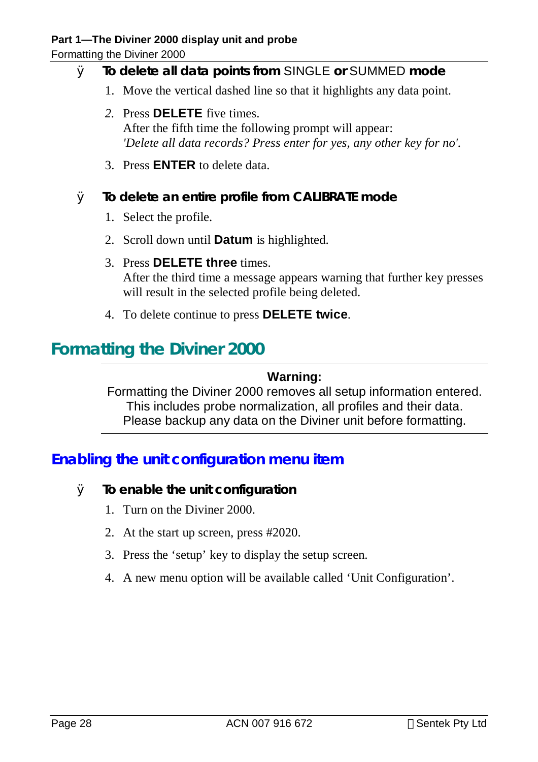- **To delete all data points from** SINGLE **or** SUMMED **mode**

1. Move the vertical dashed line so that it highlights any data point.
2. Press **DELETE** five times.
   After the fifth time the following prompt will appear:
   *'Delete all data records? Press enter for yes, any other key for no'.*
3. Press **ENTER** to delete data.

- **To delete an entire profile from CALIBRATE mode**

1. Select the profile.
2. Scroll down until **Datum** is highlighted.
3. Press **DELETE three** times.
   After the third time a message appears warning that further key presses will result in the selected profile being deleted.
4. To delete continue to press **DELETE twice**.

# Formatting the Diviner 2000

**Warning:**

Formatting the Diviner 2000 removes all setup information entered. This includes probe normalization, all profiles and their data. Please backup any data on the Diviner unit before formatting.

## Enabling the unit configuration menu item

- **To enable the unit configuration**

1. Turn on the Diviner 2000.
2. At the start up screen, press #2020.
3. Press the 'setup' key to display the setup screen.
4. A new menu option will be available called 'Unit Configuration'.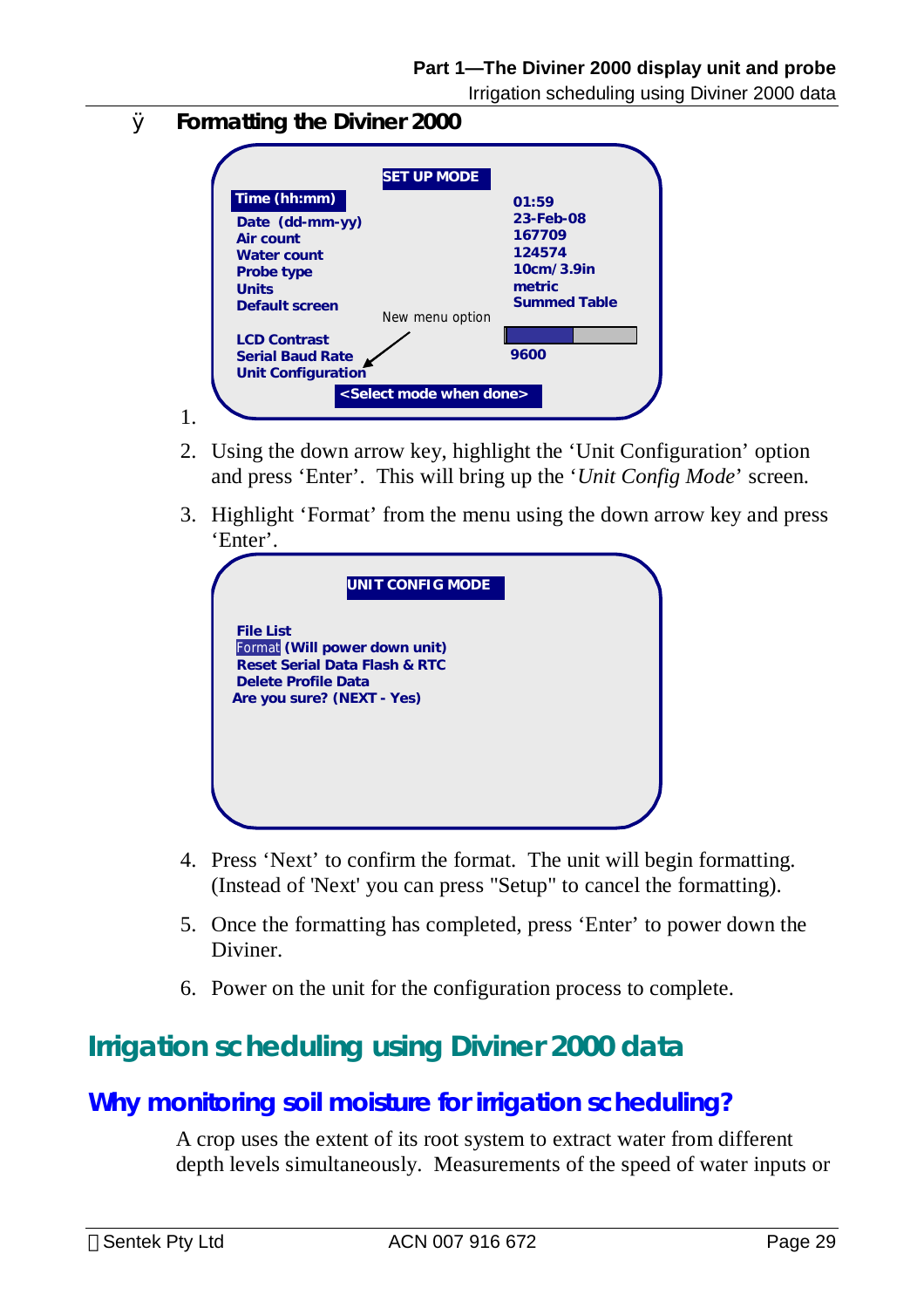### Formatting the Diviner 2000

SET UP MODE

| | |
|---|---|
| Time (hh:mm) | 01:59 |
| Date (dd-mm-yy) | 23-Feb-08 |
| Air count | 167709 |
| Water count | 124574 |
| Probe type | 10cm/3.9in |
| Units | metric |
| Default screen | Summed Table |
| LCD Contrast | |
| Serial Baud Rate | 9600 |
| Unit Configuration | |

New menu option

<Select mode when done>

1.

2. Using the down arrow key, highlight the 'Unit Configuration' option and press 'Enter'. This will bring up the '*Unit Config Mode*' screen.

3. Highlight 'Format' from the menu using the down arrow key and press 'Enter'.

UNIT CONFIG MODE

File List
Format (Will power down unit)
Reset Serial Data Flash & RTC
Delete Profile Data
Are you sure? (NEXT - Yes)

4. Press 'Next' to confirm the format. The unit will begin formatting. (Instead of 'Next' you can press "Setup" to cancel the formatting).

5. Once the formatting has completed, press 'Enter' to power down the Diviner.

6. Power on the unit for the configuration process to complete.

# Irrigation scheduling using Diviner 2000 data

## Why monitoring soil moisture for irrigation scheduling?

A crop uses the extent of its root system to extract water from different depth levels simultaneously. Measurements of the speed of water inputs or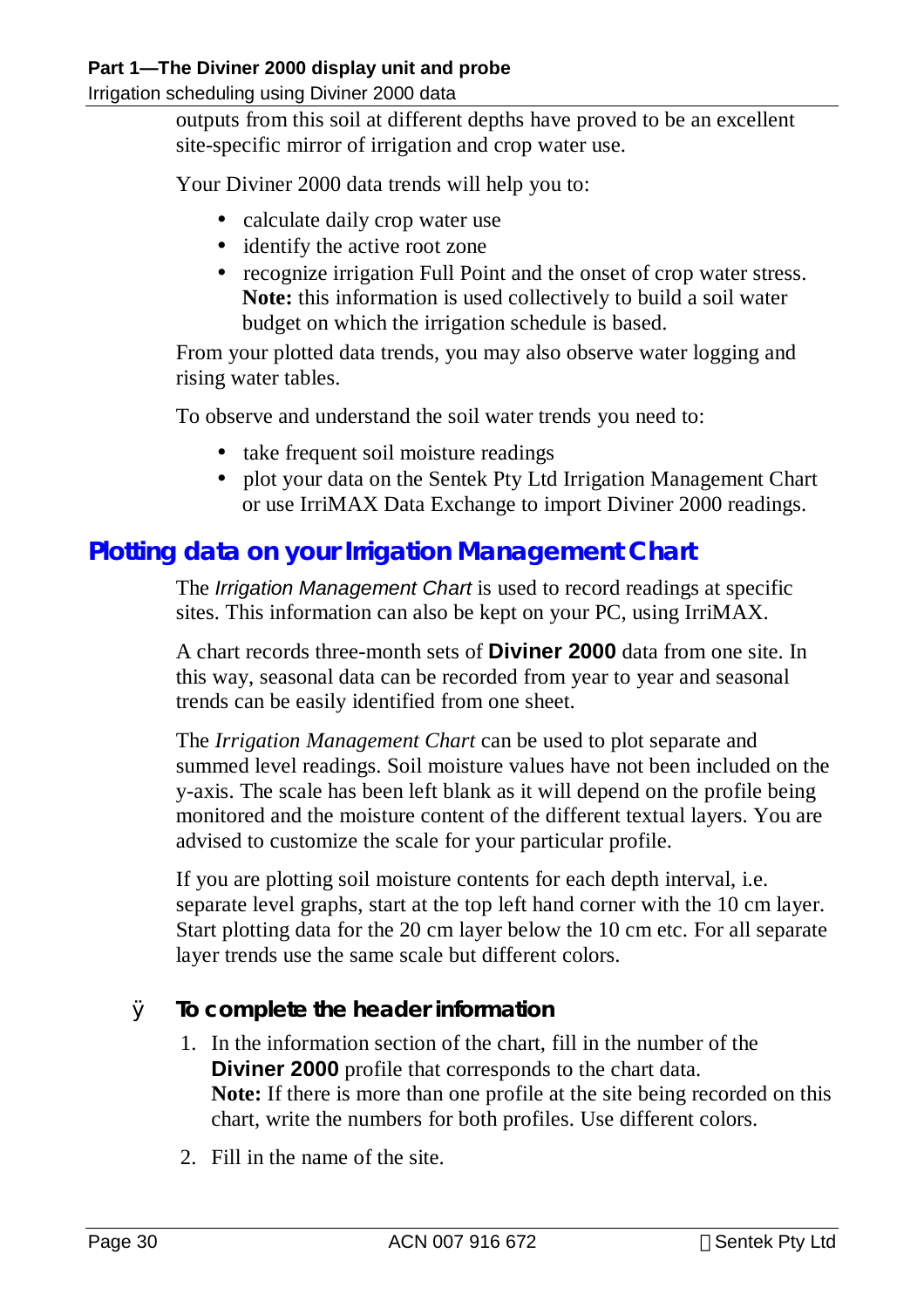outputs from this soil at different depths have proved to be an excellent site-specific mirror of irrigation and crop water use.

Your Diviner 2000 data trends will help you to:

- calculate daily crop water use
- identify the active root zone
- recognize irrigation Full Point and the onset of crop water stress. **Note:** this information is used collectively to build a soil water budget on which the irrigation schedule is based.

From your plotted data trends, you may also observe water logging and rising water tables.

To observe and understand the soil water trends you need to:

- take frequent soil moisture readings
- plot your data on the Sentek Pty Ltd Irrigation Management Chart or use IrriMAX Data Exchange to import Diviner 2000 readings.

## Plotting data on your Irrigation Management Chart

The *Irrigation Management Chart* is used to record readings at specific sites. This information can also be kept on your PC, using IrriMAX.

A chart records three-month sets of **Diviner 2000** data from one site. In this way, seasonal data can be recorded from year to year and seasonal trends can be easily identified from one sheet.

The *Irrigation Management Chart* can be used to plot separate and summed level readings. Soil moisture values have not been included on the y-axis. The scale has been left blank as it will depend on the profile being monitored and the moisture content of the different textual layers. You are advised to customize the scale for your particular profile.

If you are plotting soil moisture contents for each depth interval, i.e. separate level graphs, start at the top left hand corner with the 10 cm layer. Start plotting data for the 20 cm layer below the 10 cm etc. For all separate layer trends use the same scale but different colors.

### To complete the header information

1. In the information section of the chart, fill in the number of the **Diviner 2000** profile that corresponds to the chart data. **Note:** If there is more than one profile at the site being recorded on this chart, write the numbers for both profiles. Use different colors.
2. Fill in the name of the site.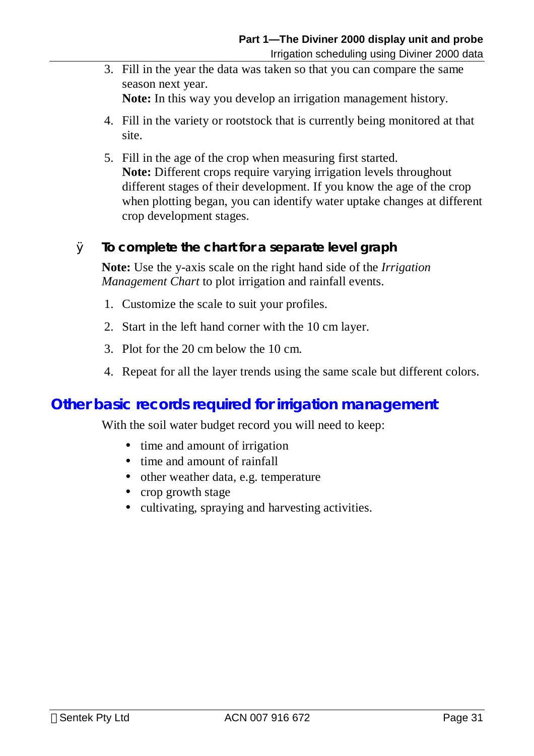3. Fill in the year the data was taken so that you can compare the same season next year.
   **Note:** In this way you develop an irrigation management history.

4. Fill in the variety or rootstock that is currently being monitored at that site.

5. Fill in the age of the crop when measuring first started.
   **Note:** Different crops require varying irrigation levels throughout different stages of their development. If you know the age of the crop when plotting began, you can identify water uptake changes at different crop development stages.

### To complete the chart for a separate level graph

**Note:** Use the y-axis scale on the right hand side of the *Irrigation Management Chart* to plot irrigation and rainfall events.

1. Customize the scale to suit your profiles.
2. Start in the left hand corner with the 10 cm layer.
3. Plot for the 20 cm below the 10 cm.
4. Repeat for all the layer trends using the same scale but different colors.

## Other basic records required for irrigation management

With the soil water budget record you will need to keep:

- time and amount of irrigation
- time and amount of rainfall
- other weather data, e.g. temperature
- crop growth stage
- cultivating, spraying and harvesting activities.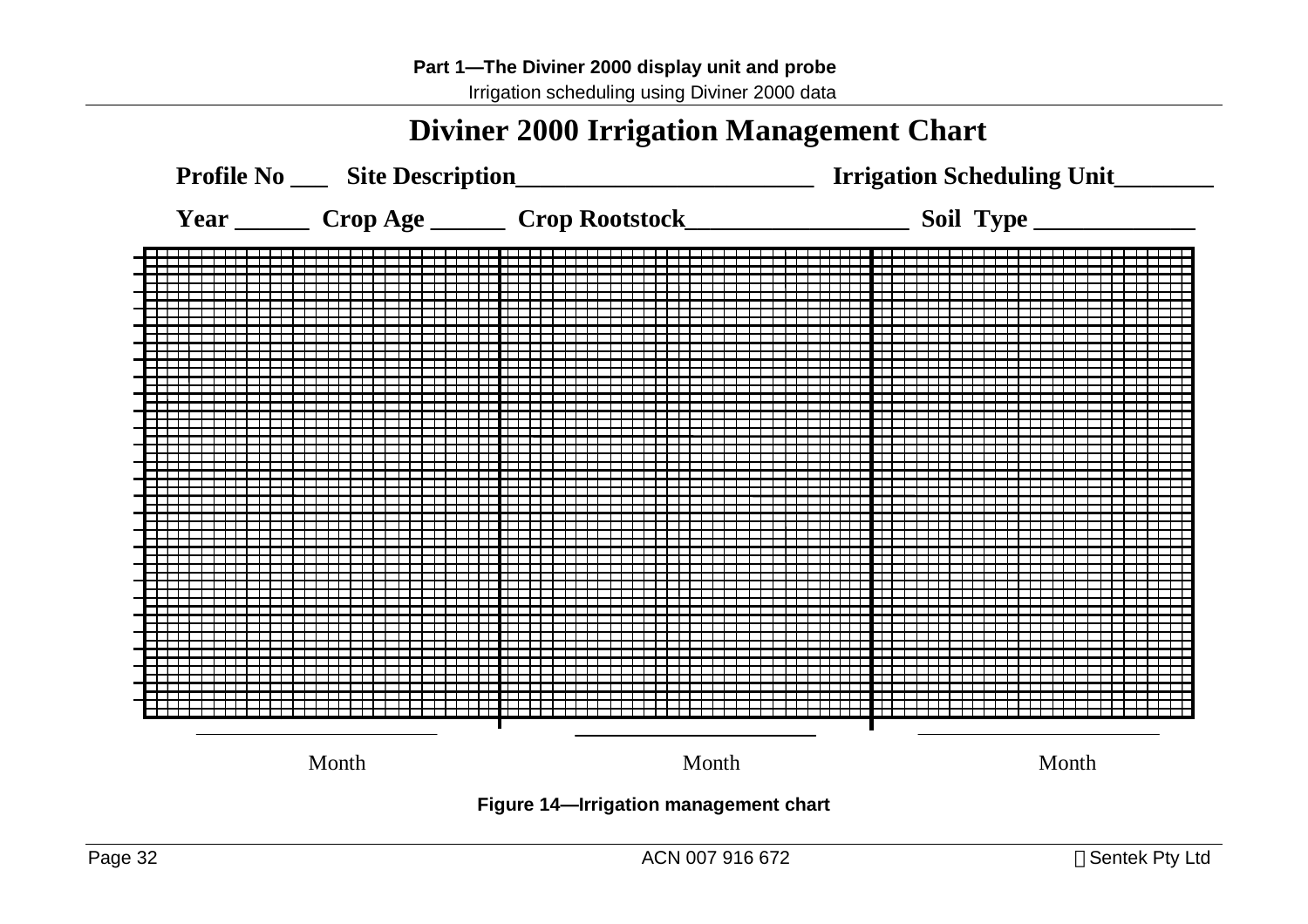# Diviner 2000 Irrigation Management Chart

**Profile No ___ Site Description________________________ Irrigation Scheduling Unit________**

**Year ______ Crop Age ______ Crop Rootstock__________________ Soil Type _____________**

_____________________ _____________________ _____________________

Month Month Month

**Figure 14—Irrigation management chart**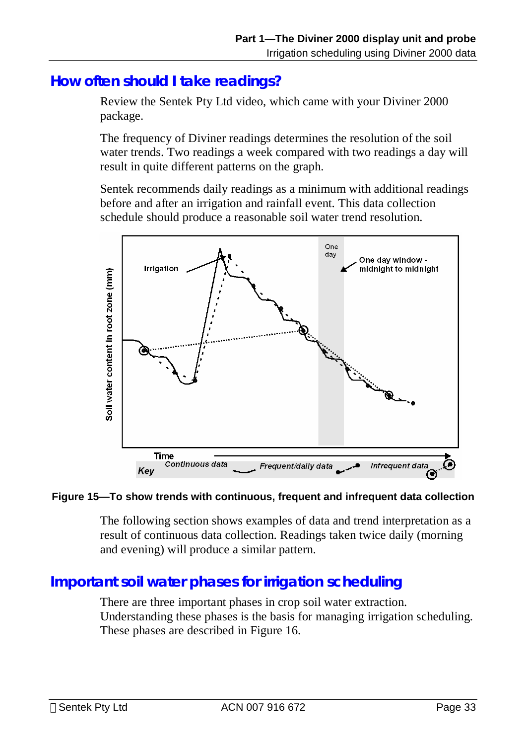## How often should I take readings?

Review the Sentek Pty Ltd video, which came with your Diviner 2000 package.

The frequency of Diviner readings determines the resolution of the soil water trends. Two readings a week compared with two readings a day will result in quite different patterns on the graph.

Sentek recommends daily readings as a minimum with additional readings before and after an irrigation and rainfall event. This data collection schedule should produce a reasonable soil water trend resolution.

**Figure 15—To show trends with continuous, frequent and infrequent data collection**

The following section shows examples of data and trend interpretation as a result of continuous data collection. Readings taken twice daily (morning and evening) will produce a similar pattern.

## Important soil water phases for irrigation scheduling

There are three important phases in crop soil water extraction. Understanding these phases is the basis for managing irrigation scheduling. These phases are described in Figure 16.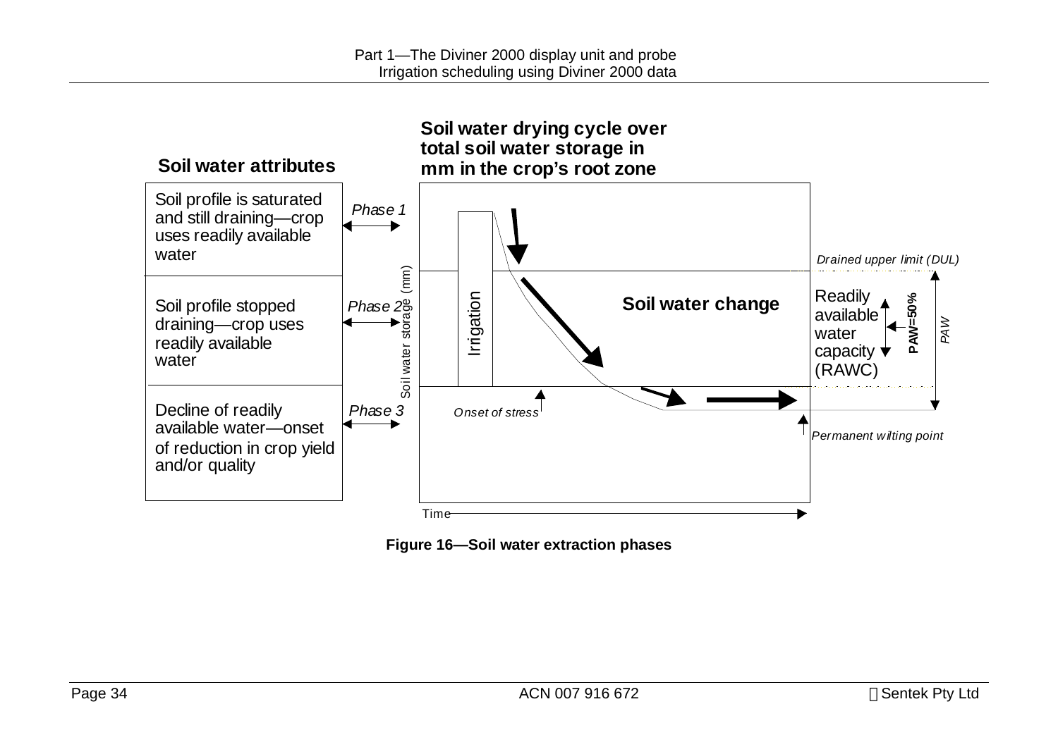## Soil water attributes

| Soil water attributes | Phase |
| --- | --- |
| Soil profile is saturated and still draining—crop uses readily available water | *Phase 1* |
| Soil profile stopped draining—crop uses readily available water | *Phase 2* |
| Decline of readily available water—onset of reduction in crop yield and/or quality | *Phase 3* |

## Soil water drying cycle over total soil water storage in mm in the crop's root zone

Soil water storage (mm)

Irrigation

**Soil water change**

*Drained upper limit (DUL)*

Readily available water capacity (RAWC)

**PAW=50%**

*PAW*

*Onset of stress*

*Permanent wilting point*

Time

**Figure 16—Soil water extraction phases**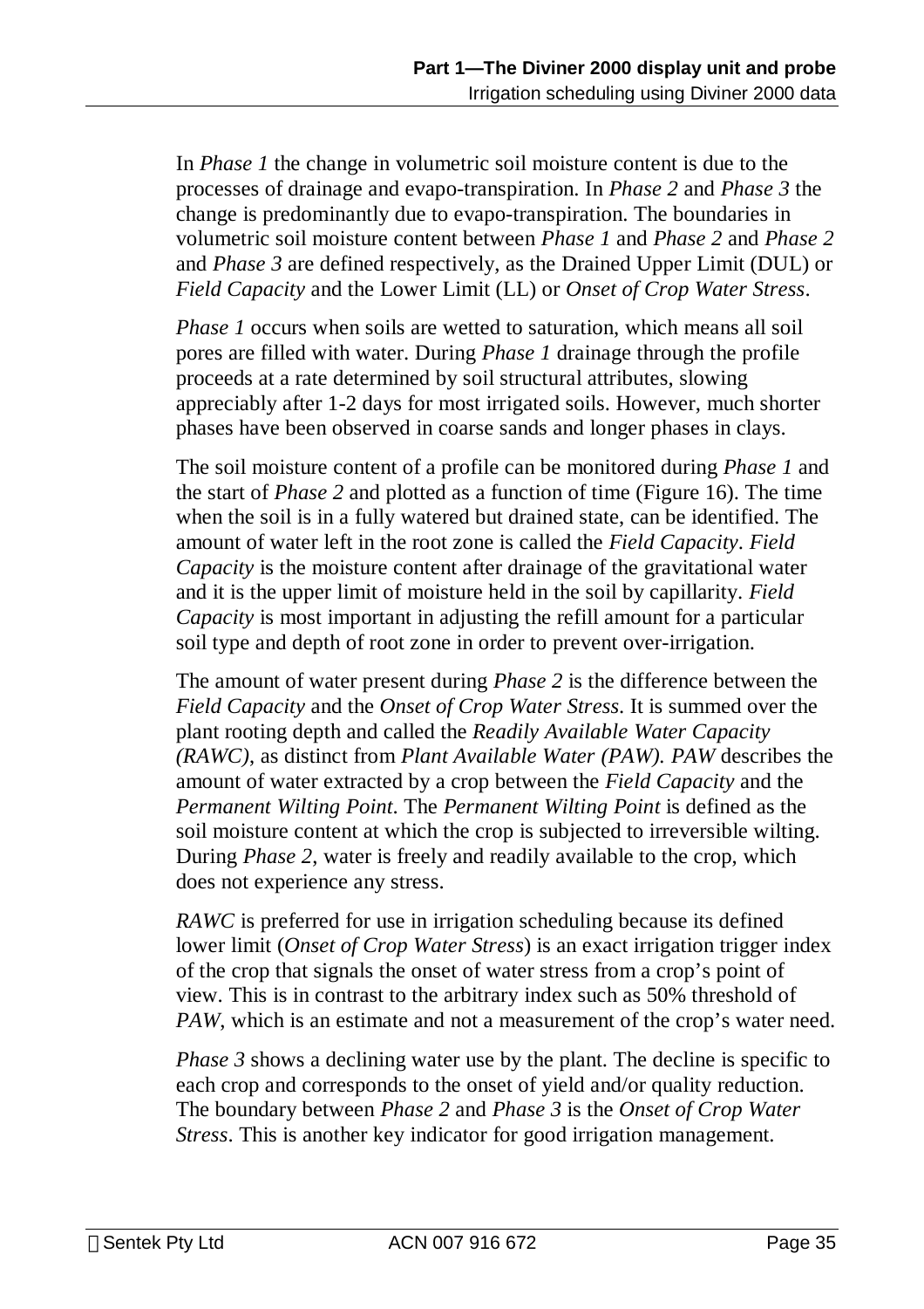In *Phase 1* the change in volumetric soil moisture content is due to the processes of drainage and evapo-transpiration. In *Phase 2* and *Phase 3* the change is predominantly due to evapo-transpiration. The boundaries in volumetric soil moisture content between *Phase 1* and *Phase 2* and *Phase 2* and *Phase 3* are defined respectively, as the Drained Upper Limit (DUL) or *Field Capacity* and the Lower Limit (LL) or *Onset of Crop Water Stress*.

*Phase 1* occurs when soils are wetted to saturation, which means all soil pores are filled with water. During *Phase 1* drainage through the profile proceeds at a rate determined by soil structural attributes, slowing appreciably after 1-2 days for most irrigated soils. However, much shorter phases have been observed in coarse sands and longer phases in clays.

The soil moisture content of a profile can be monitored during *Phase 1* and the start of *Phase 2* and plotted as a function of time (Figure 16). The time when the soil is in a fully watered but drained state, can be identified. The amount of water left in the root zone is called the *Field Capacity*. *Field Capacity* is the moisture content after drainage of the gravitational water and it is the upper limit of moisture held in the soil by capillarity. *Field Capacity* is most important in adjusting the refill amount for a particular soil type and depth of root zone in order to prevent over-irrigation.

The amount of water present during *Phase 2* is the difference between the *Field Capacity* and the *Onset of Crop Water Stress*. It is summed over the plant rooting depth and called the *Readily Available Water Capacity (RAWC)*, as distinct from *Plant Available Water (PAW)*. *PAW* describes the amount of water extracted by a crop between the *Field Capacity* and the *Permanent Wilting Point*. The *Permanent Wilting Point* is defined as the soil moisture content at which the crop is subjected to irreversible wilting. During *Phase 2*, water is freely and readily available to the crop, which does not experience any stress.

*RAWC* is preferred for use in irrigation scheduling because its defined lower limit (*Onset of Crop Water Stress*) is an exact irrigation trigger index of the crop that signals the onset of water stress from a crop's point of view. This is in contrast to the arbitrary index such as 50% threshold of *PAW*, which is an estimate and not a measurement of the crop's water need.

*Phase 3* shows a declining water use by the plant. The decline is specific to each crop and corresponds to the onset of yield and/or quality reduction. The boundary between *Phase 2* and *Phase 3* is the *Onset of Crop Water Stress*. This is another key indicator for good irrigation management.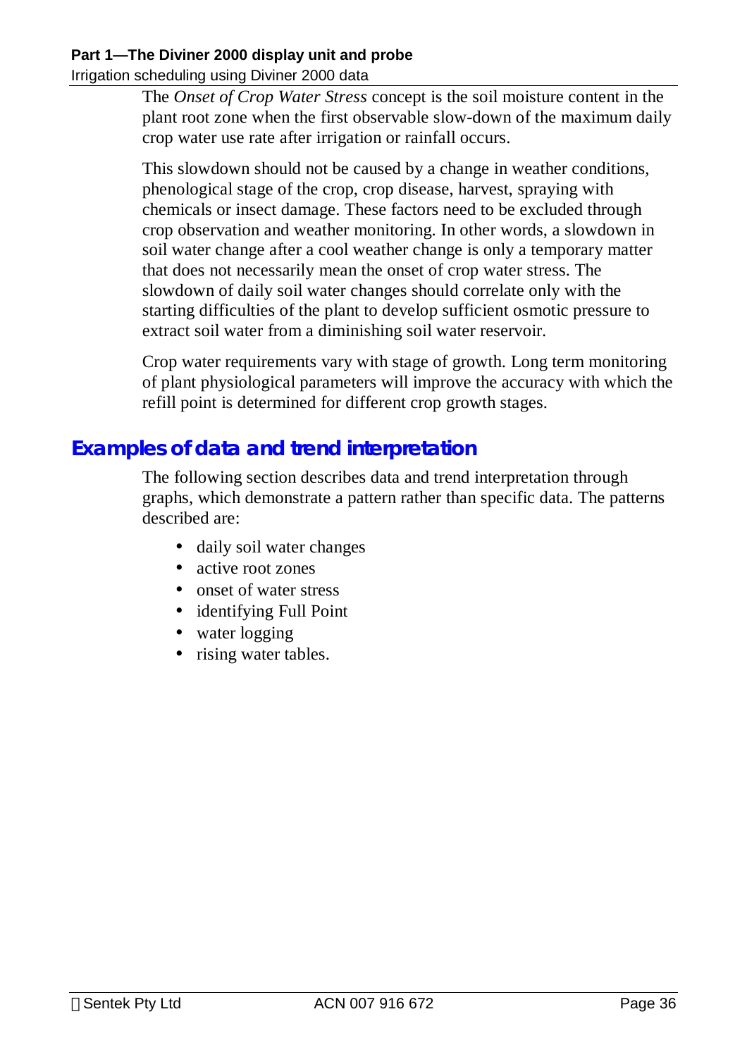The *Onset of Crop Water Stress* concept is the soil moisture content in the plant root zone when the first observable slow-down of the maximum daily crop water use rate after irrigation or rainfall occurs.

This slowdown should not be caused by a change in weather conditions, phenological stage of the crop, crop disease, harvest, spraying with chemicals or insect damage. These factors need to be excluded through crop observation and weather monitoring. In other words, a slowdown in soil water change after a cool weather change is only a temporary matter that does not necessarily mean the onset of crop water stress. The slowdown of daily soil water changes should correlate only with the starting difficulties of the plant to develop sufficient osmotic pressure to extract soil water from a diminishing soil water reservoir.

Crop water requirements vary with stage of growth. Long term monitoring of plant physiological parameters will improve the accuracy with which the refill point is determined for different crop growth stages.

## Examples of data and trend interpretation

The following section describes data and trend interpretation through graphs, which demonstrate a pattern rather than specific data. The patterns described are:

- daily soil water changes
- active root zones
- onset of water stress
- identifying Full Point
- water logging
- rising water tables.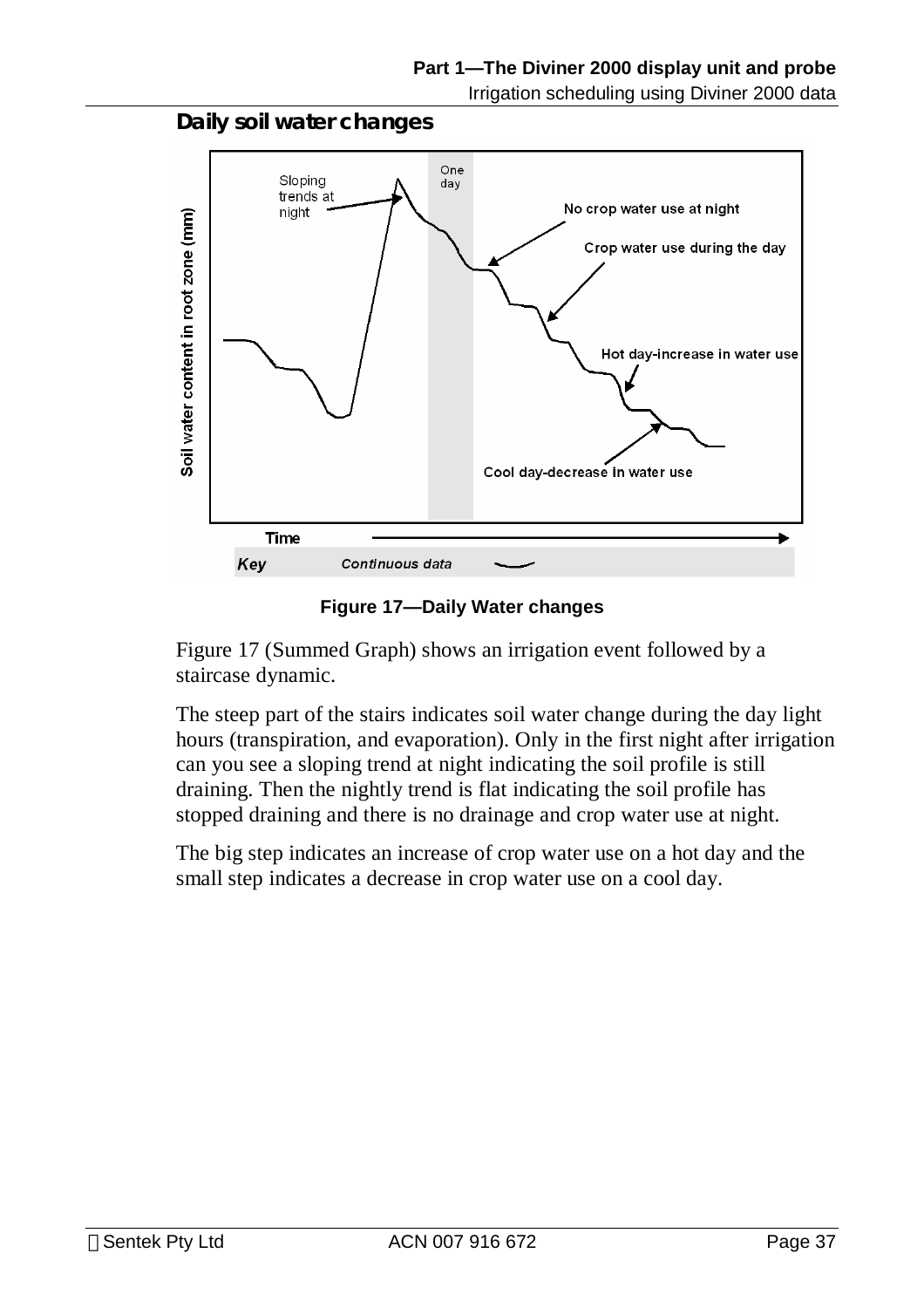## Daily soil water changes

**Figure 17—Daily Water changes**

Figure 17 (Summed Graph) shows an irrigation event followed by a staircase dynamic.

The steep part of the stairs indicates soil water change during the day light hours (transpiration, and evaporation). Only in the first night after irrigation can you see a sloping trend at night indicating the soil profile is still draining. Then the nightly trend is flat indicating the soil profile has stopped draining and there is no drainage and crop water use at night.

The big step indicates an increase of crop water use on a hot day and the small step indicates a decrease in crop water use on a cool day.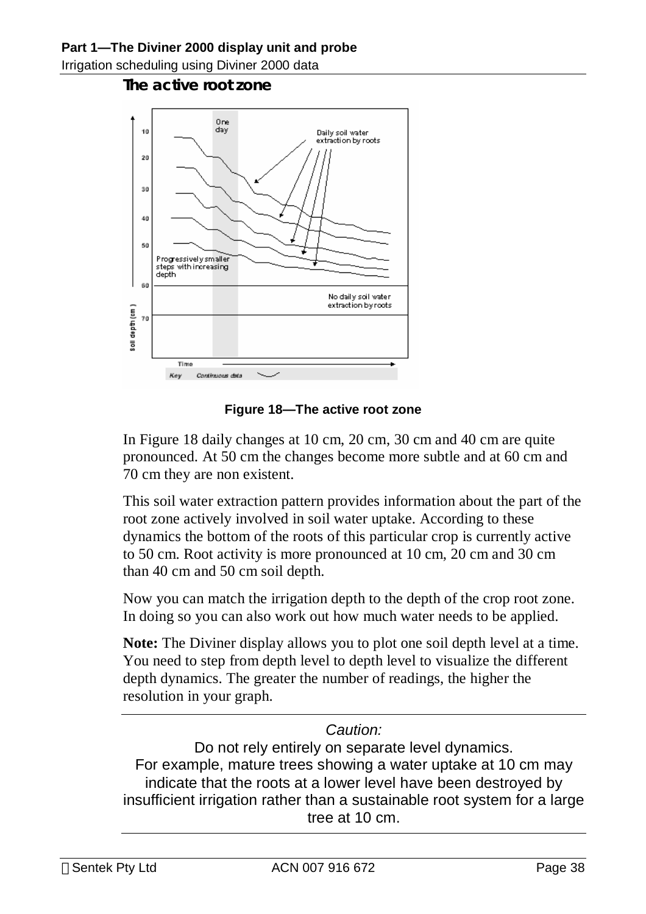### The active root zone

Figure 18—The active root zone

In Figure 18 daily changes at 10 cm, 20 cm, 30 cm and 40 cm are quite pronounced. At 50 cm the changes become more subtle and at 60 cm and 70 cm they are non existent.

This soil water extraction pattern provides information about the part of the root zone actively involved in soil water uptake. According to these dynamics the bottom of the roots of this particular crop is currently active to 50 cm. Root activity is more pronounced at 10 cm, 20 cm and 30 cm than 40 cm and 50 cm soil depth.

Now you can match the irrigation depth to the depth of the crop root zone. In doing so you can also work out how much water needs to be applied.

**Note:** The Diviner display allows you to plot one soil depth level at a time. You need to step from depth level to depth level to visualize the different depth dynamics. The greater the number of readings, the higher the resolution in your graph.

---

*Caution:*

Do not rely entirely on separate level dynamics.
For example, mature trees showing a water uptake at 10 cm may indicate that the roots at a lower level have been destroyed by insufficient irrigation rather than a sustainable root system for a large tree at 10 cm.

---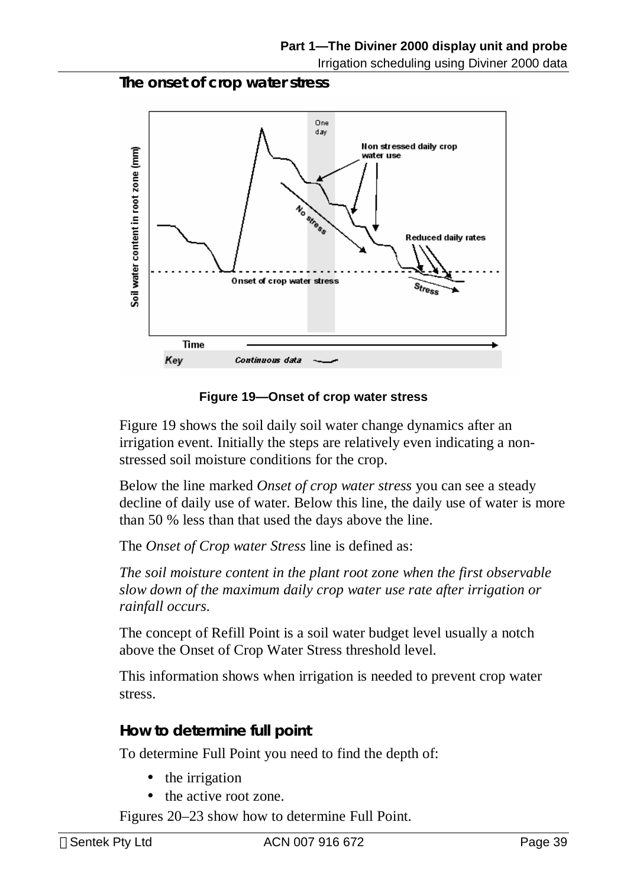## The onset of crop water stress

**Figure 19—Onset of crop water stress**

Figure 19 shows the soil daily soil water change dynamics after an irrigation event. Initially the steps are relatively even indicating a non-stressed soil moisture conditions for the crop.

Below the line marked *Onset of crop water stress* you can see a steady decline of daily use of water. Below this line, the daily use of water is more than 50 % less than that used the days above the line.

The *Onset of Crop water Stress* line is defined as:

*The soil moisture content in the plant root zone when the first observable slow down of the maximum daily crop water use rate after irrigation or rainfall occurs.*

The concept of Refill Point is a soil water budget level usually a notch above the Onset of Crop Water Stress threshold level.

This information shows when irrigation is needed to prevent crop water stress.

## How to determine full point

To determine Full Point you need to find the depth of:

- the irrigation
- the active root zone.

Figures 20–23 show how to determine Full Point.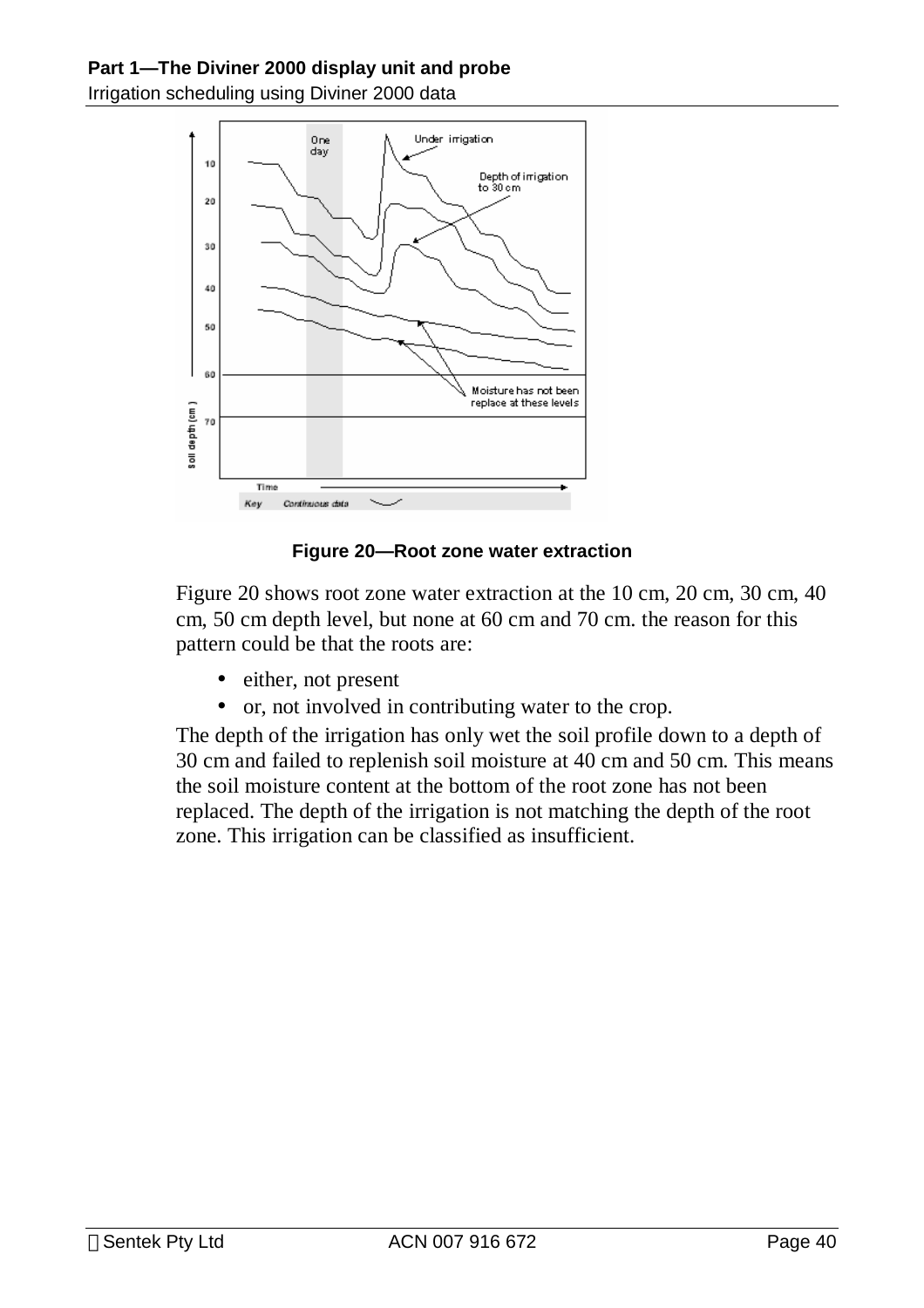Figure 20—Root zone water extraction

Figure 20 shows root zone water extraction at the 10 cm, 20 cm, 30 cm, 40 cm, 50 cm depth level, but none at 60 cm and 70 cm. the reason for this pattern could be that the roots are:

- either, not present
- or, not involved in contributing water to the crop.

The depth of the irrigation has only wet the soil profile down to a depth of 30 cm and failed to replenish soil moisture at 40 cm and 50 cm. This means the soil moisture content at the bottom of the root zone has not been replaced. The depth of the irrigation is not matching the depth of the root zone. This irrigation can be classified as insufficient.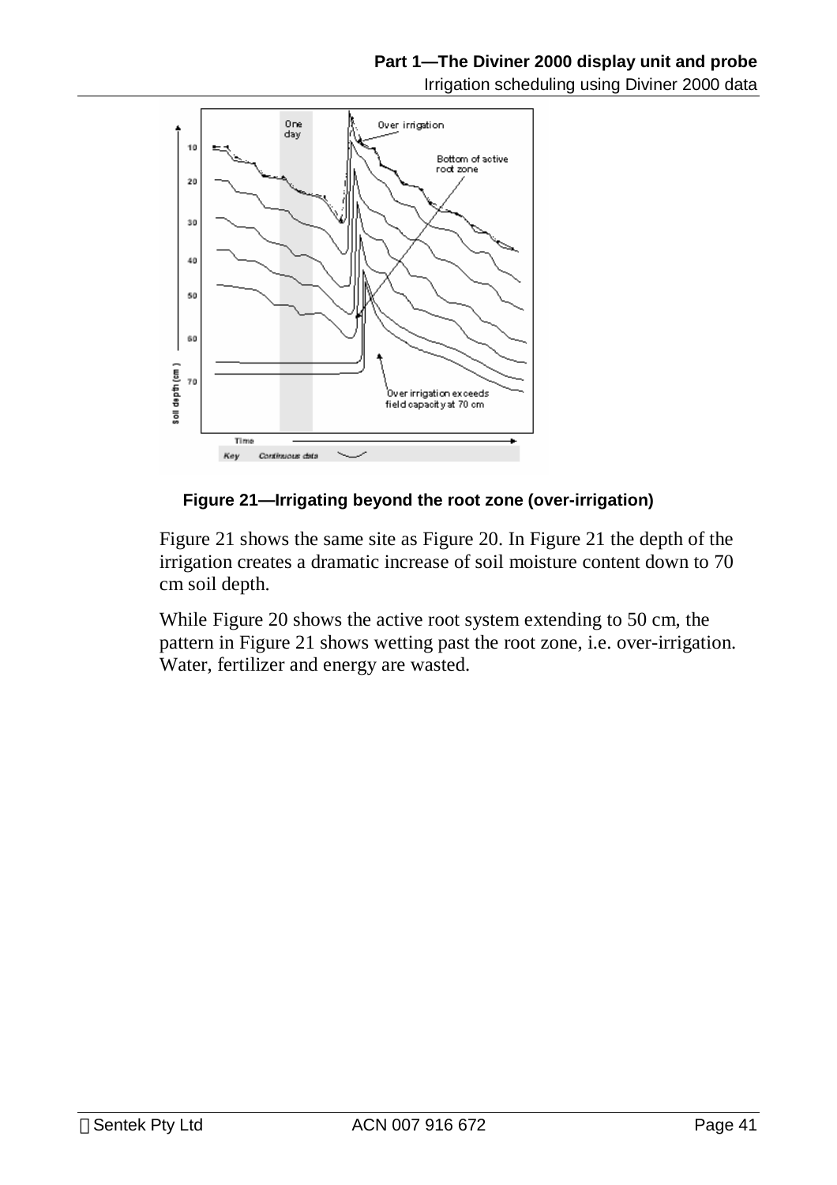**Figure 21—Irrigating beyond the root zone (over-irrigation)**

Figure 21 shows the same site as Figure 20. In Figure 21 the depth of the irrigation creates a dramatic increase of soil moisture content down to 70 cm soil depth.

While Figure 20 shows the active root system extending to 50 cm, the pattern in Figure 21 shows wetting past the root zone, i.e. over-irrigation. Water, fertilizer and energy are wasted.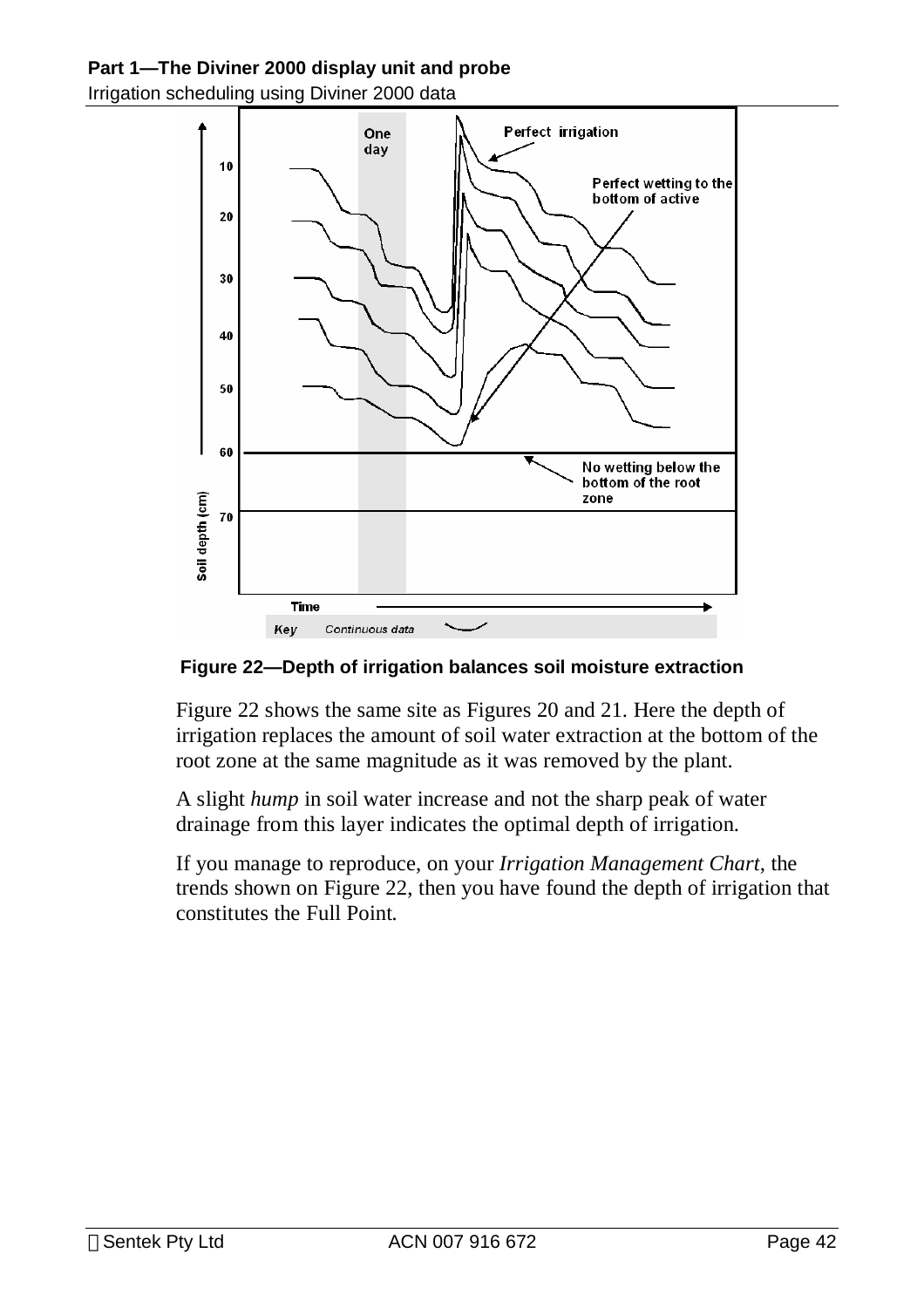Figure 22—Depth of irrigation balances soil moisture extraction

Figure 22 shows the same site as Figures 20 and 21. Here the depth of irrigation replaces the amount of soil water extraction at the bottom of the root zone at the same magnitude as it was removed by the plant.

A slight *hump* in soil water increase and not the sharp peak of water drainage from this layer indicates the optimal depth of irrigation.

If you manage to reproduce, on your *Irrigation Management Chart*, the trends shown on Figure 22, then you have found the depth of irrigation that constitutes the Full Point.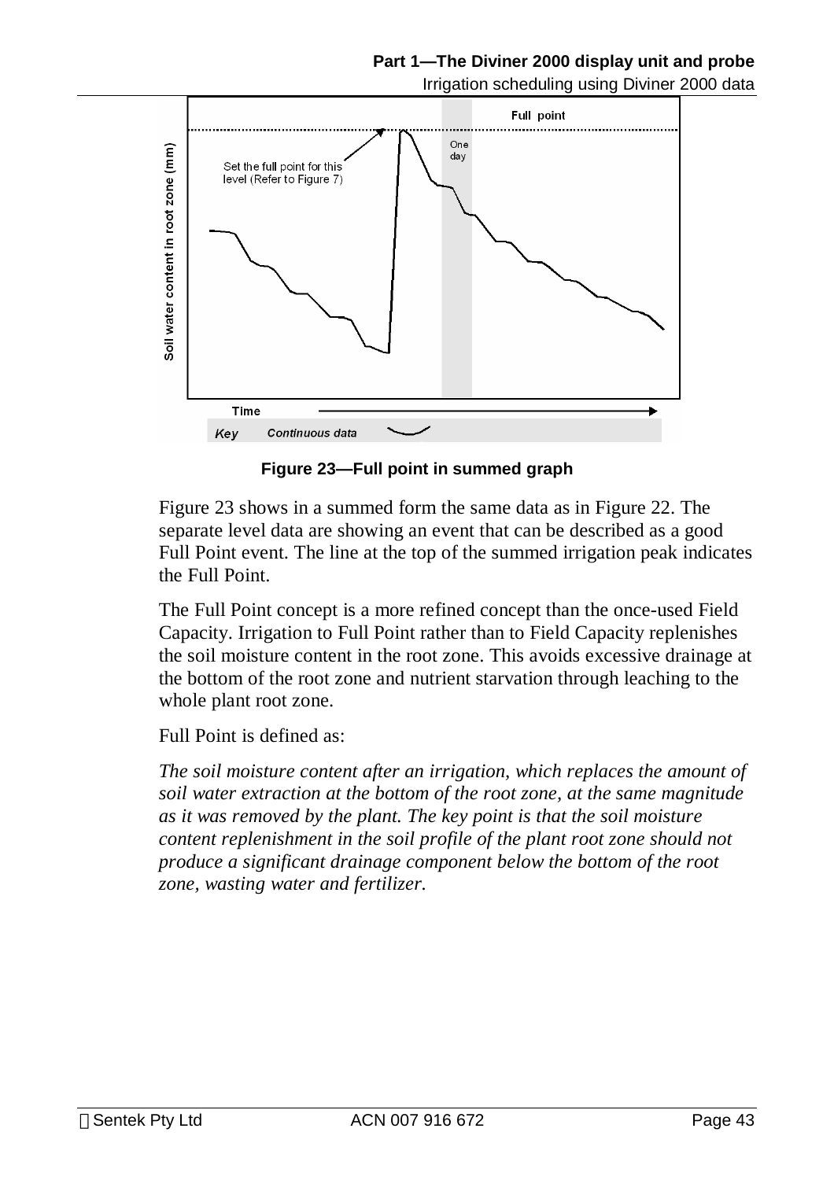**Figure 23—Full point in summed graph**

Figure 23 shows in a summed form the same data as in Figure 22. The separate level data are showing an event that can be described as a good Full Point event. The line at the top of the summed irrigation peak indicates the Full Point.

The Full Point concept is a more refined concept than the once-used Field Capacity. Irrigation to Full Point rather than to Field Capacity replenishes the soil moisture content in the root zone. This avoids excessive drainage at the bottom of the root zone and nutrient starvation through leaching to the whole plant root zone.

Full Point is defined as:

*The soil moisture content after an irrigation, which replaces the amount of soil water extraction at the bottom of the root zone, at the same magnitude as it was removed by the plant. The key point is that the soil moisture content replenishment in the soil profile of the plant root zone should not produce a significant drainage component below the bottom of the root zone, wasting water and fertilizer.*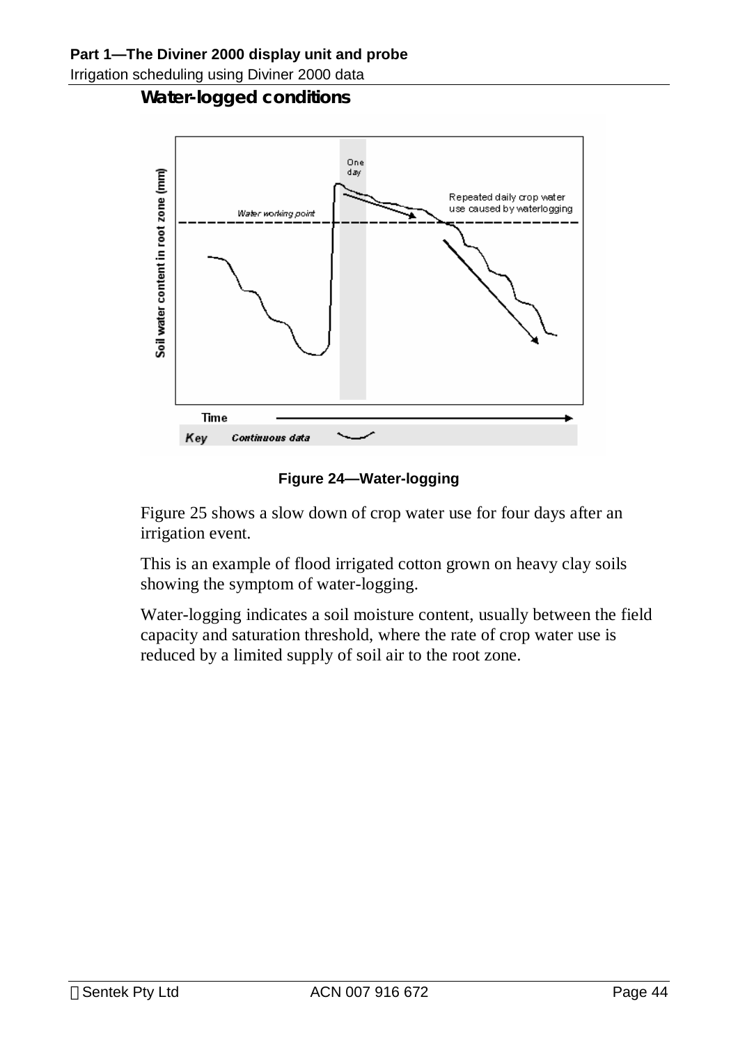### Water-logged conditions

Figure 24—Water-logging

Figure 25 shows a slow down of crop water use for four days after an irrigation event.

This is an example of flood irrigated cotton grown on heavy clay soils showing the symptom of water-logging.

Water-logging indicates a soil moisture content, usually between the field capacity and saturation threshold, where the rate of crop water use is reduced by a limited supply of soil air to the root zone.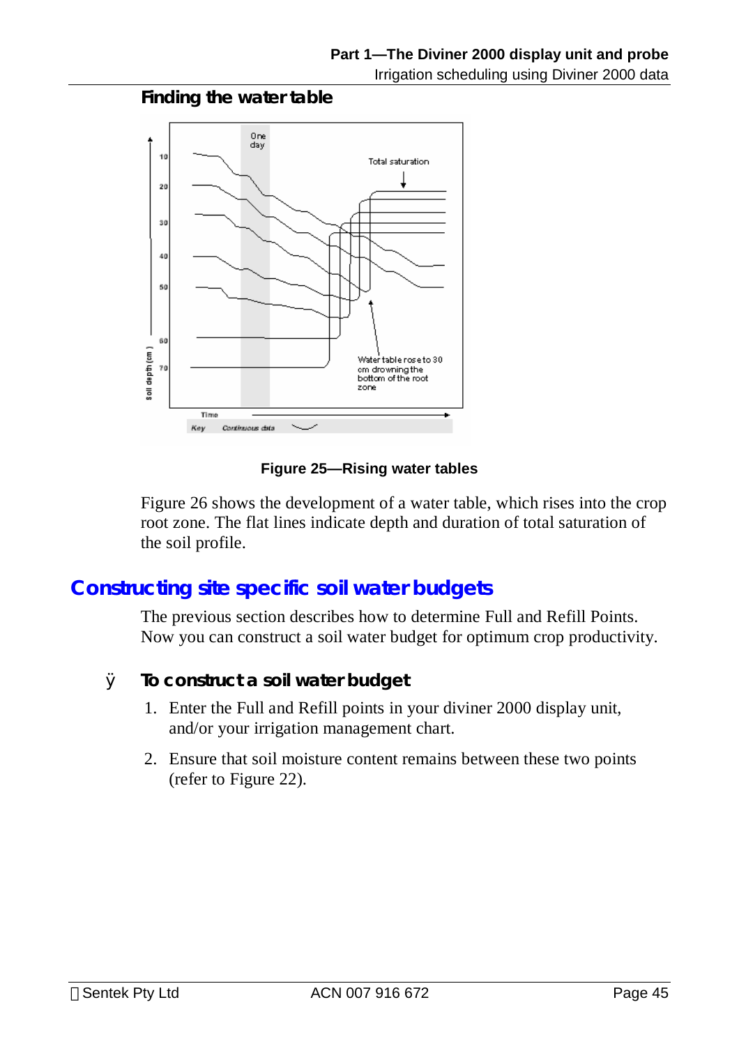### Finding the water table

Figure 25—Rising water tables

Figure 26 shows the development of a water table, which rises into the crop root zone. The flat lines indicate depth and duration of total saturation of the soil profile.

## Constructing site specific soil water budgets

The previous section describes how to determine Full and Refill Points. Now you can construct a soil water budget for optimum crop productivity.

### To construct a soil water budget

1. Enter the Full and Refill points in your diviner 2000 display unit, and/or your irrigation management chart.
2. Ensure that soil moisture content remains between these two points (refer to Figure 22).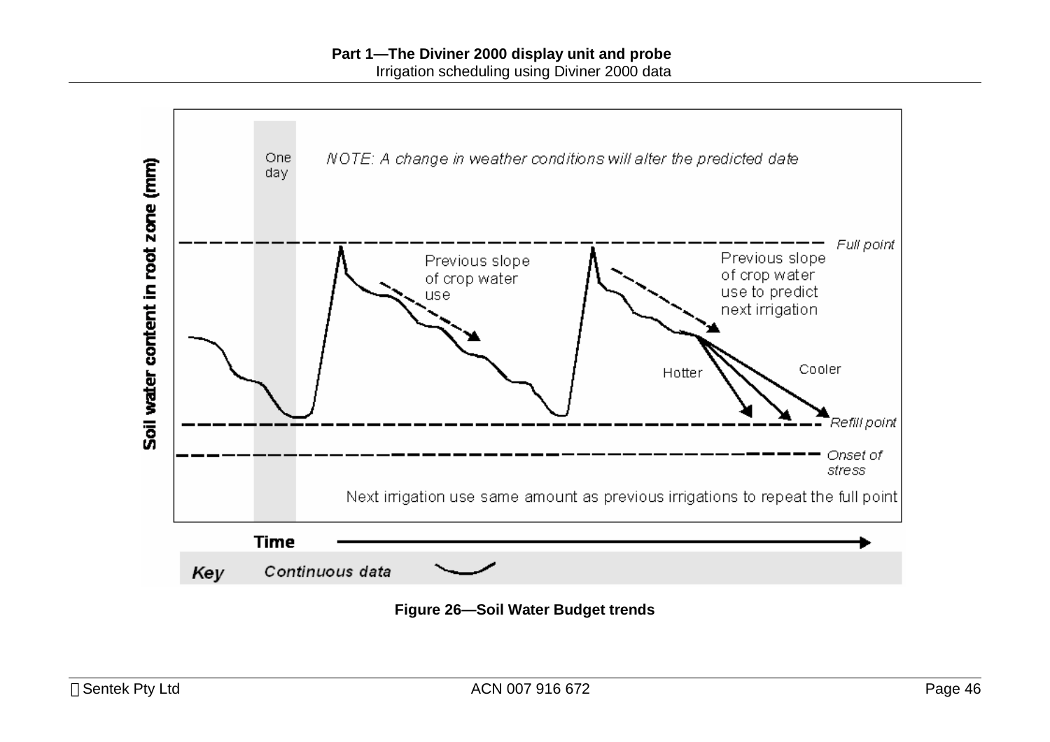**Figure 26—Soil Water Budget trends**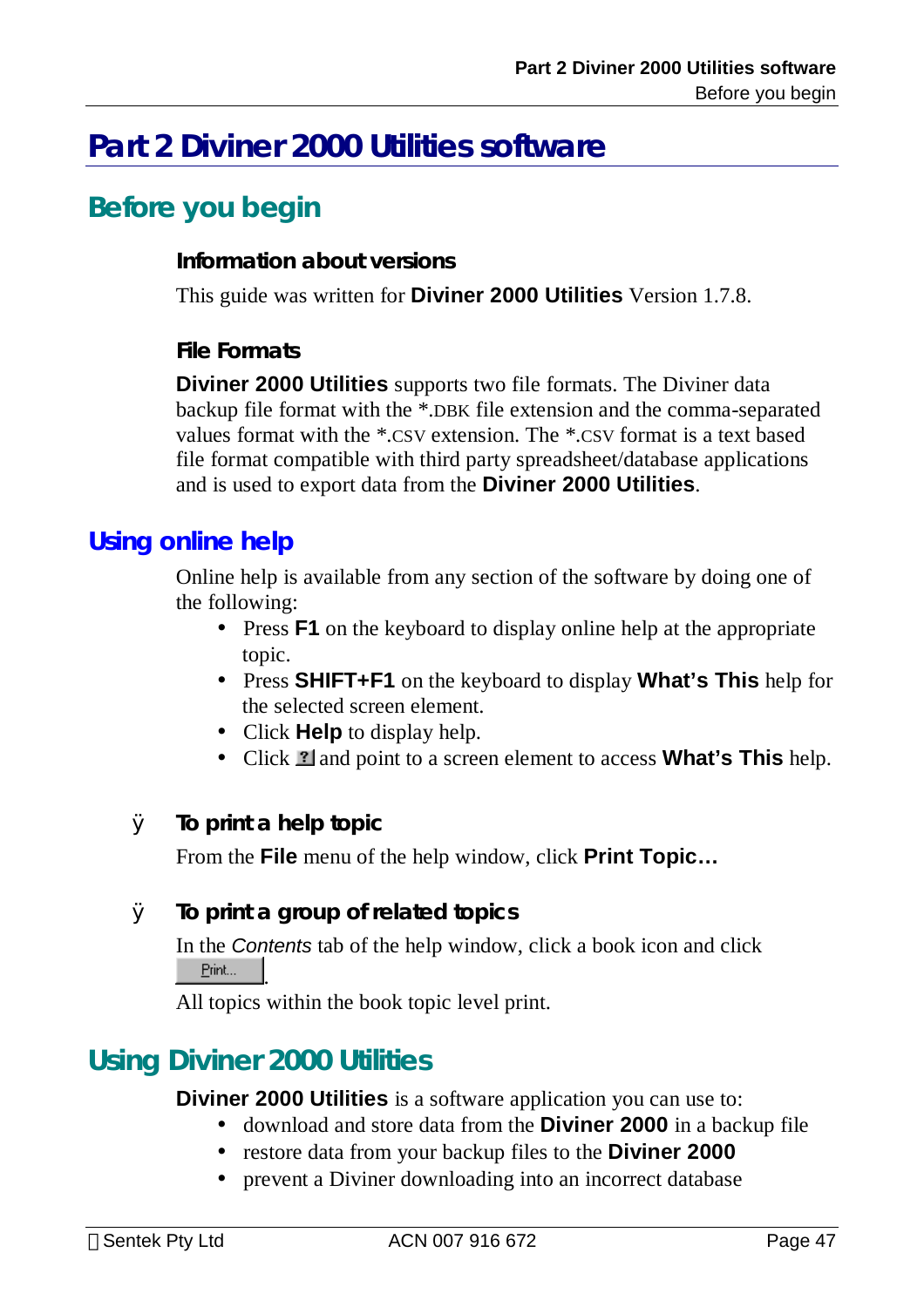# Part 2 Diviner 2000 Utilities software

## Before you begin

### Information about versions

This guide was written for **Diviner 2000 Utilities** Version 1.7.8.

### File Formats

**Diviner 2000 Utilities** supports two file formats. The Diviner data backup file format with the *.DBK file extension and the comma-separated values format with the *.CSV extension. The *.CSV format is a text based file format compatible with third party spreadsheet/database applications and is used to export data from the **Diviner 2000 Utilities**.

## Using online help

Online help is available from any section of the software by doing one of the following:

- Press **F1** on the keyboard to display online help at the appropriate topic.
- Press **SHIFT+F1** on the keyboard to display **What's This** help for the selected screen element.
- Click **Help** to display help.
- Click [?] and point to a screen element to access **What's This** help.

### ÿ To print a help topic

From the **File** menu of the help window, click **Print Topic…**

### ÿ To print a group of related topics

In the *Contents* tab of the help window, click a book icon and click [Print...].

All topics within the book topic level print.

## Using Diviner 2000 Utilities

**Diviner 2000 Utilities** is a software application you can use to:

- download and store data from the **Diviner 2000** in a backup file
- restore data from your backup files to the **Diviner 2000**
- prevent a Diviner downloading into an incorrect database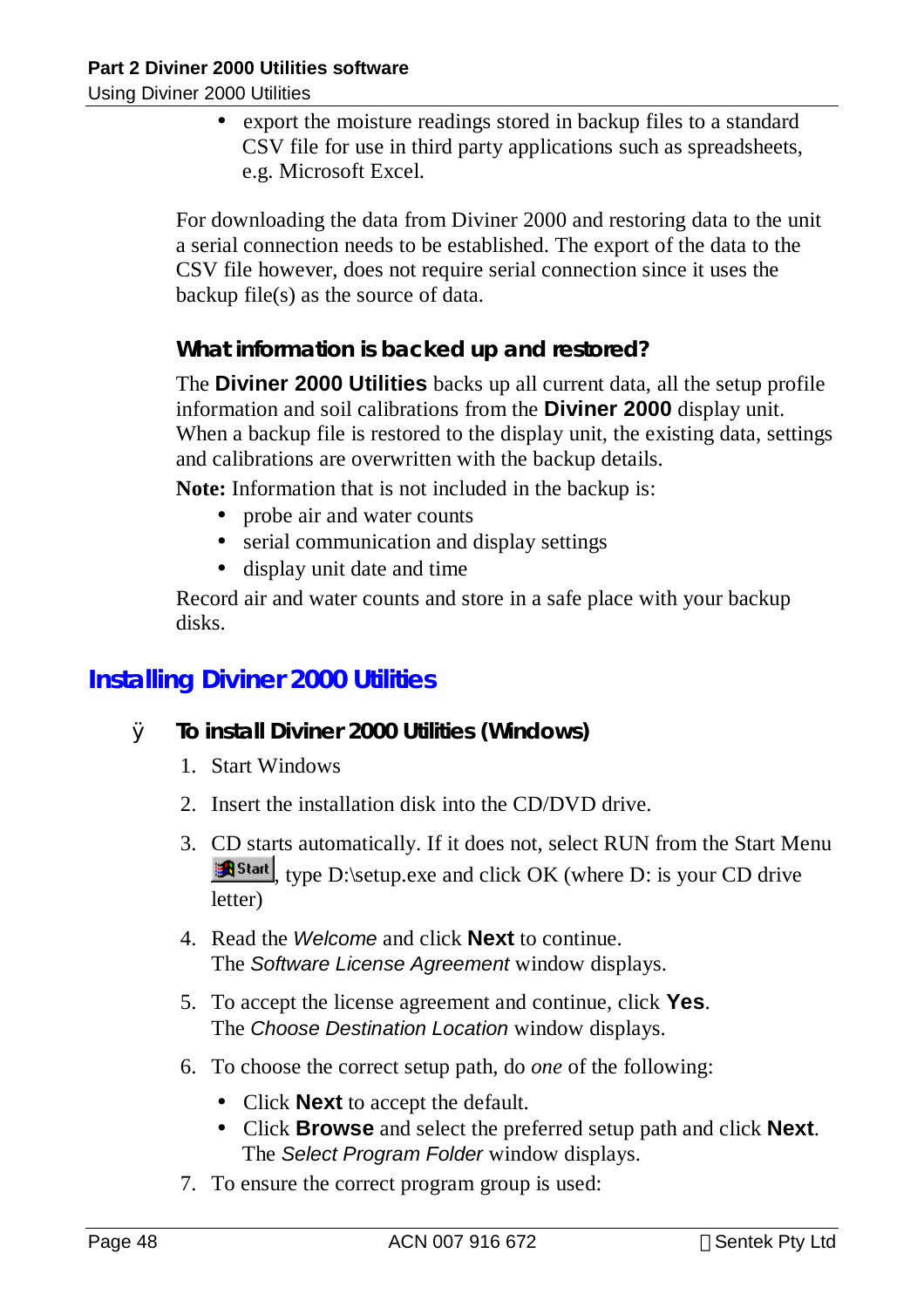- export the moisture readings stored in backup files to a standard CSV file for use in third party applications such as spreadsheets, e.g. Microsoft Excel.

For downloading the data from Diviner 2000 and restoring data to the unit a serial connection needs to be established. The export of the data to the CSV file however, does not require serial connection since it uses the backup file(s) as the source of data.

### What information is backed up and restored?

The **Diviner 2000 Utilities** backs up all current data, all the setup profile information and soil calibrations from the **Diviner 2000** display unit. When a backup file is restored to the display unit, the existing data, settings and calibrations are overwritten with the backup details.

**Note:** Information that is not included in the backup is:

- probe air and water counts
- serial communication and display settings
- display unit date and time

Record air and water counts and store in a safe place with your backup disks.

## Installing Diviner 2000 Utilities

### To install Diviner 2000 Utilities (Windows)

1. Start Windows
2. Insert the installation disk into the CD/DVD drive.
3. CD starts automatically. If it does not, select RUN from the Start Menu Start, type D:\setup.exe and click OK (where D: is your CD drive letter)
4. Read the *Welcome* and click **Next** to continue.
   The *Software License Agreement* window displays.
5. To accept the license agreement and continue, click **Yes**.
   The *Choose Destination Location* window displays.
6. To choose the correct setup path, do *one* of the following:
   - Click **Next** to accept the default.
   - Click **Browse** and select the preferred setup path and click **Next**.
     The *Select Program Folder* window displays.
7. To ensure the correct program group is used: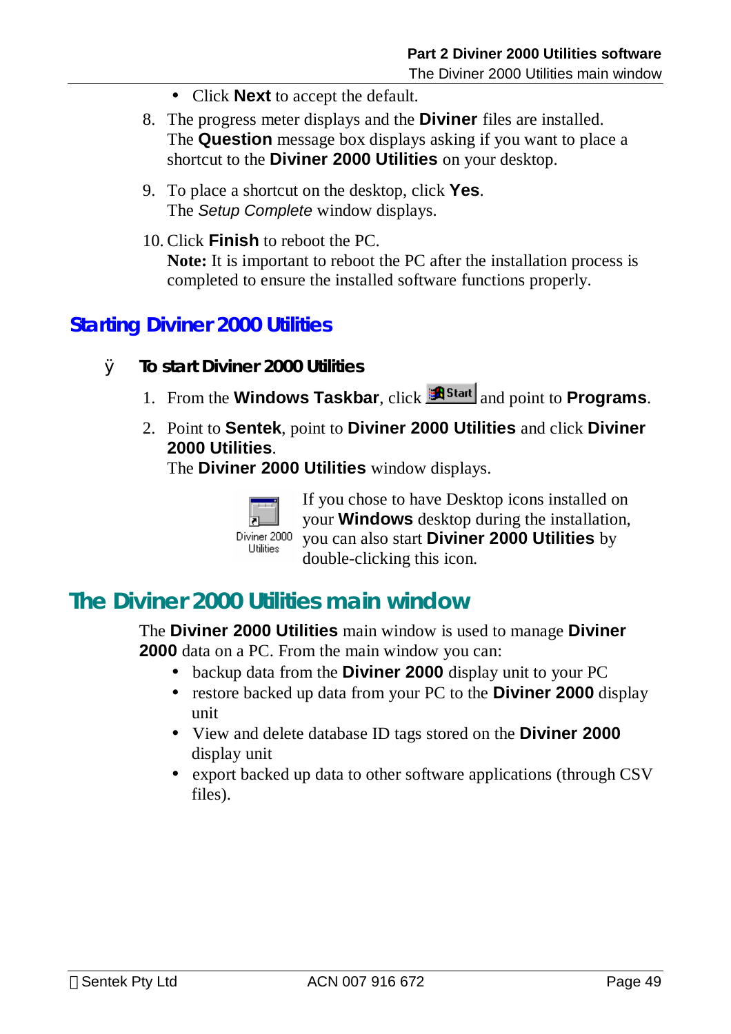- Click **Next** to accept the default.

8. The progress meter displays and the **Diviner** files are installed. The **Question** message box displays asking if you want to place a shortcut to the **Diviner 2000 Utilities** on your desktop.
9. To place a shortcut on the desktop, click **Yes**. The *Setup Complete* window displays.
10. Click **Finish** to reboot the PC. **Note:** It is important to reboot the PC after the installation process is completed to ensure the installed software functions properly.

## Starting Diviner 2000 Utilities

### ÿ To start Diviner 2000 Utilities

1. From the **Windows Taskbar**, click **Start** and point to **Programs**.
2. Point to **Sentek**, point to **Diviner 2000 Utilities** and click **Diviner 2000 Utilities**. The **Diviner 2000 Utilities** window displays.

Diviner 2000 Utilities

If you chose to have Desktop icons installed on your **Windows** desktop during the installation, you can also start **Diviner 2000 Utilities** by double-clicking this icon.

## The Diviner 2000 Utilities main window

The **Diviner 2000 Utilities** main window is used to manage **Diviner 2000** data on a PC. From the main window you can:

- backup data from the **Diviner 2000** display unit to your PC
- restore backed up data from your PC to the **Diviner 2000** display unit
- View and delete database ID tags stored on the **Diviner 2000** display unit
- export backed up data to other software applications (through CSV files).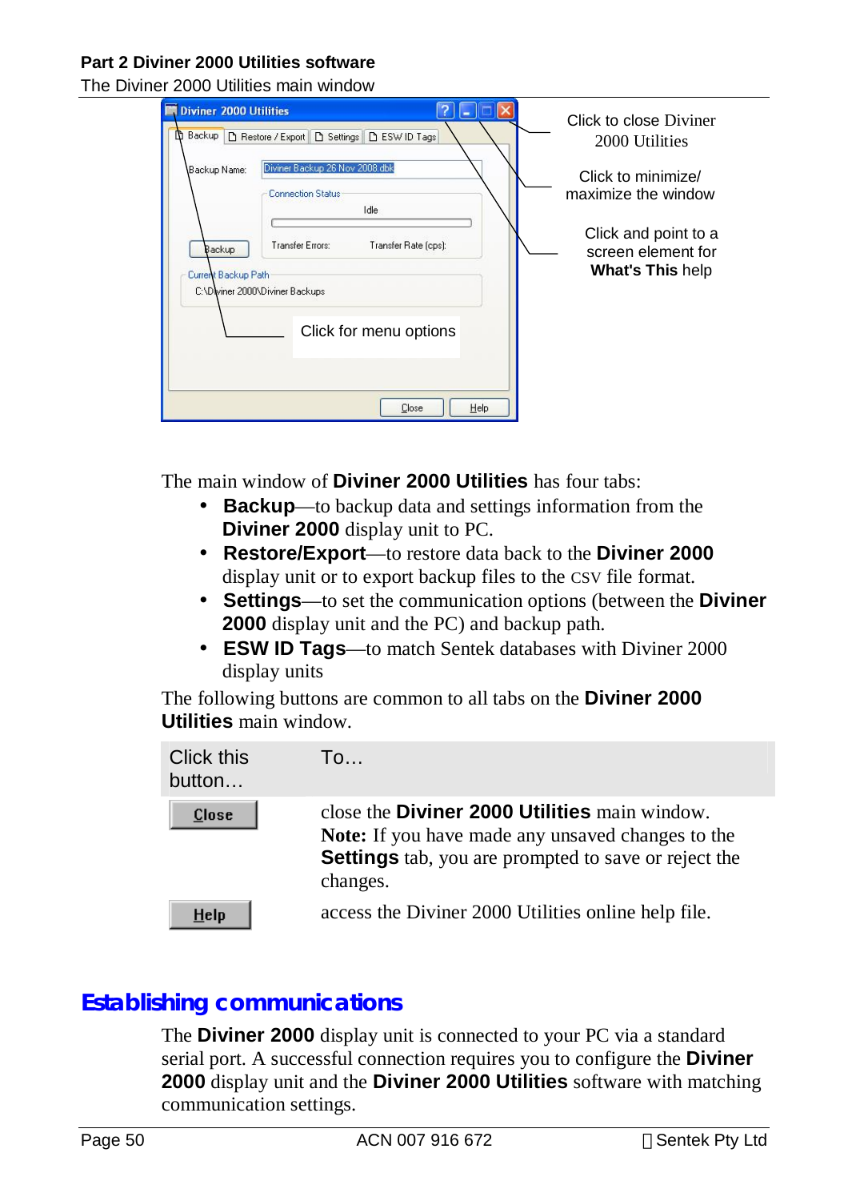The main window of **Diviner 2000 Utilities** has four tabs:

- **Backup**—to backup data and settings information from the **Diviner 2000** display unit to PC.
- **Restore/Export**—to restore data back to the **Diviner 2000** display unit or to export backup files to the CSV file format.
- **Settings**—to set the communication options (between the **Diviner 2000** display unit and the PC) and backup path.
- **ESW ID Tags**—to match Sentek databases with Diviner 2000 display units

The following buttons are common to all tabs on the **Diviner 2000 Utilities** main window.

| Click this button… | To… |
| --- | --- |
| **Close** | close the **Diviner 2000 Utilities** main window. **Note:** If you have made any unsaved changes to the **Settings** tab, you are prompted to save or reject the changes. |
| **Help** | access the Diviner 2000 Utilities online help file. |

## Establishing communications

The **Diviner 2000** display unit is connected to your PC via a standard serial port. A successful connection requires you to configure the **Diviner 2000** display unit and the **Diviner 2000 Utilities** software with matching communication settings.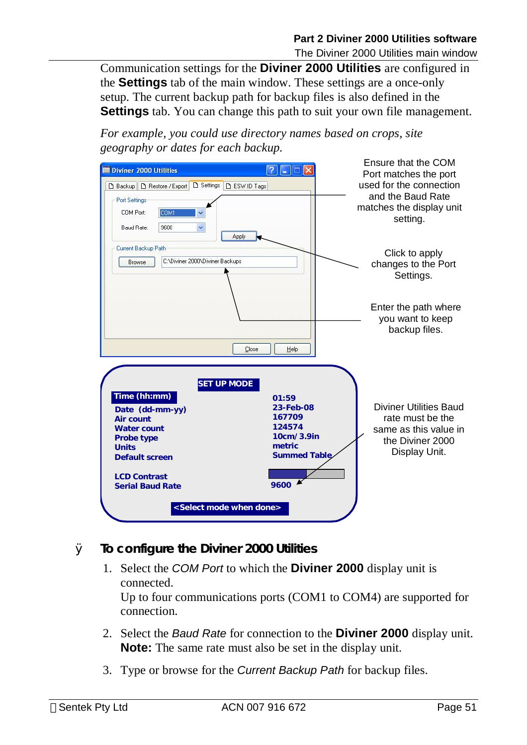Communication settings for the **Diviner 2000 Utilities** are configured in the **Settings** tab of the main window. These settings are a once-only setup. The current backup path for backup files is also defined in the **Settings** tab. You can change this path to suit your own file management.

*For example, you could use directory names based on crops, site geography or dates for each backup.*

Ensure that the COM Port matches the port used for the connection and the Baud Rate matches the display unit setting.

Click to apply changes to the Port Settings.

Enter the path where you want to keep backup files.

Diviner Utilities Baud rate must be the same as this value in the Diviner 2000 Display Unit.

### To configure the Diviner 2000 Utilities

1. Select the *COM Port* to which the **Diviner 2000** display unit is connected.
   Up to four communications ports (COM1 to COM4) are supported for connection.
2. Select the *Baud Rate* for connection to the **Diviner 2000** display unit.
   **Note:** The same rate must also be set in the display unit.
3. Type or browse for the *Current Backup Path* for backup files.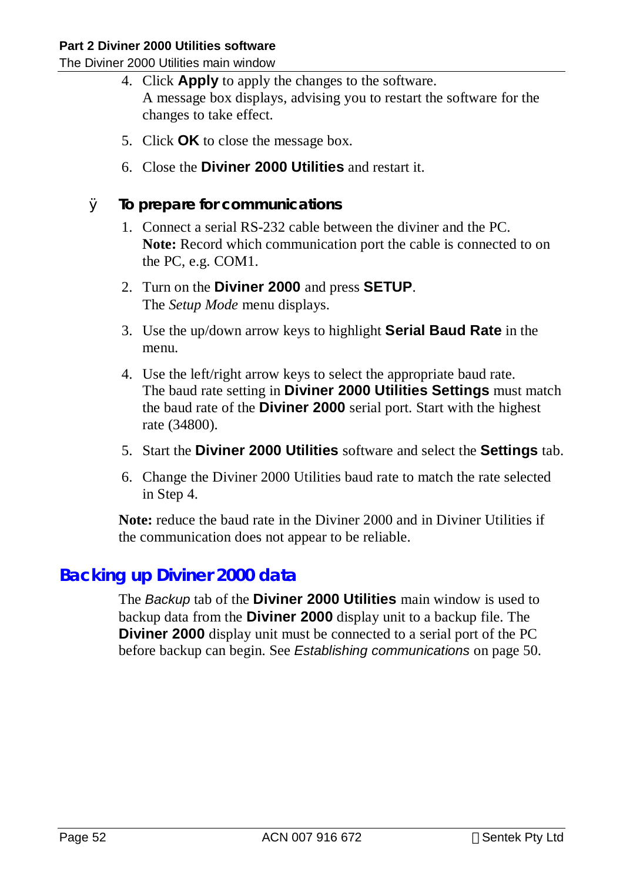4. Click **Apply** to apply the changes to the software.
   A message box displays, advising you to restart the software for the changes to take effect.

5. Click **OK** to close the message box.

6. Close the **Diviner 2000 Utilities** and restart it.

### ÿ To prepare for communications

1. Connect a serial RS-232 cable between the diviner and the PC.
   **Note:** Record which communication port the cable is connected to on the PC, e.g. COM1.

2. Turn on the **Diviner 2000** and press **SETUP**.
   The *Setup Mode* menu displays.

3. Use the up/down arrow keys to highlight **Serial Baud Rate** in the menu.

4. Use the left/right arrow keys to select the appropriate baud rate.
   The baud rate setting in **Diviner 2000 Utilities Settings** must match the baud rate of the **Diviner 2000** serial port. Start with the highest rate (34800).

5. Start the **Diviner 2000 Utilities** software and select the **Settings** tab.

6. Change the Diviner 2000 Utilities baud rate to match the rate selected in Step 4.

**Note:** reduce the baud rate in the Diviner 2000 and in Diviner Utilities if the communication does not appear to be reliable.

## Backing up Diviner 2000 data

The *Backup* tab of the **Diviner 2000 Utilities** main window is used to backup data from the **Diviner 2000** display unit to a backup file. The **Diviner 2000** display unit must be connected to a serial port of the PC before backup can begin. See *Establishing communications* on page 50.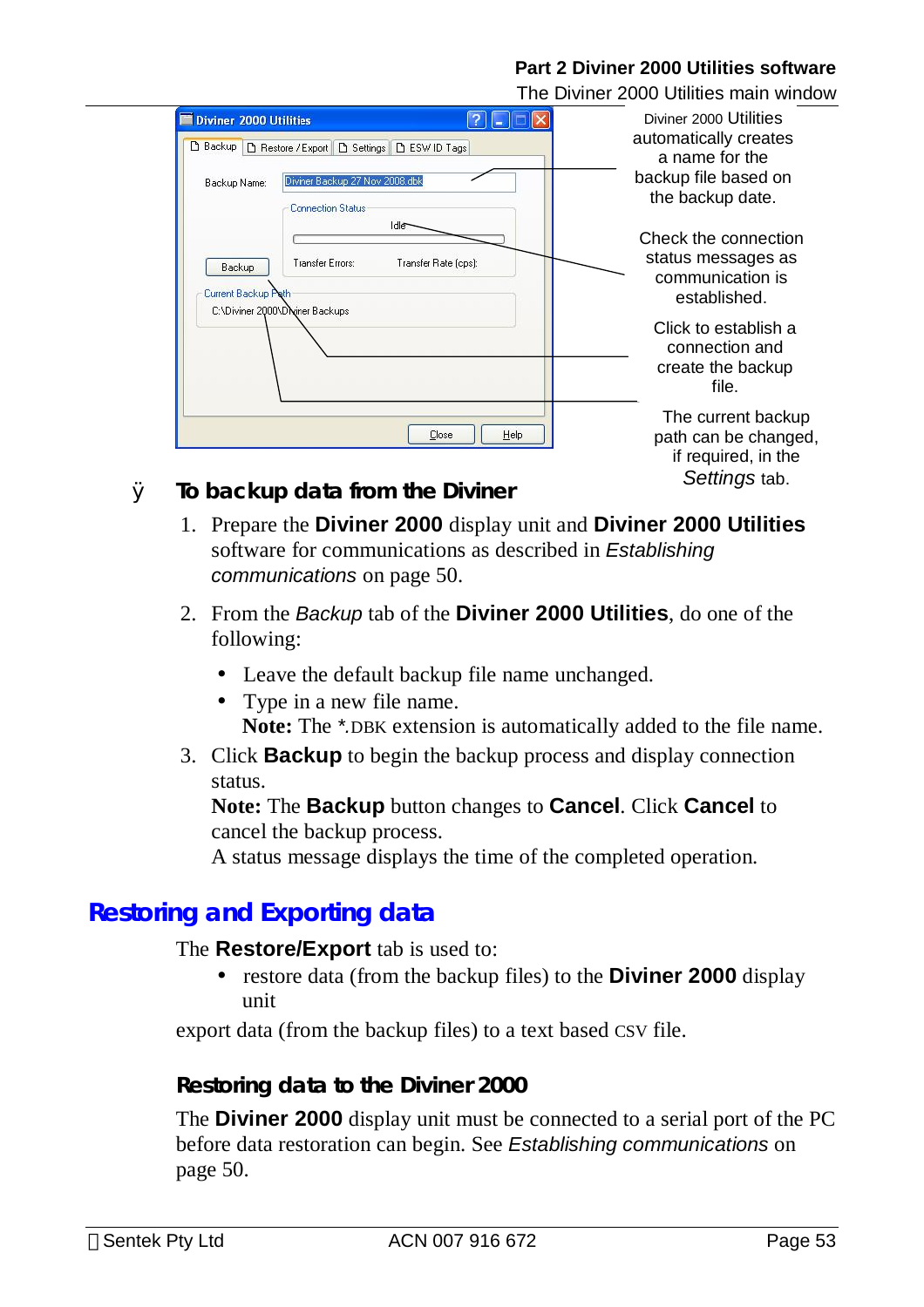Diviner 2000 Utilities automatically creates a name for the backup file based on the backup date.

Check the connection status messages as communication is established.

Click to establish a connection and create the backup file.

The current backup path can be changed, if required, in the *Settings* tab.

### To backup data from the Diviner

1. Prepare the **Diviner 2000** display unit and **Diviner 2000 Utilities** software for communications as described in *Establishing communications* on page 50.
2. From the *Backup* tab of the **Diviner 2000 Utilities**, do one of the following:
   - Leave the default backup file name unchanged.
   - Type in a new file name.
     **Note:** The *.DBK extension is automatically added to the file name.
3. Click **Backup** to begin the backup process and display connection status.
   **Note:** The **Backup** button changes to **Cancel**. Click **Cancel** to cancel the backup process.
   A status message displays the time of the completed operation.

## Restoring and Exporting data

The **Restore/Export** tab is used to:

- restore data (from the backup files) to the **Diviner 2000** display unit

export data (from the backup files) to a text based CSV file.

### Restoring data to the Diviner 2000

The **Diviner 2000** display unit must be connected to a serial port of the PC before data restoration can begin. See *Establishing communications* on page 50.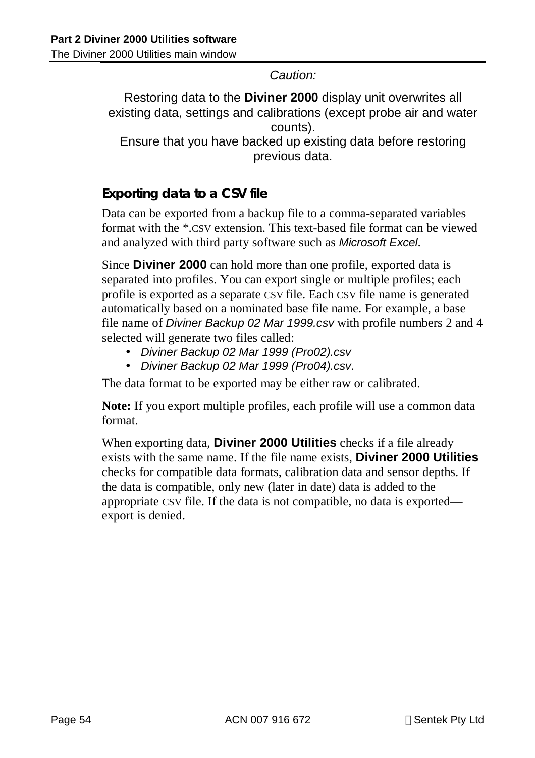*Caution:*

Restoring data to the **Diviner 2000** display unit overwrites all existing data, settings and calibrations (except probe air and water counts).
Ensure that you have backed up existing data before restoring previous data.

### Exporting data to a CSV file

Data can be exported from a backup file to a comma-separated variables format with the *.CSV extension. This text-based file format can be viewed and analyzed with third party software such as *Microsoft Excel*.

Since **Diviner 2000** can hold more than one profile, exported data is separated into profiles. You can export single or multiple profiles; each profile is exported as a separate CSV file. Each CSV file name is generated automatically based on a nominated base file name. For example, a base file name of *Diviner Backup 02 Mar 1999.csv* with profile numbers 2 and 4 selected will generate two files called:

- *Diviner Backup 02 Mar 1999 (Pro02).csv*
- *Diviner Backup 02 Mar 1999 (Pro04).csv*.

The data format to be exported may be either raw or calibrated.

**Note:** If you export multiple profiles, each profile will use a common data format.

When exporting data, **Diviner 2000 Utilities** checks if a file already exists with the same name. If the file name exists, **Diviner 2000 Utilities** checks for compatible data formats, calibration data and sensor depths. If the data is compatible, only new (later in date) data is added to the appropriate CSV file. If the data is not compatible, no data is exported—export is denied.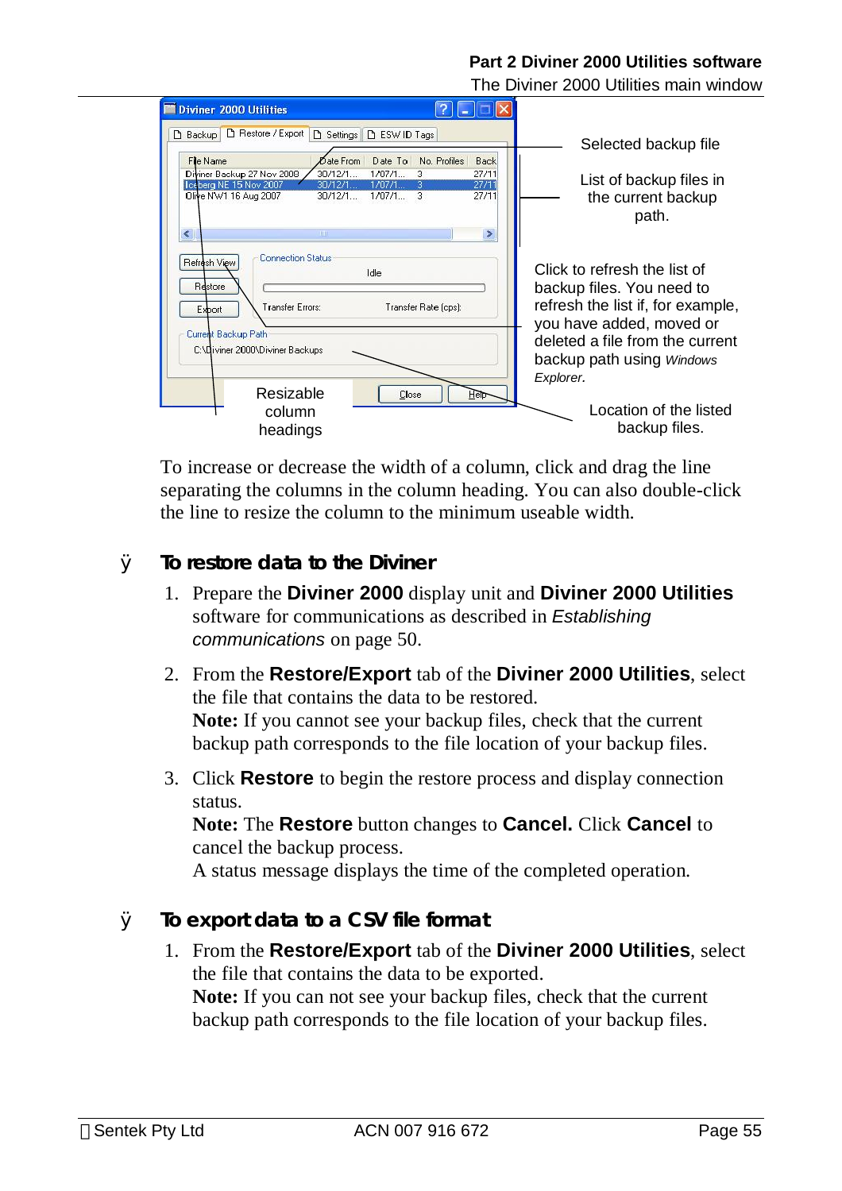Selected backup file

List of backup files in the current backup path.

Click to refresh the list of backup files. You need to refresh the list if, for example, you have added, moved or deleted a file from the current backup path using *Windows Explorer.*

Resizable column headings

Location of the listed backup files.

To increase or decrease the width of a column, click and drag the line separating the columns in the column heading. You can also double-click the line to resize the column to the minimum useable width.

### ➢ To restore data to the Diviner

1. Prepare the **Diviner 2000** display unit and **Diviner 2000 Utilities** software for communications as described in *Establishing communications* on page 50.
2. From the **Restore/Export** tab of the **Diviner 2000 Utilities**, select the file that contains the data to be restored.
   **Note:** If you cannot see your backup files, check that the current backup path corresponds to the file location of your backup files.
3. Click **Restore** to begin the restore process and display connection status.
   **Note:** The **Restore** button changes to **Cancel.** Click **Cancel** to cancel the backup process.
   A status message displays the time of the completed operation.

### ➢ To export data to a CSV file format

1. From the **Restore/Export** tab of the **Diviner 2000 Utilities**, select the file that contains the data to be exported.
   **Note:** If you can not see your backup files, check that the current backup path corresponds to the file location of your backup files.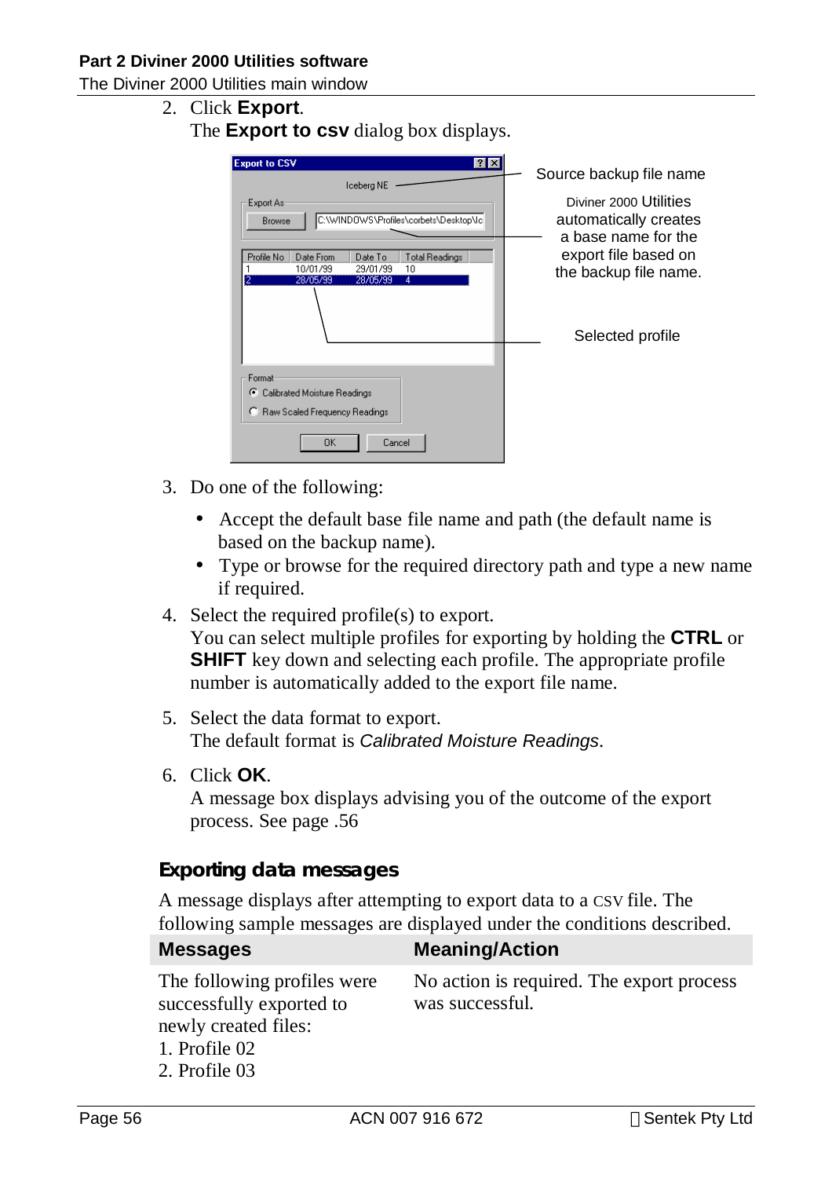2. Click **Export**.
   The **Export to csv** dialog box displays.

   Source backup file name

   Diviner 2000 Utilities automatically creates a base name for the export file based on the backup file name.

   Selected profile

3. Do one of the following:
   - Accept the default base file name and path (the default name is based on the backup name).
   - Type or browse for the required directory path and type a new name if required.
4. Select the required profile(s) to export.
   You can select multiple profiles for exporting by holding the **CTRL** or **SHIFT** key down and selecting each profile. The appropriate profile number is automatically added to the export file name.
5. Select the data format to export.
   The default format is *Calibrated Moisture Readings*.
6. Click **OK**.
   A message box displays advising you of the outcome of the export process. See page .56

### Exporting data messages

A message displays after attempting to export data to a CSV file. The following sample messages are displayed under the conditions described.

| Messages | Meaning/Action |
|---|---|
| The following profiles were successfully exported to newly created files:<br>1. Profile 02<br>2. Profile 03 | No action is required. The export process was successful. |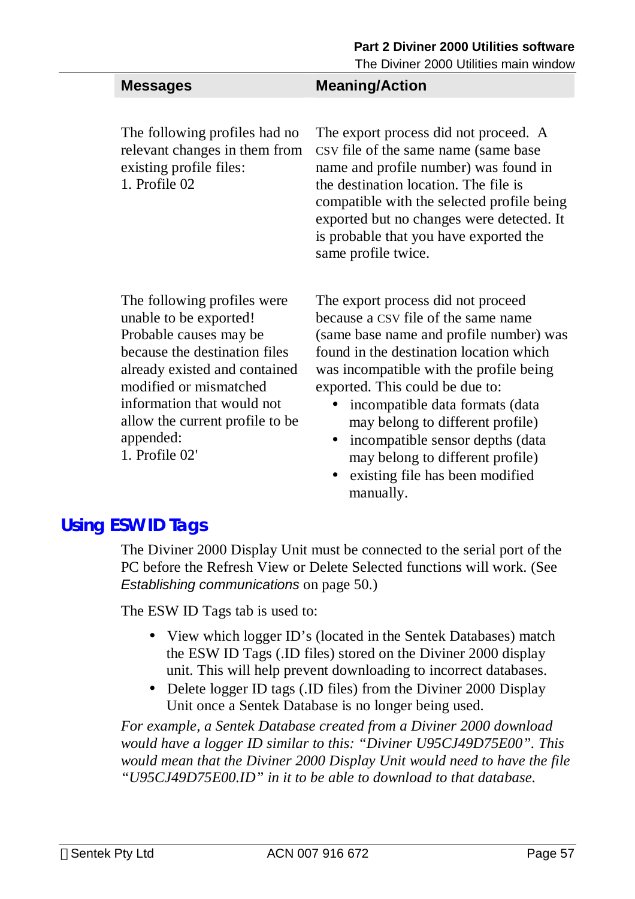| Messages | Meaning/Action |
|---|---|
| The following profiles had no relevant changes in them from existing profile files:<br>1. Profile 02 | The export process did not proceed. A CSV file of the same name (same base name and profile number) was found in the destination location. The file is compatible with the selected profile being exported but no changes were detected. It is probable that you have exported the same profile twice. |
| The following profiles were unable to be exported! Probable causes may be because the destination files already existed and contained modified or mismatched information that would not allow the current profile to be appended:<br>1. Profile 02' | The export process did not proceed because a CSV file of the same name (same base name and profile number) was found in the destination location which was incompatible with the profile being exported. This could be due to:<br>• incompatible data formats (data may belong to different profile)<br>• incompatible sensor depths (data may belong to different profile)<br>• existing file has been modified manually. |

## Using ESW ID Tags

The Diviner 2000 Display Unit must be connected to the serial port of the PC before the Refresh View or Delete Selected functions will work. (See *Establishing communications* on page 50.)

The ESW ID Tags tab is used to:

- View which logger ID's (located in the Sentek Databases) match the ESW ID Tags (.ID files) stored on the Diviner 2000 display unit. This will help prevent downloading to incorrect databases.
- Delete logger ID tags (.ID files) from the Diviner 2000 Display Unit once a Sentek Database is no longer being used.

*For example, a Sentek Database created from a Diviner 2000 download would have a logger ID similar to this: "Diviner U95CJ49D75E00". This would mean that the Diviner 2000 Display Unit would need to have the file "U95CJ49D75E00.ID" in it to be able to download to that database.*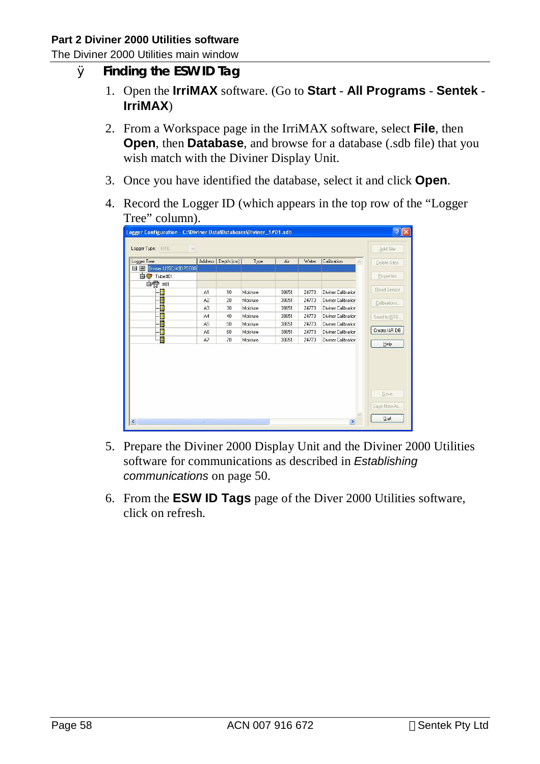## Finding the ESW ID Tag

1. Open the **IrriMAX** software. (Go to **Start** - **All Programs** - **Sentek** - **IrriMAX**)

2. From a Workspace page in the IrriMAX software, select **File**, then **Open**, then **Database**, and browse for a database (.sdb file) that you wish match with the Diviner Display Unit.

3. Once you have identified the database, select it and click **Open**.

4. Record the Logger ID (which appears in the top row of the "Logger Tree" column).

5. Prepare the Diviner 2000 Display Unit and the Diviner 2000 Utilities software for communications as described in *Establishing communications* on page 50.

6. From the **ESW ID Tags** page of the Diver 2000 Utilities software, click on refresh.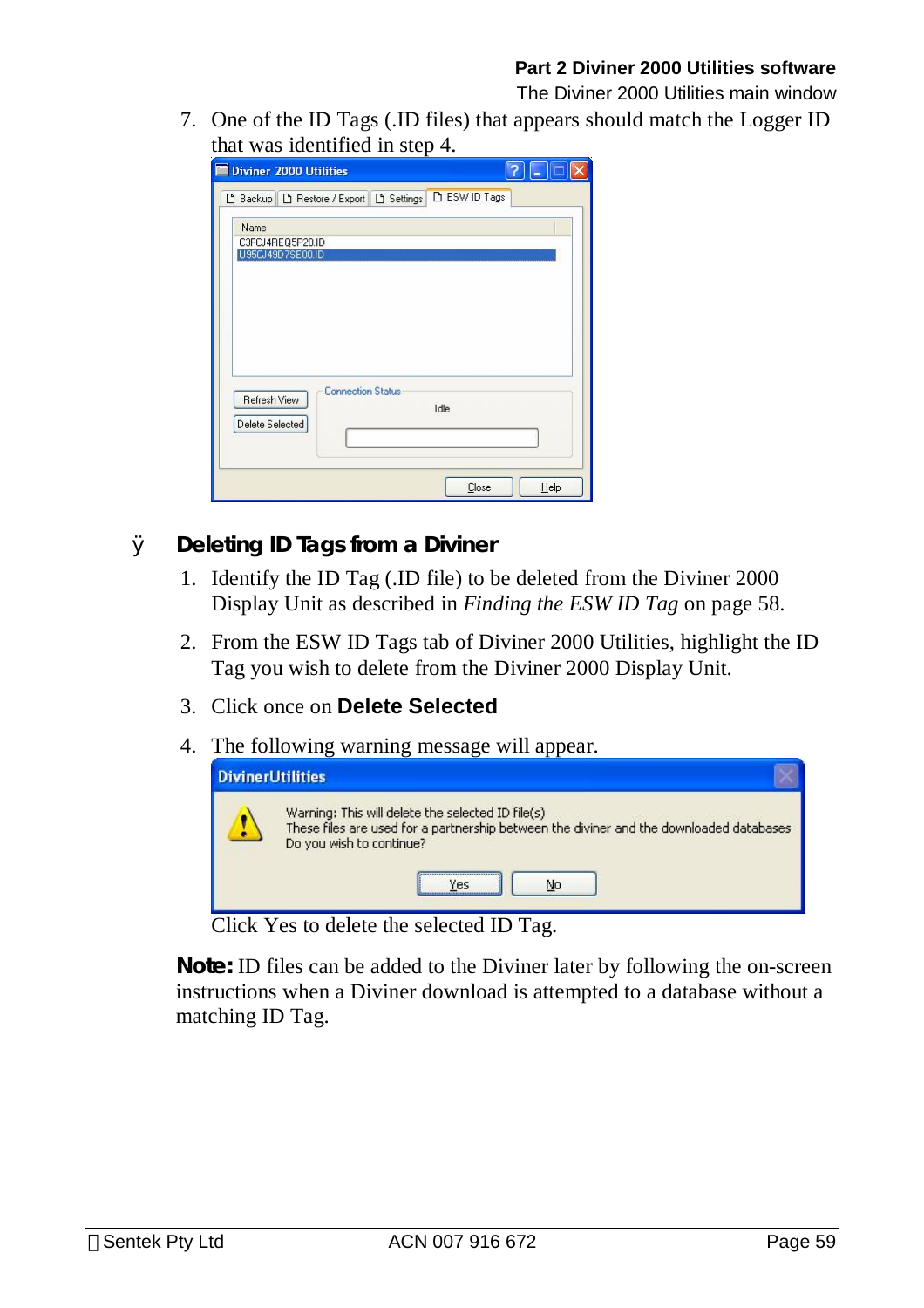7. One of the ID Tags (.ID files) that appears should match the Logger ID that was identified in step 4.

## Deleting ID Tags from a Diviner

1. Identify the ID Tag (.ID file) to be deleted from the Diviner 2000 Display Unit as described in *Finding the ESW ID Tag* on page 58.
2. From the ESW ID Tags tab of Diviner 2000 Utilities, highlight the ID Tag you wish to delete from the Diviner 2000 Display Unit.
3. Click once on **Delete Selected**
4. The following warning message will appear.

   Click Yes to delete the selected ID Tag.

**Note:** ID files can be added to the Diviner later by following the on-screen instructions when a Diviner download is attempted to a database without a matching ID Tag.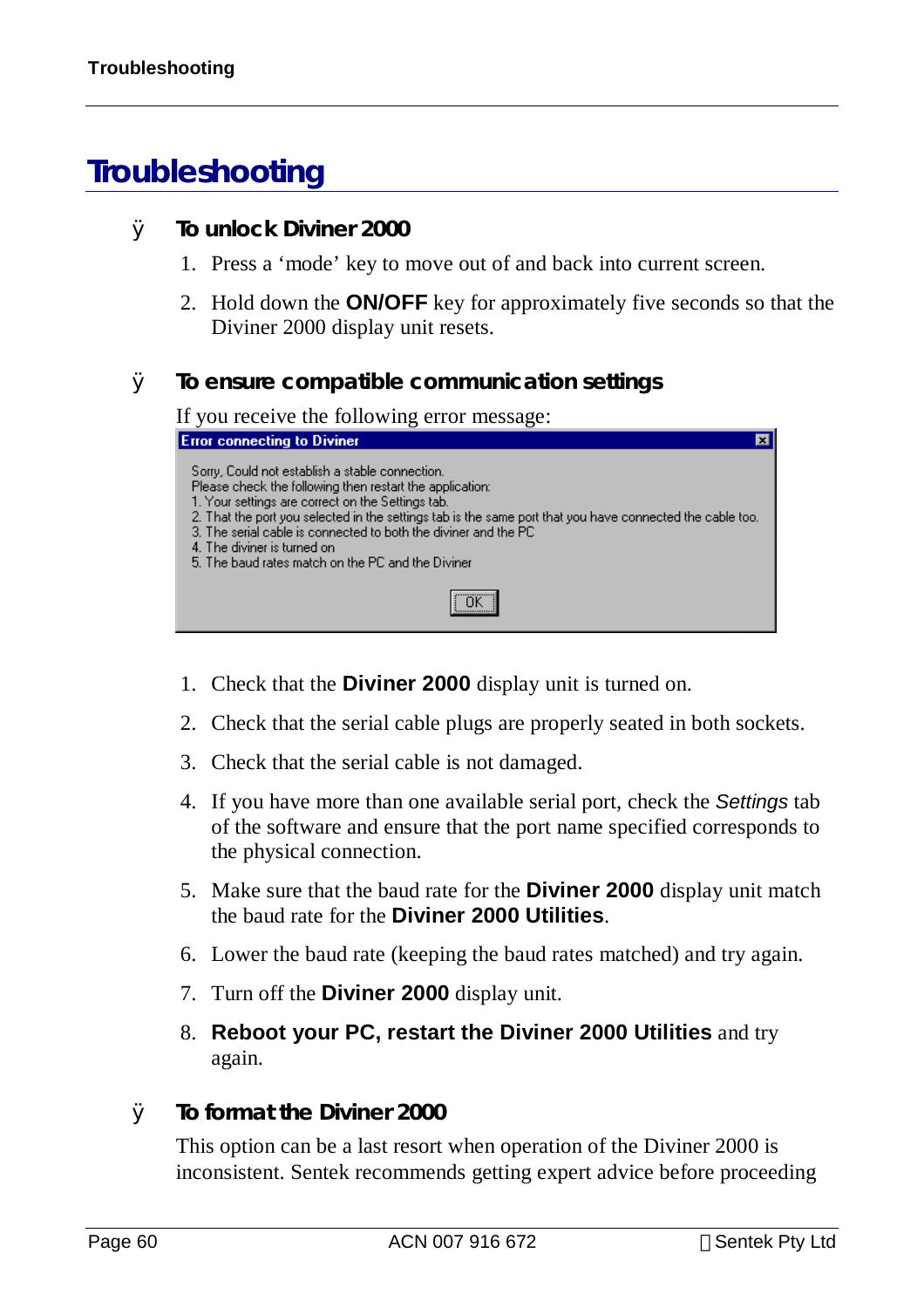# Troubleshooting

- **To unlock Diviner 2000**

  1. Press a 'mode' key to move out of and back into current screen.
  2. Hold down the **ON/OFF** key for approximately five seconds so that the Diviner 2000 display unit resets.

- **To ensure compatible communication settings**

  If you receive the following error message:

  > **Error connecting to Diviner**
  >
  > Sorry, Could not establish a stable connection.
  > Please check the following then restart the application:
  > 1. Your settings are correct on the Settings tab.
  > 2. That the port you selected in the settings tab is the same port that you have connected the cable too.
  > 3. The serial cable is connected to both the diviner and the PC
  > 4. The diviner is turned on
  > 5. The baud rates match on the PC and the Diviner
  >
  > OK

  1. Check that the **Diviner 2000** display unit is turned on.
  2. Check that the serial cable plugs are properly seated in both sockets.
  3. Check that the serial cable is not damaged.
  4. If you have more than one available serial port, check the *Settings* tab of the software and ensure that the port name specified corresponds to the physical connection.
  5. Make sure that the baud rate for the **Diviner 2000** display unit match the baud rate for the **Diviner 2000 Utilities**.
  6. Lower the baud rate (keeping the baud rates matched) and try again.
  7. Turn off the **Diviner 2000** display unit.
  8. **Reboot your PC, restart the Diviner 2000 Utilities** and try again.

- **To format the Diviner 2000**

  This option can be a last resort when operation of the Diviner 2000 is inconsistent. Sentek recommends getting expert advice before proceeding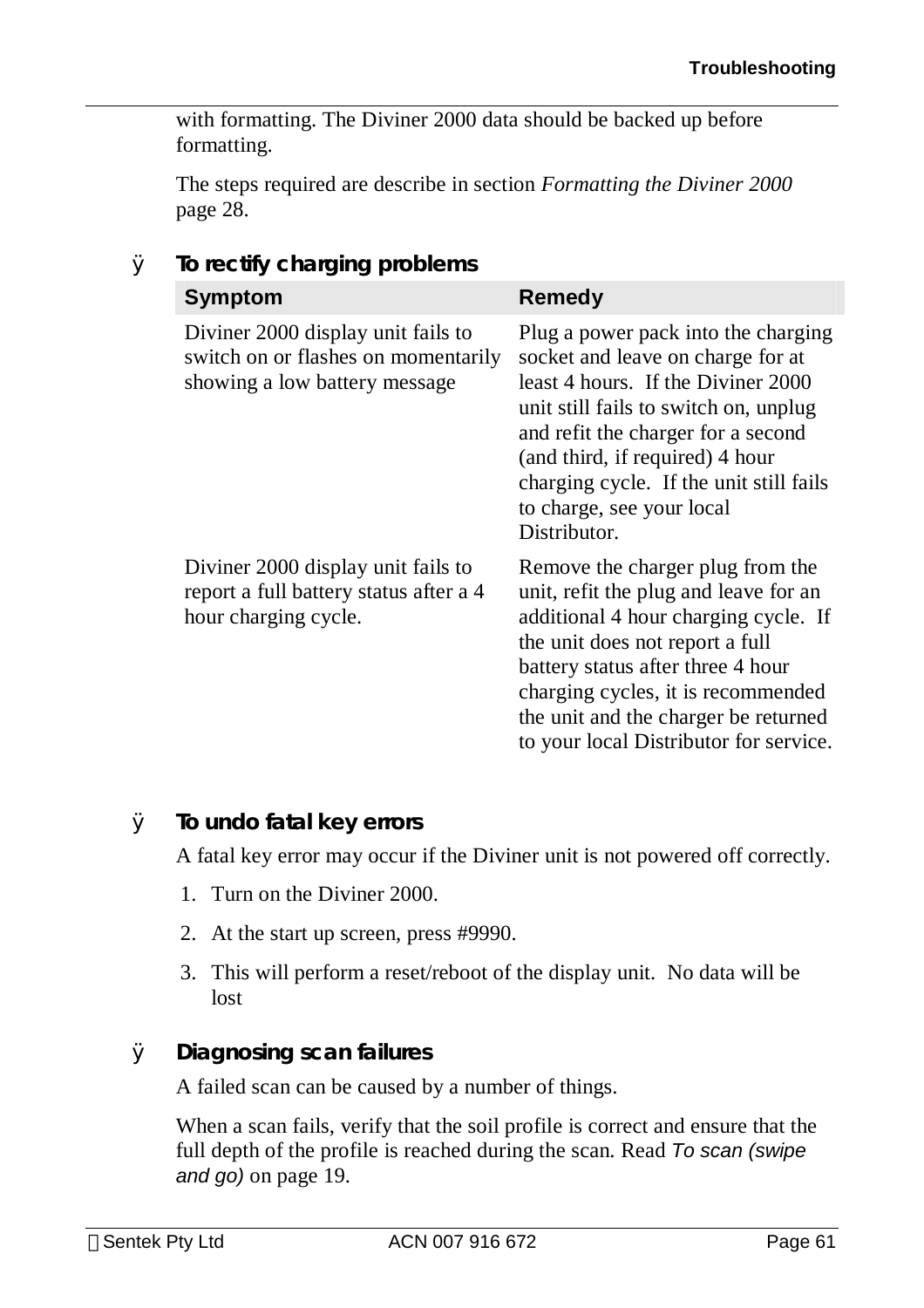with formatting. The Diviner 2000 data should be backed up before formatting.

The steps required are describe in section *Formatting the Diviner 2000* page 28.

### To rectify charging problems

| Symptom | Remedy |
|---|---|
| Diviner 2000 display unit fails to switch on or flashes on momentarily showing a low battery message | Plug a power pack into the charging socket and leave on charge for at least 4 hours. If the Diviner 2000 unit still fails to switch on, unplug and refit the charger for a second (and third, if required) 4 hour charging cycle. If the unit still fails to charge, see your local Distributor. |
| Diviner 2000 display unit fails to report a full battery status after a 4 hour charging cycle. | Remove the charger plug from the unit, refit the plug and leave for an additional 4 hour charging cycle. If the unit does not report a full battery status after three 4 hour charging cycles, it is recommended the unit and the charger be returned to your local Distributor for service. |

### To undo fatal key errors

A fatal key error may occur if the Diviner unit is not powered off correctly.

1. Turn on the Diviner 2000.
2. At the start up screen, press #9990.
3. This will perform a reset/reboot of the display unit. No data will be lost

### Diagnosing scan failures

A failed scan can be caused by a number of things.

When a scan fails, verify that the soil profile is correct and ensure that the full depth of the profile is reached during the scan. Read *To scan (swipe and go)* on page 19.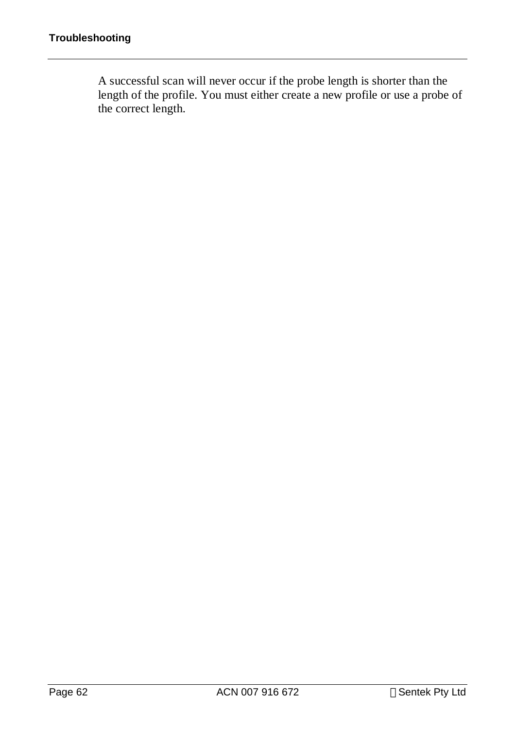A successful scan will never occur if the probe length is shorter than the length of the profile. You must either create a new profile or use a probe of the correct length.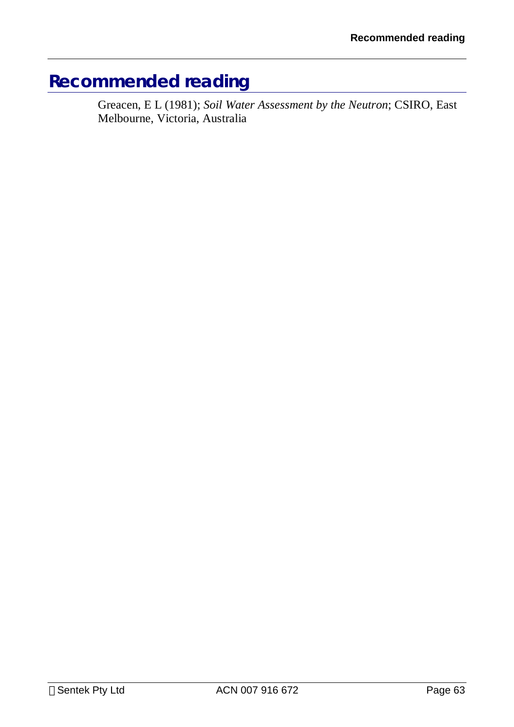# Recommended reading

Greacen, E L (1981); *Soil Water Assessment by the Neutron*; CSIRO, East Melbourne, Victoria, Australia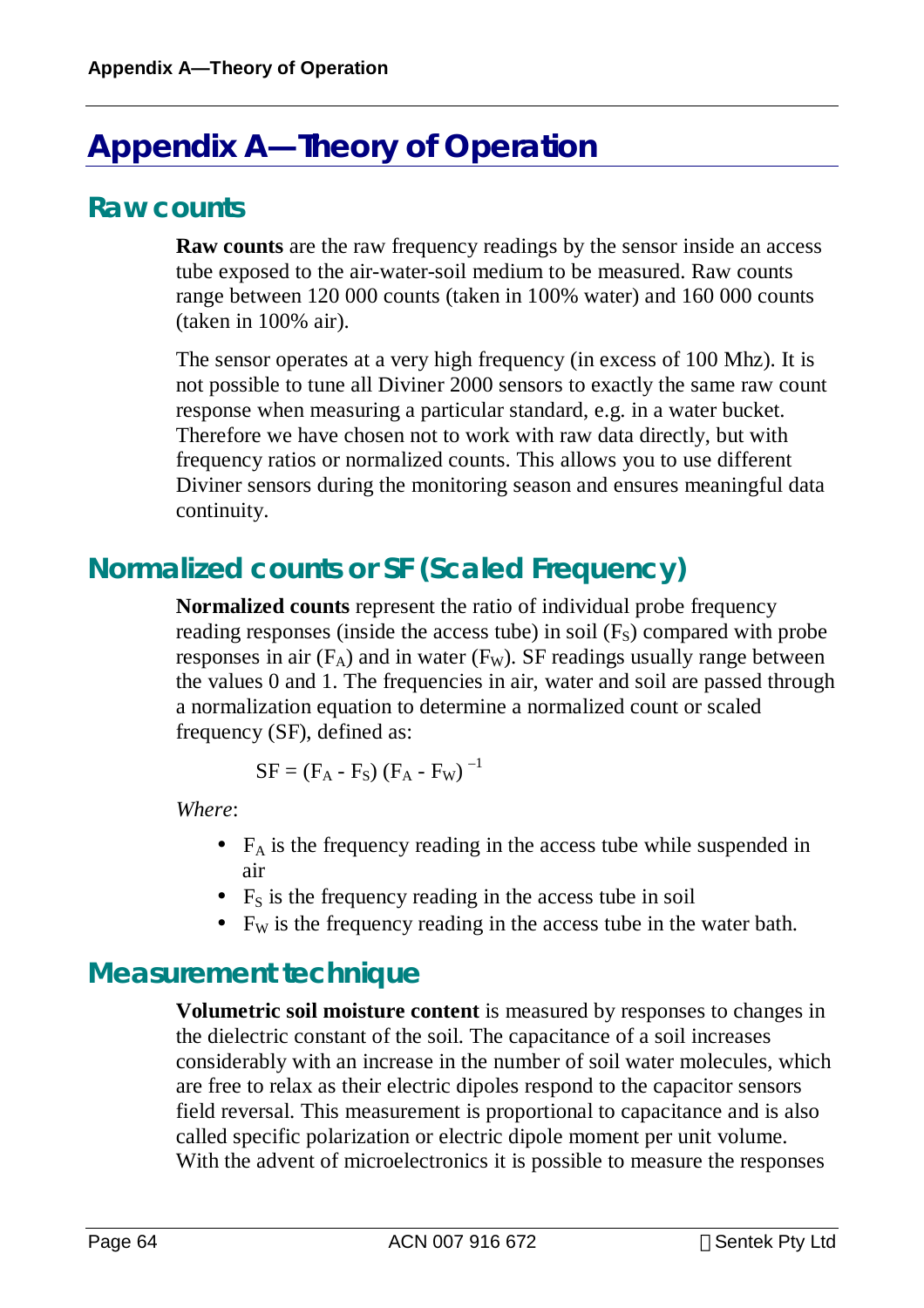# Appendix A—Theory of Operation

## Raw counts

**Raw counts** are the raw frequency readings by the sensor inside an access tube exposed to the air-water-soil medium to be measured. Raw counts range between 120 000 counts (taken in 100% water) and 160 000 counts (taken in 100% air).

The sensor operates at a very high frequency (in excess of 100 Mhz). It is not possible to tune all Diviner 2000 sensors to exactly the same raw count response when measuring a particular standard, e.g. in a water bucket. Therefore we have chosen not to work with raw data directly, but with frequency ratios or normalized counts. This allows you to use different Diviner sensors during the monitoring season and ensures meaningful data continuity.

## Normalized counts or SF (Scaled Frequency)

**Normalized counts** represent the ratio of individual probe frequency reading responses (inside the access tube) in soil ($F_S$) compared with probe responses in air ($F_A$) and in water ($F_W$). SF readings usually range between the values 0 and 1. The frequencies in air, water and soil are passed through a normalization equation to determine a normalized count or scaled frequency (SF), defined as:

$$SF = (F_A - F_S)\,(F_A - F_W)^{-1}$$

*Where*:

- $F_A$ is the frequency reading in the access tube while suspended in air
- $F_S$ is the frequency reading in the access tube in soil
- $F_W$ is the frequency reading in the access tube in the water bath.

## Measurement technique

**Volumetric soil moisture content** is measured by responses to changes in the dielectric constant of the soil. The capacitance of a soil increases considerably with an increase in the number of soil water molecules, which are free to relax as their electric dipoles respond to the capacitor sensors field reversal. This measurement is proportional to capacitance and is also called specific polarization or electric dipole moment per unit volume. With the advent of microelectronics it is possible to measure the responses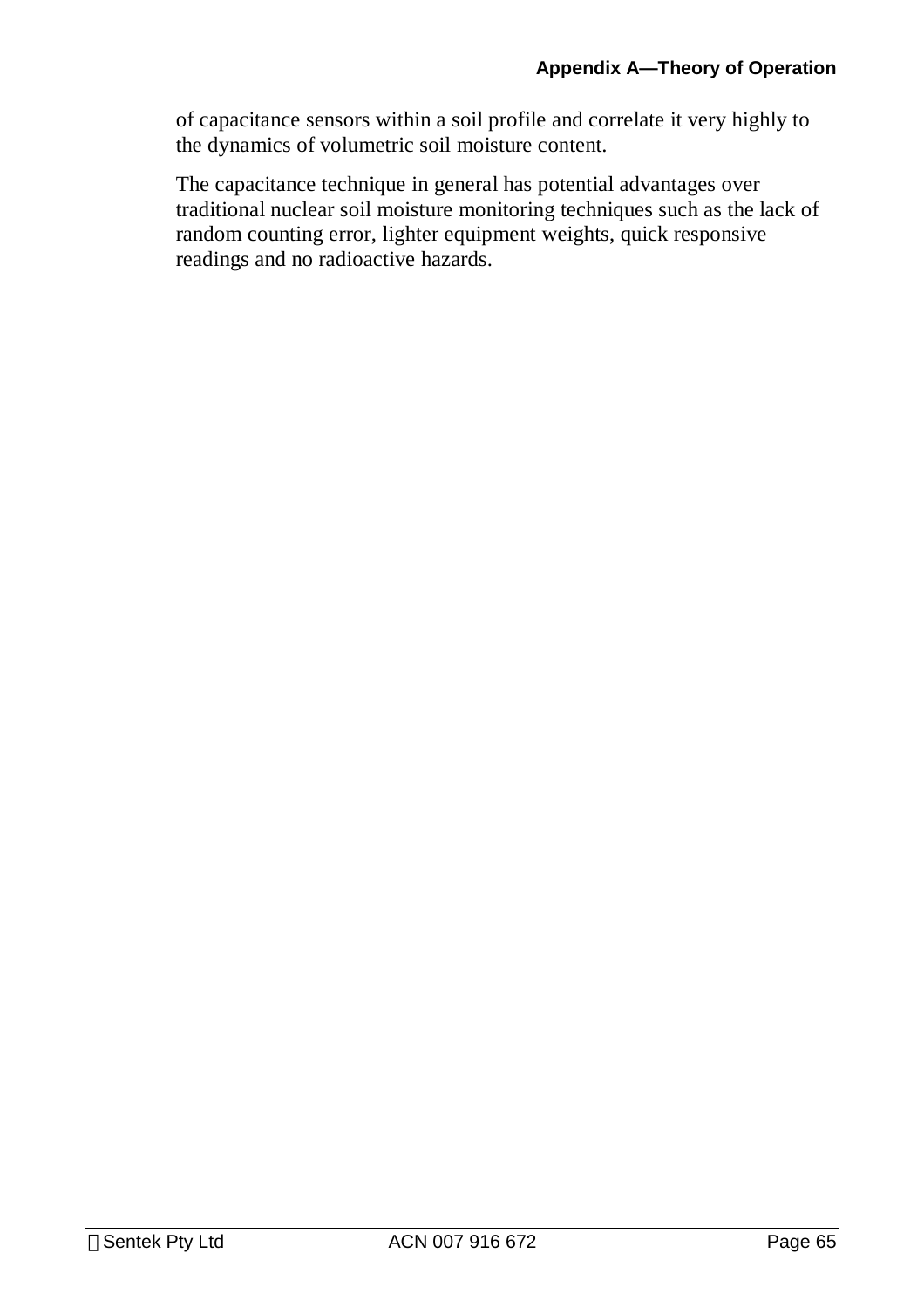of capacitance sensors within a soil profile and correlate it very highly to the dynamics of volumetric soil moisture content.

The capacitance technique in general has potential advantages over traditional nuclear soil moisture monitoring techniques such as the lack of random counting error, lighter equipment weights, quick responsive readings and no radioactive hazards.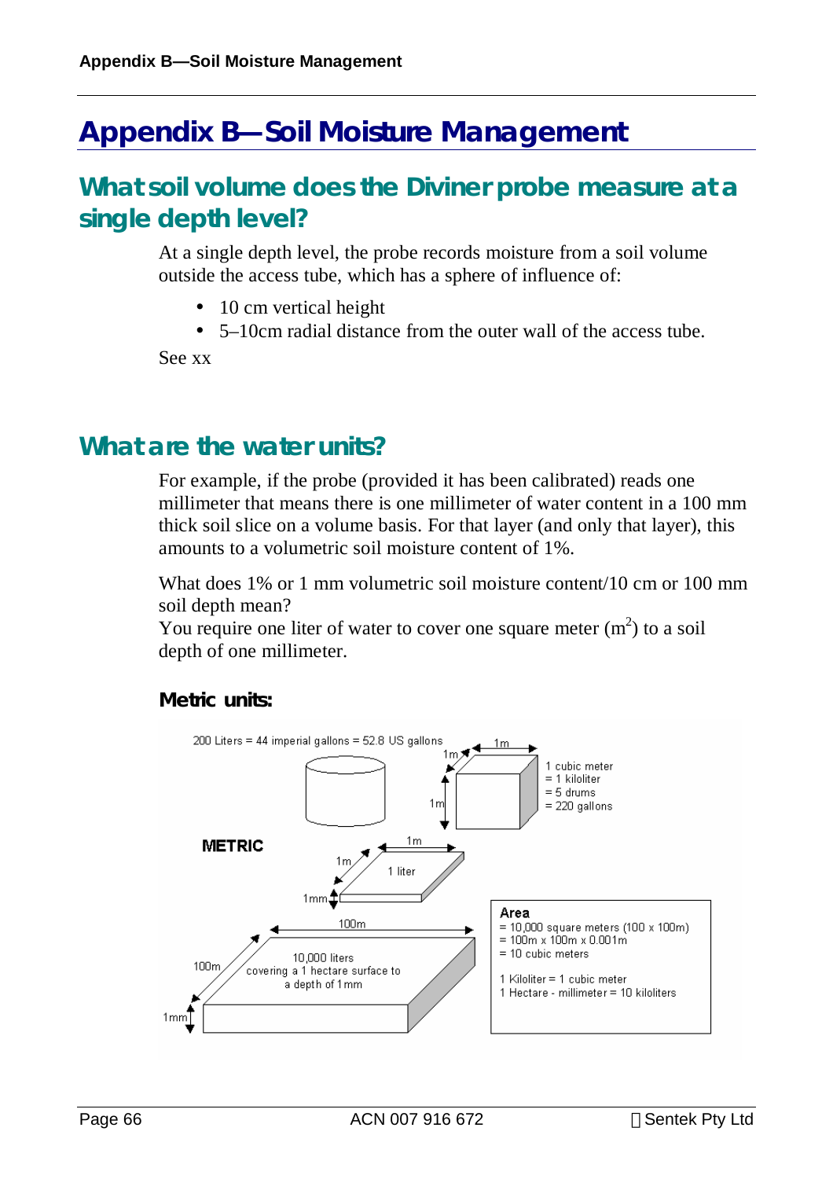# Appendix B—Soil Moisture Management

## What soil volume does the Diviner probe measure at a single depth level?

At a single depth level, the probe records moisture from a soil volume outside the access tube, which has a sphere of influence of:

- 10 cm vertical height
- 5–10cm radial distance from the outer wall of the access tube.

See xx

## What are the water units?

For example, if the probe (provided it has been calibrated) reads one millimeter that means there is one millimeter of water content in a 100 mm thick soil slice on a volume basis. For that layer (and only that layer), this amounts to a volumetric soil moisture content of 1%.

What does 1% or 1 mm volumetric soil moisture content/10 cm or 100 mm soil depth mean?
You require one liter of water to cover one square meter ($m^2$) to a soil depth of one millimeter.

### Metric units:

200 Liters = 44 imperial gallons = 52.8 US gallons

METRIC

1 cubic meter
= 1 kiloliter
= 5 drums
= 220 gallons

1 liter (1m x 1m x 1mm)

10,000 liters covering a 1 hectare surface to a depth of 1mm (100m x 100m x 1mm)

**Area**
= 10,000 square meters (100 x 100m)
= 100m x 100m x 0.001m
= 10 cubic meters

1 Kiloliter = 1 cubic meter
1 Hectare - millimeter = 10 kiloliters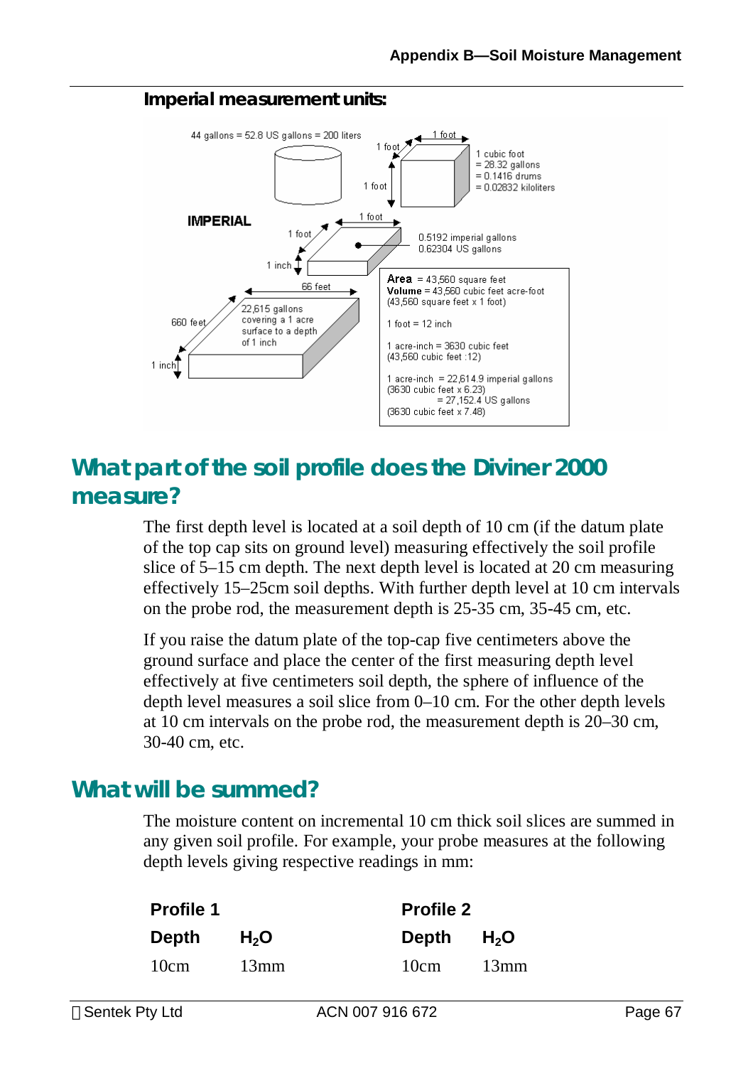**Imperial measurement units:**

44 gallons = 52.8 US gallons = 200 liters

1 foot × 1 foot × 1 foot: 1 cubic foot = 28.32 gallons = 0.1416 drums = 0.02832 kiloliters

IMPERIAL

1 foot × 1 foot × 1 inch: 0.5192 imperial gallons, 0.62304 US gallons

660 feet × 66 feet × 1 inch: 22,615 gallons covering a 1 acre surface to a depth of 1 inch

**Area** = 43,560 square feet
**Volume** = 43,560 cubic feet acre-foot (43,560 square feet x 1 foot)

1 foot = 12 inch

1 acre-inch = 3630 cubic feet (43,560 cubic feet :12)

1 acre-inch = 22,614.9 imperial gallons (3630 cubic feet x 6.23)
= 27,152.4 US gallons (3630 cubic feet x 7.48)

## What part of the soil profile does the Diviner 2000 measure?

The first depth level is located at a soil depth of 10 cm (if the datum plate of the top cap sits on ground level) measuring effectively the soil profile slice of 5–15 cm depth. The next depth level is located at 20 cm measuring effectively 15–25cm soil depths. With further depth level at 10 cm intervals on the probe rod, the measurement depth is 25-35 cm, 35-45 cm, etc.

If you raise the datum plate of the top-cap five centimeters above the ground surface and place the center of the first measuring depth level effectively at five centimeters soil depth, the sphere of influence of the depth level measures a soil slice from 0–10 cm. For the other depth levels at 10 cm intervals on the probe rod, the measurement depth is 20–30 cm, 30-40 cm, etc.

## What will be summed?

The moisture content on incremental 10 cm thick soil slices are summed in any given soil profile. For example, your probe measures at the following depth levels giving respective readings in mm:

| **Profile 1** | | **Profile 2** | |
|---|---|---|---|
| **Depth** | **$H_2O$** | **Depth** | **$H_2O$** |
| 10cm | 13mm | 10cm | 13mm |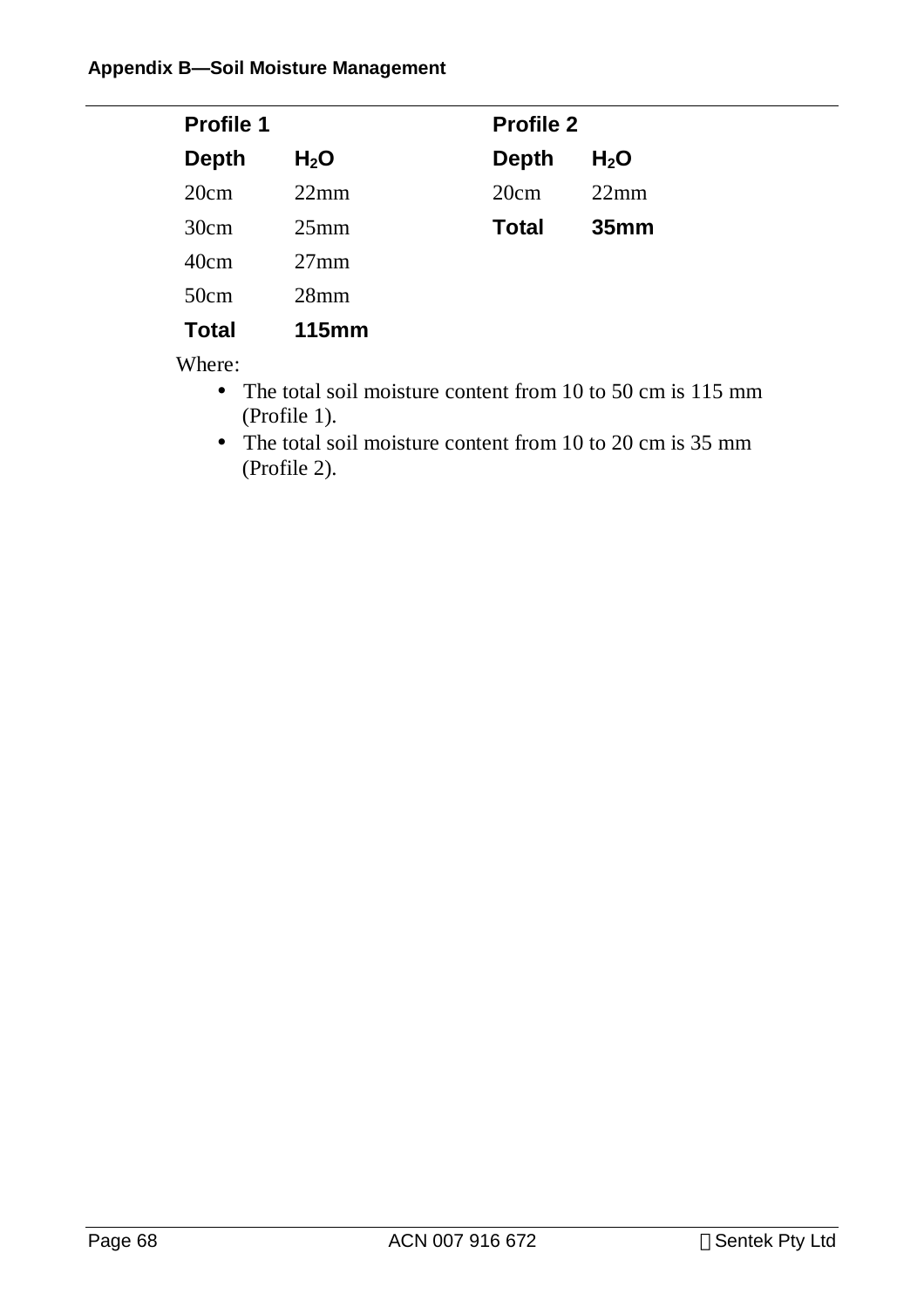| Profile 1 | | Profile 2 | |
|---|---|---|---|
| **Depth** | **$H_2O$** | **Depth** | **$H_2O$** |
| 20cm | 22mm | 20cm | 22mm |
| 30cm | 25mm | **Total** | **35mm** |
| 40cm | 27mm | | |
| 50cm | 28mm | | |
| **Total** | **115mm** | | |

Where:

- The total soil moisture content from 10 to 50 cm is 115 mm (Profile 1).
- The total soil moisture content from 10 to 20 cm is 35 mm (Profile 2).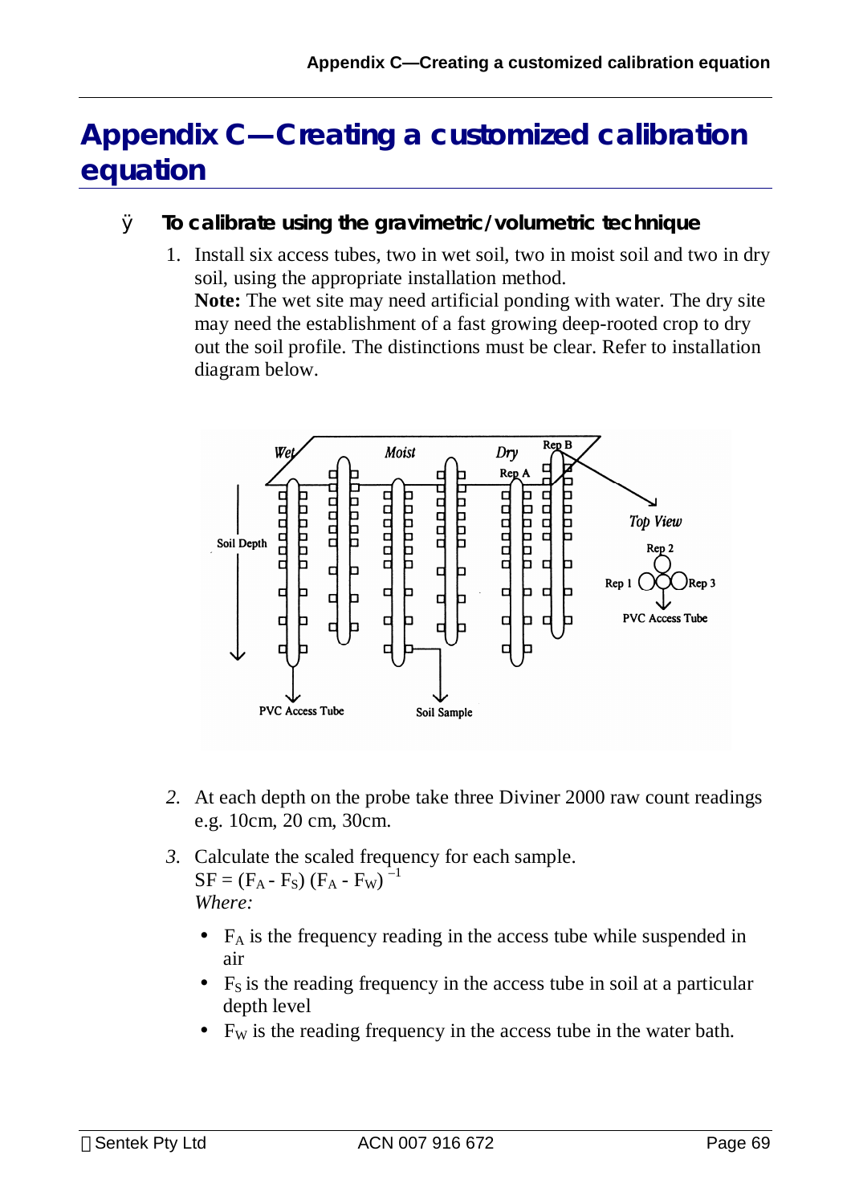# Appendix C—Creating a customized calibration equation

### To calibrate using the gravimetric/volumetric technique

1. Install six access tubes, two in wet soil, two in moist soil and two in dry soil, using the appropriate installation method.
   **Note:** The wet site may need artificial ponding with water. The dry site may need the establishment of a fast growing deep-rooted crop to dry out the soil profile. The distinctions must be clear. Refer to installation diagram below.

2. At each depth on the probe take three Diviner 2000 raw count readings e.g. 10cm, 20 cm, 30cm.

3. Calculate the scaled frequency for each sample.
   $SF = (F_A - F_S)(F_A - F_W)^{-1}$
   *Where:*
   - $F_A$ is the frequency reading in the access tube while suspended in air
   - $F_S$ is the reading frequency in the access tube in soil at a particular depth level
   - $F_W$ is the reading frequency in the access tube in the water bath.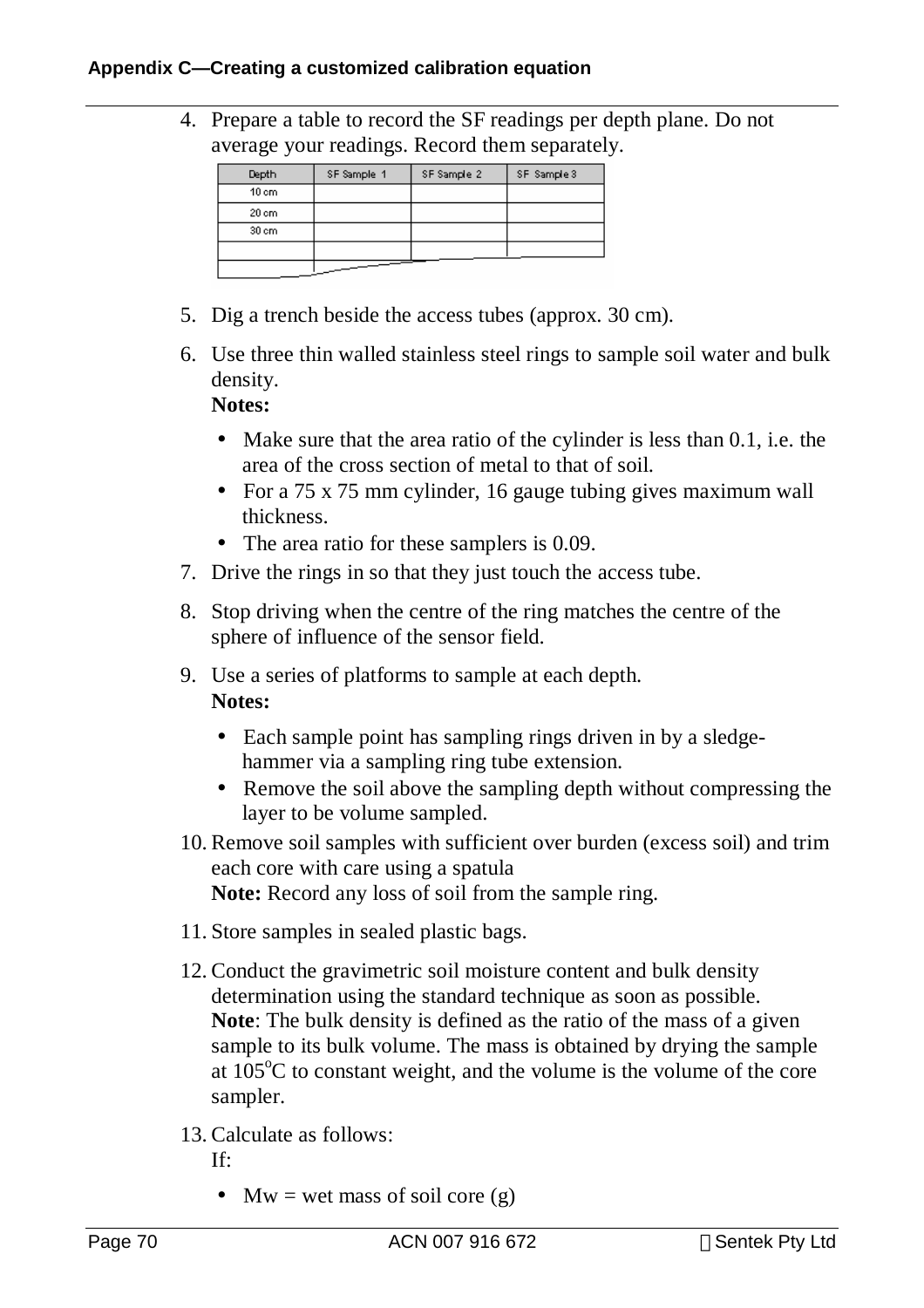4. Prepare a table to record the SF readings per depth plane. Do not average your readings. Record them separately.

| Depth | SF Sample 1 | SF Sample 2 | SF Sample 3 |
|---|---|---|---|
| 10 cm | | | |
| 20 cm | | | |
| 30 cm | | | |
| | | | |
| | | | |

5. Dig a trench beside the access tubes (approx. 30 cm).

6. Use three thin walled stainless steel rings to sample soil water and bulk density.
   **Notes:**
   - Make sure that the area ratio of the cylinder is less than 0.1, i.e. the area of the cross section of metal to that of soil.
   - For a 75 x 75 mm cylinder, 16 gauge tubing gives maximum wall thickness.
   - The area ratio for these samplers is 0.09.

7. Drive the rings in so that they just touch the access tube.

8. Stop driving when the centre of the ring matches the centre of the sphere of influence of the sensor field.

9. Use a series of platforms to sample at each depth.
   **Notes:**
   - Each sample point has sampling rings driven in by a sledge-hammer via a sampling ring tube extension.
   - Remove the soil above the sampling depth without compressing the layer to be volume sampled.

10. Remove soil samples with sufficient over burden (excess soil) and trim each core with care using a spatula
    **Note:** Record any loss of soil from the sample ring.

11. Store samples in sealed plastic bags.

12. Conduct the gravimetric soil moisture content and bulk density determination using the standard technique as soon as possible.
    **Note**: The bulk density is defined as the ratio of the mass of a given sample to its bulk volume. The mass is obtained by drying the sample at 105$^{o}$C to constant weight, and the volume is the volume of the core sampler.

13. Calculate as follows:
    If:
    - Mw = wet mass of soil core (g)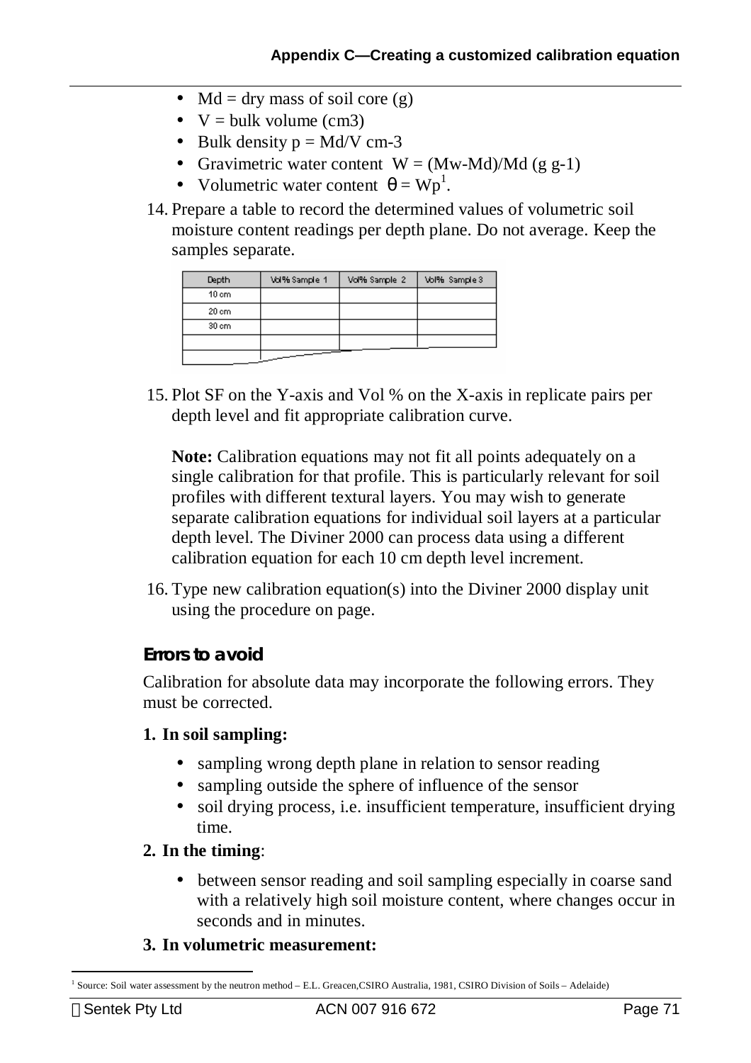- Md = dry mass of soil core (g)
- V = bulk volume (cm3)
- Bulk density p = Md/V cm-3
- Gravimetric water content W = (Mw-Md)/Md (g g-1)
- Volumetric water content θ = Wp[1].

14. Prepare a table to record the determined values of volumetric soil moisture content readings per depth plane. Do not average. Keep the samples separate.

| Depth | Vol% Sample 1 | Vol% Sample 2 | Vol% Sample 3 |
|---|---|---|---|
| 10 cm | | | |
| 20 cm | | | |
| 30 cm | | | |
| | | | |
| | | | |

15. Plot SF on the Y-axis and Vol % on the X-axis in replicate pairs per depth level and fit appropriate calibration curve.

    **Note:** Calibration equations may not fit all points adequately on a single calibration for that profile. This is particularly relevant for soil profiles with different textural layers. You may wish to generate separate calibration equations for individual soil layers at a particular depth level. The Diviner 2000 can process data using a different calibration equation for each 10 cm depth level increment.

16. Type new calibration equation(s) into the Diviner 2000 display unit using the procedure on page.

### Errors to avoid

Calibration for absolute data may incorporate the following errors. They must be corrected.

**1. In soil sampling:**

- sampling wrong depth plane in relation to sensor reading
- sampling outside the sphere of influence of the sensor
- soil drying process, i.e. insufficient temperature, insufficient drying time.

**2. In the timing**:

- between sensor reading and soil sampling especially in coarse sand with a relatively high soil moisture content, where changes occur in seconds and in minutes.

**3. In volumetric measurement:**

[1] Source: Soil water assessment by the neutron method – E.L. Greacen,CSIRO Australia, 1981, CSIRO Division of Soils – Adelaide)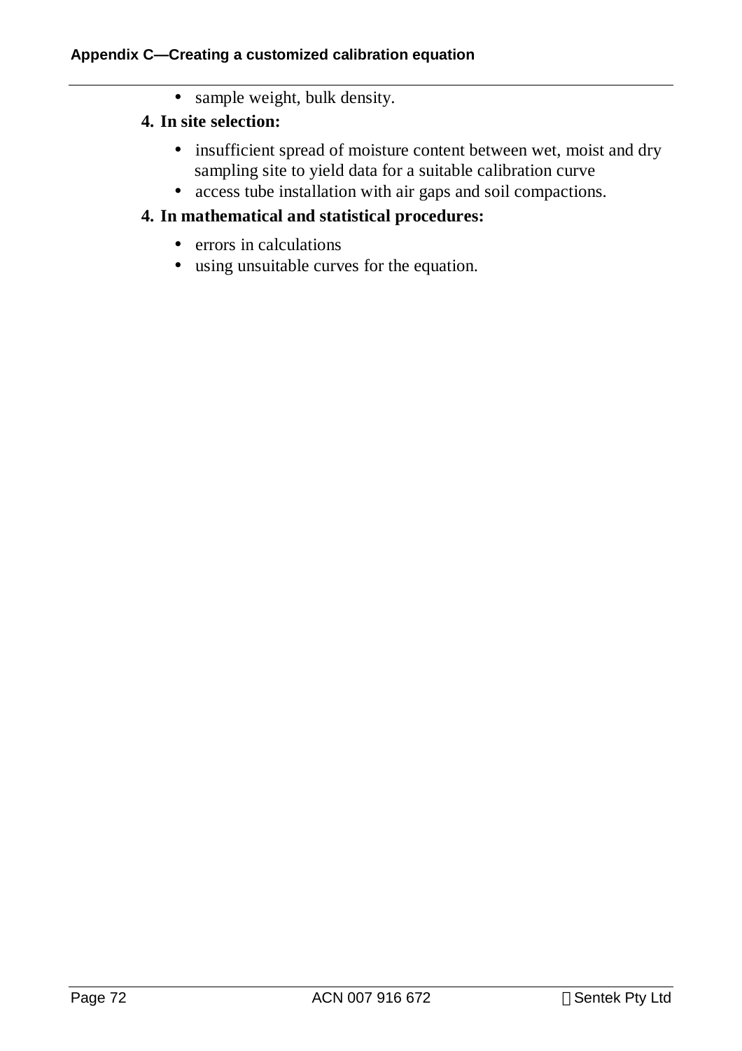- sample weight, bulk density.

4. **In site selection:**

- insufficient spread of moisture content between wet, moist and dry sampling site to yield data for a suitable calibration curve
- access tube installation with air gaps and soil compactions.

4. **In mathematical and statistical procedures:**

- errors in calculations
- using unsuitable curves for the equation.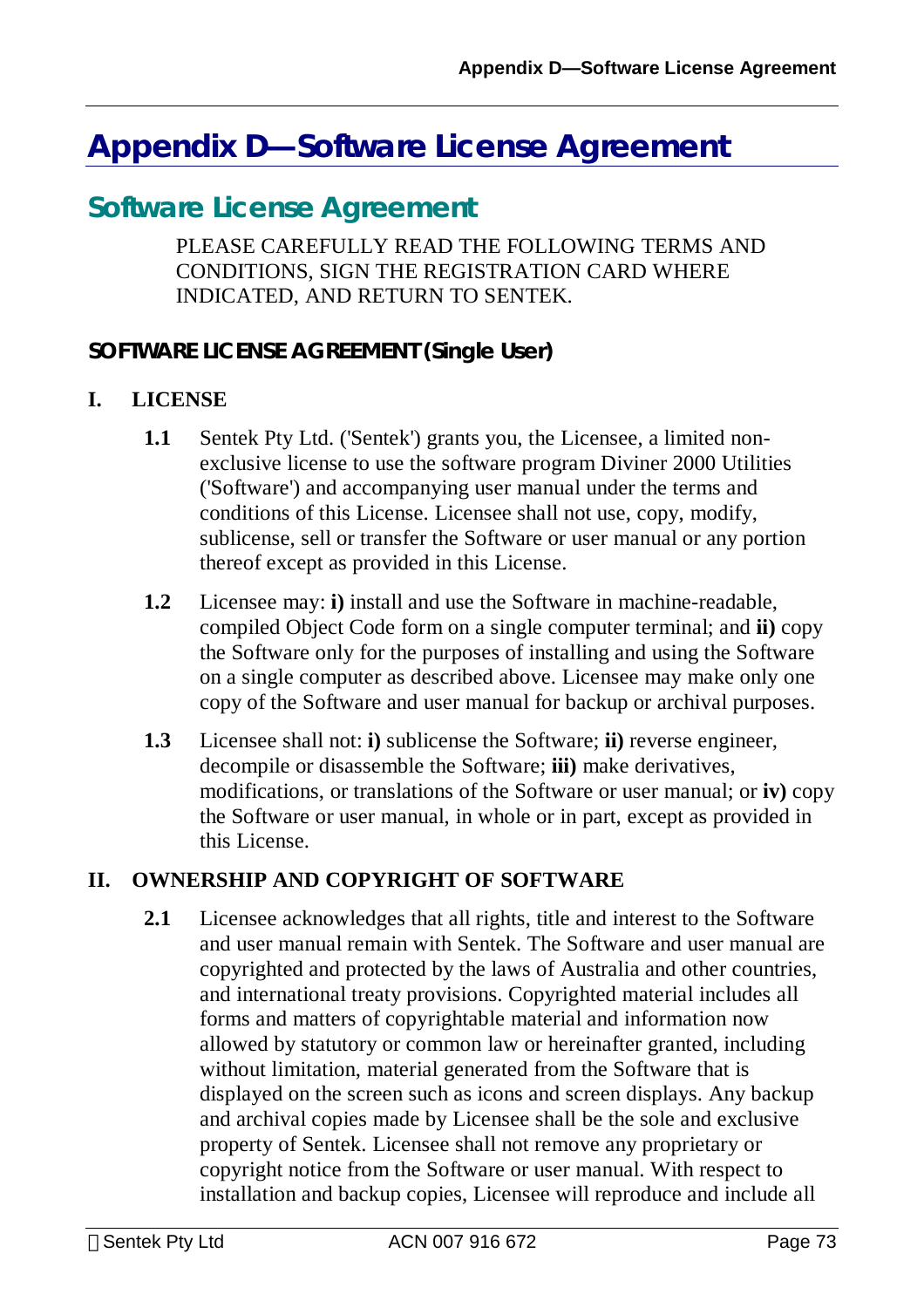# Appendix D—Software License Agreement

## Software License Agreement

PLEASE CAREFULLY READ THE FOLLOWING TERMS AND CONDITIONS, SIGN THE REGISTRATION CARD WHERE INDICATED, AND RETURN TO SENTEK.

### SOFTWARE LICENSE AGREEMENT (Single User)

**I. LICENSE**

**1.1** Sentek Pty Ltd. ('Sentek') grants you, the Licensee, a limited non-exclusive license to use the software program Diviner 2000 Utilities ('Software') and accompanying user manual under the terms and conditions of this License. Licensee shall not use, copy, modify, sublicense, sell or transfer the Software or user manual or any portion thereof except as provided in this License.

**1.2** Licensee may: **i)** install and use the Software in machine-readable, compiled Object Code form on a single computer terminal; and **ii)** copy the Software only for the purposes of installing and using the Software on a single computer as described above. Licensee may make only one copy of the Software and user manual for backup or archival purposes.

**1.3** Licensee shall not: **i)** sublicense the Software; **ii)** reverse engineer, decompile or disassemble the Software; **iii)** make derivatives, modifications, or translations of the Software or user manual; or **iv)** copy the Software or user manual, in whole or in part, except as provided in this License.

**II. OWNERSHIP AND COPYRIGHT OF SOFTWARE**

**2.1** Licensee acknowledges that all rights, title and interest to the Software and user manual remain with Sentek. The Software and user manual are copyrighted and protected by the laws of Australia and other countries, and international treaty provisions. Copyrighted material includes all forms and matters of copyrightable material and information now allowed by statutory or common law or hereinafter granted, including without limitation, material generated from the Software that is displayed on the screen such as icons and screen displays. Any backup and archival copies made by Licensee shall be the sole and exclusive property of Sentek. Licensee shall not remove any proprietary or copyright notice from the Software or user manual. With respect to installation and backup copies, Licensee will reproduce and include all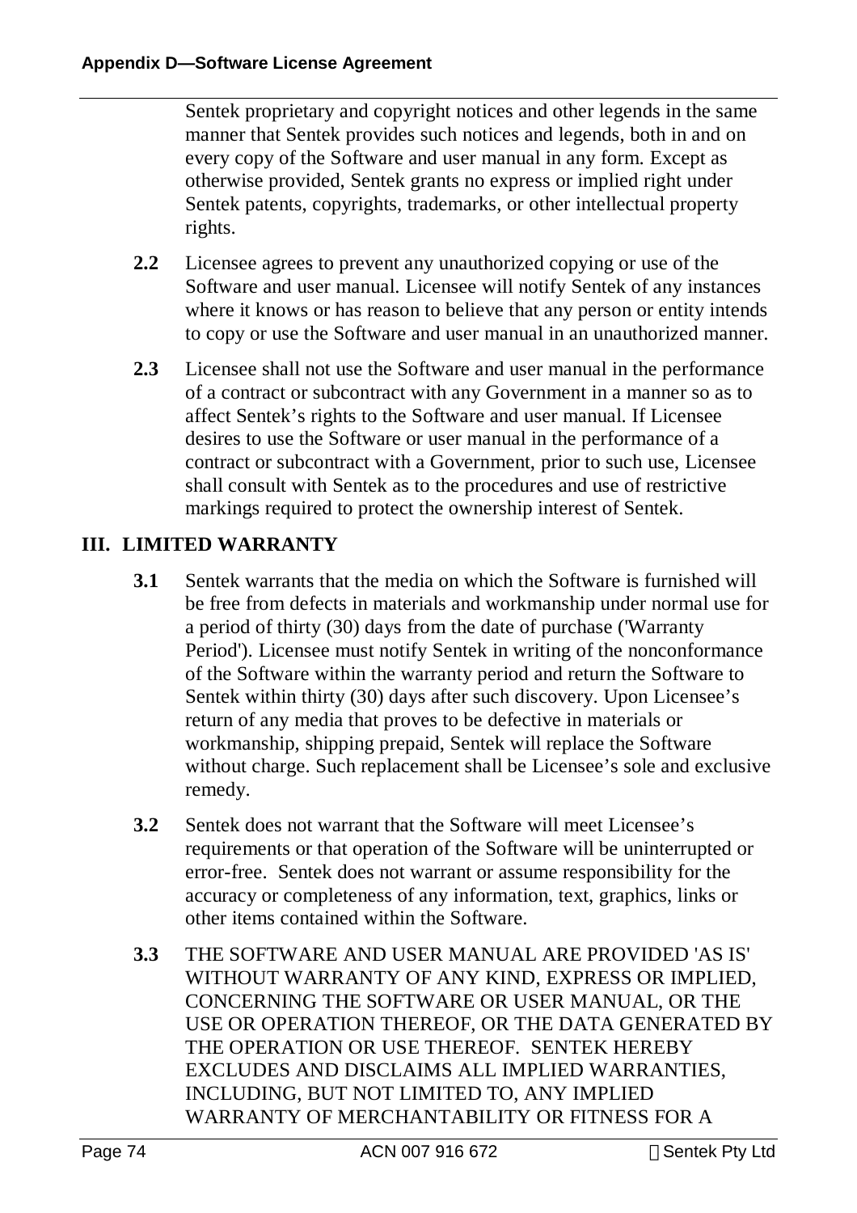Sentek proprietary and copyright notices and other legends in the same manner that Sentek provides such notices and legends, both in and on every copy of the Software and user manual in any form. Except as otherwise provided, Sentek grants no express or implied right under Sentek patents, copyrights, trademarks, or other intellectual property rights.

**2.2** Licensee agrees to prevent any unauthorized copying or use of the Software and user manual. Licensee will notify Sentek of any instances where it knows or has reason to believe that any person or entity intends to copy or use the Software and user manual in an unauthorized manner.

**2.3** Licensee shall not use the Software and user manual in the performance of a contract or subcontract with any Government in a manner so as to affect Sentek's rights to the Software and user manual. If Licensee desires to use the Software or user manual in the performance of a contract or subcontract with a Government, prior to such use, Licensee shall consult with Sentek as to the procedures and use of restrictive markings required to protect the ownership interest of Sentek.

## III. LIMITED WARRANTY

**3.1** Sentek warrants that the media on which the Software is furnished will be free from defects in materials and workmanship under normal use for a period of thirty (30) days from the date of purchase ('Warranty Period'). Licensee must notify Sentek in writing of the nonconformance of the Software within the warranty period and return the Software to Sentek within thirty (30) days after such discovery. Upon Licensee's return of any media that proves to be defective in materials or workmanship, shipping prepaid, Sentek will replace the Software without charge. Such replacement shall be Licensee's sole and exclusive remedy.

**3.2** Sentek does not warrant that the Software will meet Licensee's requirements or that operation of the Software will be uninterrupted or error-free. Sentek does not warrant or assume responsibility for the accuracy or completeness of any information, text, graphics, links or other items contained within the Software.

**3.3** THE SOFTWARE AND USER MANUAL ARE PROVIDED 'AS IS' WITHOUT WARRANTY OF ANY KIND, EXPRESS OR IMPLIED, CONCERNING THE SOFTWARE OR USER MANUAL, OR THE USE OR OPERATION THEREOF, OR THE DATA GENERATED BY THE OPERATION OR USE THEREOF. SENTEK HEREBY EXCLUDES AND DISCLAIMS ALL IMPLIED WARRANTIES, INCLUDING, BUT NOT LIMITED TO, ANY IMPLIED WARRANTY OF MERCHANTABILITY OR FITNESS FOR A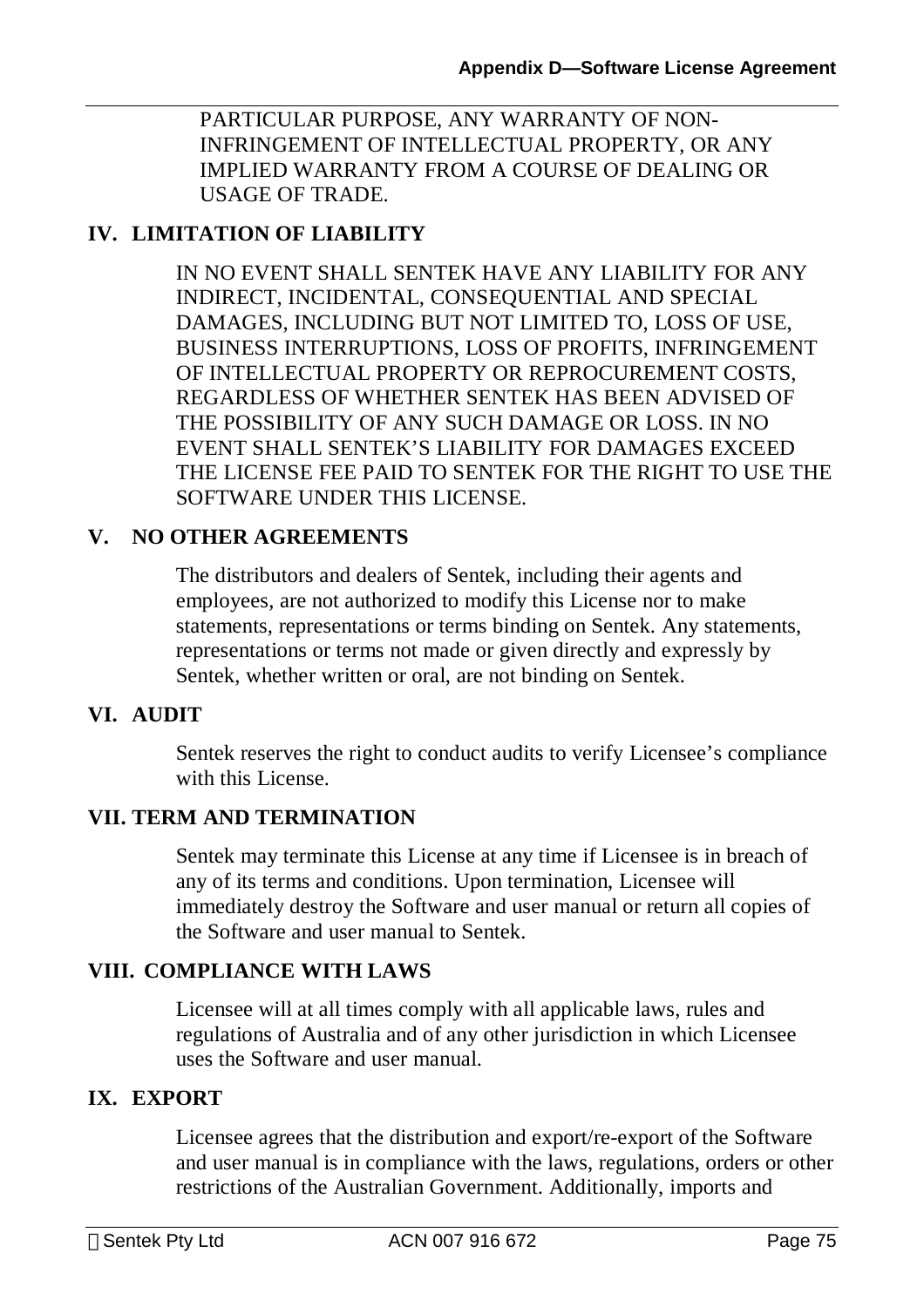PARTICULAR PURPOSE, ANY WARRANTY OF NON-INFRINGEMENT OF INTELLECTUAL PROPERTY, OR ANY IMPLIED WARRANTY FROM A COURSE OF DEALING OR USAGE OF TRADE.

## IV. LIMITATION OF LIABILITY

IN NO EVENT SHALL SENTEK HAVE ANY LIABILITY FOR ANY INDIRECT, INCIDENTAL, CONSEQUENTIAL AND SPECIAL DAMAGES, INCLUDING BUT NOT LIMITED TO, LOSS OF USE, BUSINESS INTERRUPTIONS, LOSS OF PROFITS, INFRINGEMENT OF INTELLECTUAL PROPERTY OR REPROCUREMENT COSTS, REGARDLESS OF WHETHER SENTEK HAS BEEN ADVISED OF THE POSSIBILITY OF ANY SUCH DAMAGE OR LOSS. IN NO EVENT SHALL SENTEK'S LIABILITY FOR DAMAGES EXCEED THE LICENSE FEE PAID TO SENTEK FOR THE RIGHT TO USE THE SOFTWARE UNDER THIS LICENSE.

## V. NO OTHER AGREEMENTS

The distributors and dealers of Sentek, including their agents and employees, are not authorized to modify this License nor to make statements, representations or terms binding on Sentek. Any statements, representations or terms not made or given directly and expressly by Sentek, whether written or oral, are not binding on Sentek.

## VI. AUDIT

Sentek reserves the right to conduct audits to verify Licensee's compliance with this License.

## VII. TERM AND TERMINATION

Sentek may terminate this License at any time if Licensee is in breach of any of its terms and conditions. Upon termination, Licensee will immediately destroy the Software and user manual or return all copies of the Software and user manual to Sentek.

## VIII. COMPLIANCE WITH LAWS

Licensee will at all times comply with all applicable laws, rules and regulations of Australia and of any other jurisdiction in which Licensee uses the Software and user manual.

## IX. EXPORT

Licensee agrees that the distribution and export/re-export of the Software and user manual is in compliance with the laws, regulations, orders or other restrictions of the Australian Government. Additionally, imports and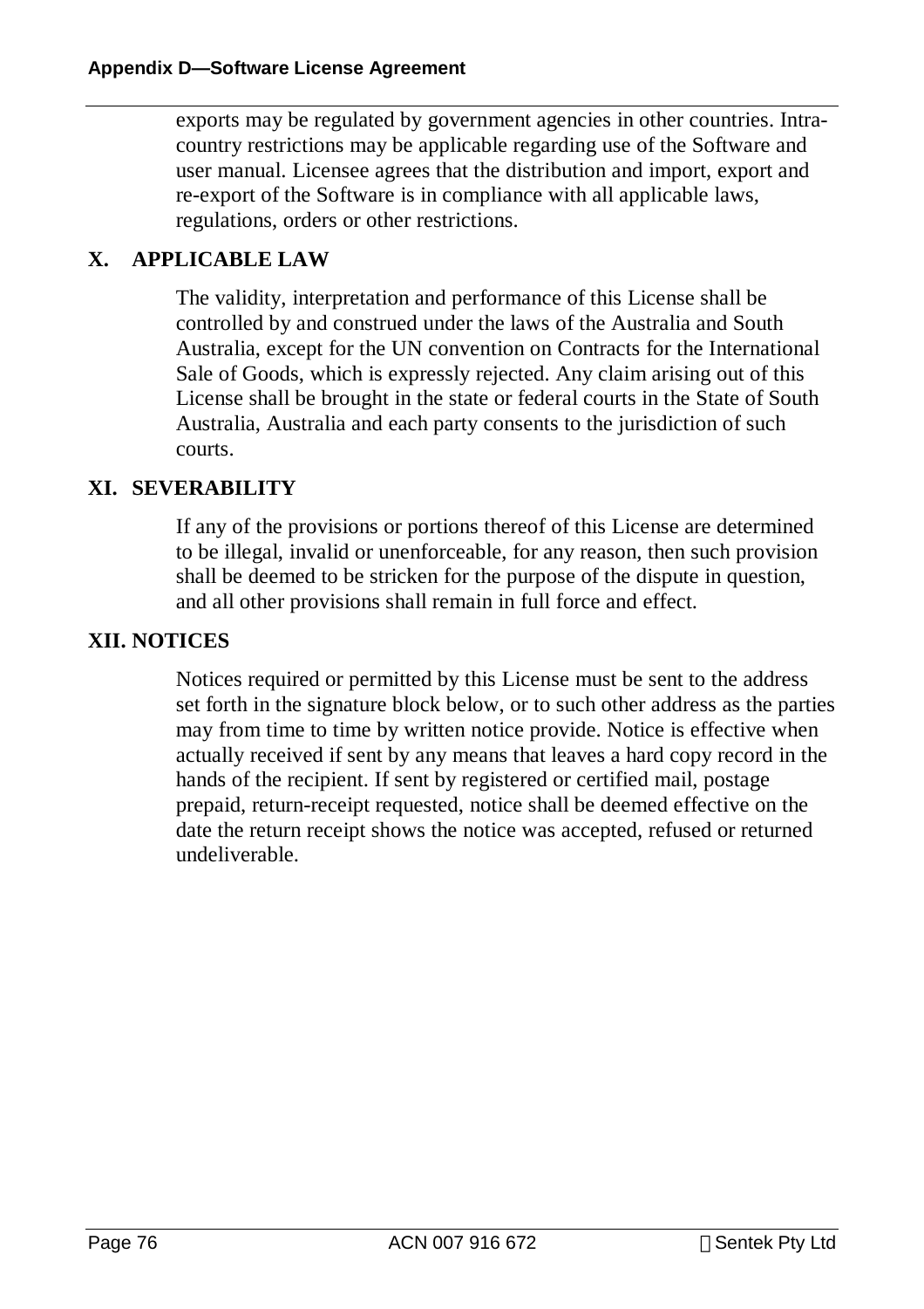exports may be regulated by government agencies in other countries. Intra-country restrictions may be applicable regarding use of the Software and user manual. Licensee agrees that the distribution and import, export and re-export of the Software is in compliance with all applicable laws, regulations, orders or other restrictions.

## X. APPLICABLE LAW

The validity, interpretation and performance of this License shall be controlled by and construed under the laws of the Australia and South Australia, except for the UN convention on Contracts for the International Sale of Goods, which is expressly rejected. Any claim arising out of this License shall be brought in the state or federal courts in the State of South Australia, Australia and each party consents to the jurisdiction of such courts.

## XI. SEVERABILITY

If any of the provisions or portions thereof of this License are determined to be illegal, invalid or unenforceable, for any reason, then such provision shall be deemed to be stricken for the purpose of the dispute in question, and all other provisions shall remain in full force and effect.

## XII. NOTICES

Notices required or permitted by this License must be sent to the address set forth in the signature block below, or to such other address as the parties may from time to time by written notice provide. Notice is effective when actually received if sent by any means that leaves a hard copy record in the hands of the recipient. If sent by registered or certified mail, postage prepaid, return-receipt requested, notice shall be deemed effective on the date the return receipt shows the notice was accepted, refused or returned undeliverable.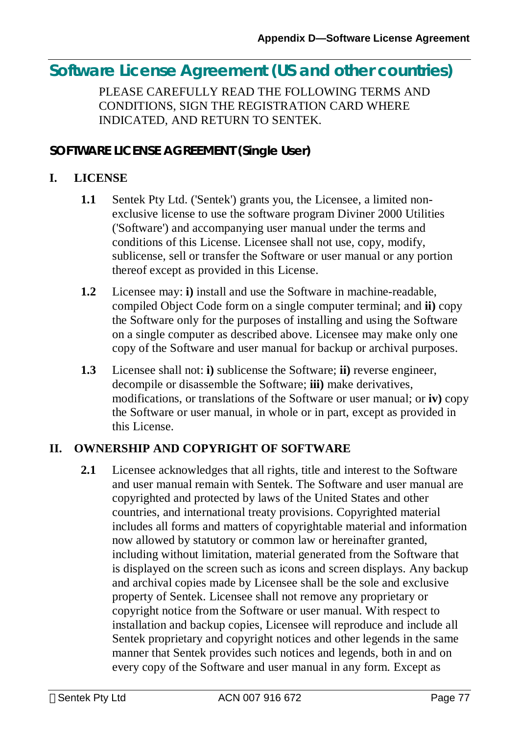# Software License Agreement (US and other countries)

PLEASE CAREFULLY READ THE FOLLOWING TERMS AND CONDITIONS, SIGN THE REGISTRATION CARD WHERE INDICATED, AND RETURN TO SENTEK.

### SOFTWARE LICENSE AGREEMENT (Single User)

**I. LICENSE**

**1.1** Sentek Pty Ltd. ('Sentek') grants you, the Licensee, a limited non-exclusive license to use the software program Diviner 2000 Utilities ('Software') and accompanying user manual under the terms and conditions of this License. Licensee shall not use, copy, modify, sublicense, sell or transfer the Software or user manual or any portion thereof except as provided in this License.

**1.2** Licensee may: **i)** install and use the Software in machine-readable, compiled Object Code form on a single computer terminal; and **ii)** copy the Software only for the purposes of installing and using the Software on a single computer as described above. Licensee may make only one copy of the Software and user manual for backup or archival purposes.

**1.3** Licensee shall not: **i)** sublicense the Software; **ii)** reverse engineer, decompile or disassemble the Software; **iii)** make derivatives, modifications, or translations of the Software or user manual; or **iv)** copy the Software or user manual, in whole or in part, except as provided in this License.

**II. OWNERSHIP AND COPYRIGHT OF SOFTWARE**

**2.1** Licensee acknowledges that all rights, title and interest to the Software and user manual remain with Sentek. The Software and user manual are copyrighted and protected by laws of the United States and other countries, and international treaty provisions. Copyrighted material includes all forms and matters of copyrightable material and information now allowed by statutory or common law or hereinafter granted, including without limitation, material generated from the Software that is displayed on the screen such as icons and screen displays. Any backup and archival copies made by Licensee shall be the sole and exclusive property of Sentek. Licensee shall not remove any proprietary or copyright notice from the Software or user manual. With respect to installation and backup copies, Licensee will reproduce and include all Sentek proprietary and copyright notices and other legends in the same manner that Sentek provides such notices and legends, both in and on every copy of the Software and user manual in any form. Except as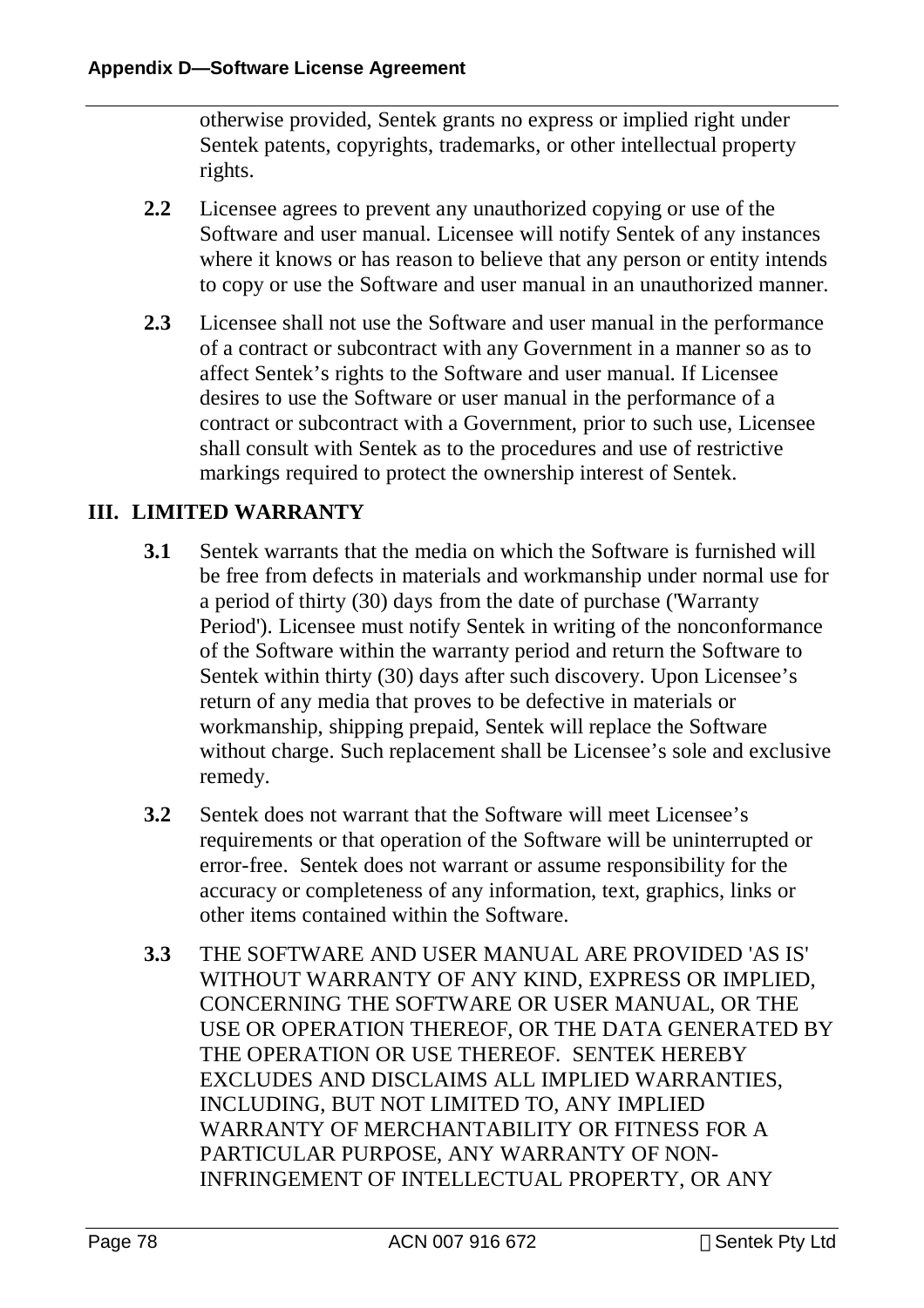otherwise provided, Sentek grants no express or implied right under Sentek patents, copyrights, trademarks, or other intellectual property rights.

**2.2** Licensee agrees to prevent any unauthorized copying or use of the Software and user manual. Licensee will notify Sentek of any instances where it knows or has reason to believe that any person or entity intends to copy or use the Software and user manual in an unauthorized manner.

**2.3** Licensee shall not use the Software and user manual in the performance of a contract or subcontract with any Government in a manner so as to affect Sentek's rights to the Software and user manual. If Licensee desires to use the Software or user manual in the performance of a contract or subcontract with a Government, prior to such use, Licensee shall consult with Sentek as to the procedures and use of restrictive markings required to protect the ownership interest of Sentek.

## III. LIMITED WARRANTY

**3.1** Sentek warrants that the media on which the Software is furnished will be free from defects in materials and workmanship under normal use for a period of thirty (30) days from the date of purchase ('Warranty Period'). Licensee must notify Sentek in writing of the nonconformance of the Software within the warranty period and return the Software to Sentek within thirty (30) days after such discovery. Upon Licensee's return of any media that proves to be defective in materials or workmanship, shipping prepaid, Sentek will replace the Software without charge. Such replacement shall be Licensee's sole and exclusive remedy.

**3.2** Sentek does not warrant that the Software will meet Licensee's requirements or that operation of the Software will be uninterrupted or error-free. Sentek does not warrant or assume responsibility for the accuracy or completeness of any information, text, graphics, links or other items contained within the Software.

**3.3** THE SOFTWARE AND USER MANUAL ARE PROVIDED 'AS IS' WITHOUT WARRANTY OF ANY KIND, EXPRESS OR IMPLIED, CONCERNING THE SOFTWARE OR USER MANUAL, OR THE USE OR OPERATION THEREOF, OR THE DATA GENERATED BY THE OPERATION OR USE THEREOF. SENTEK HEREBY EXCLUDES AND DISCLAIMS ALL IMPLIED WARRANTIES, INCLUDING, BUT NOT LIMITED TO, ANY IMPLIED WARRANTY OF MERCHANTABILITY OR FITNESS FOR A PARTICULAR PURPOSE, ANY WARRANTY OF NON-INFRINGEMENT OF INTELLECTUAL PROPERTY, OR ANY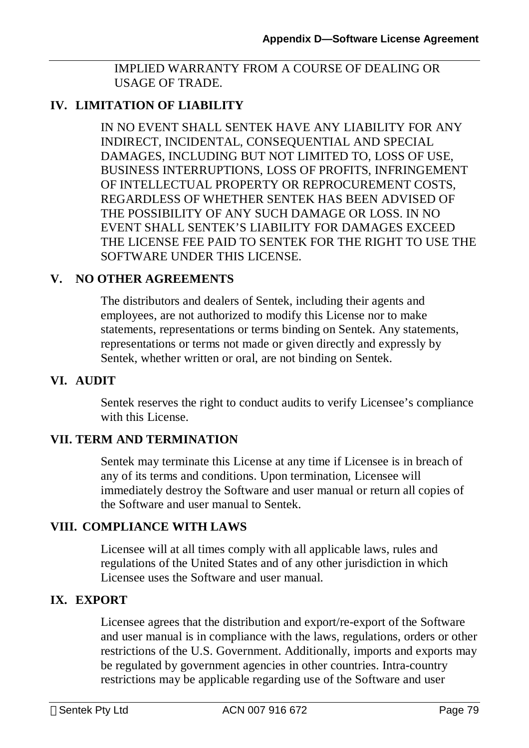IMPLIED WARRANTY FROM A COURSE OF DEALING OR USAGE OF TRADE.

## IV. LIMITATION OF LIABILITY

IN NO EVENT SHALL SENTEK HAVE ANY LIABILITY FOR ANY INDIRECT, INCIDENTAL, CONSEQUENTIAL AND SPECIAL DAMAGES, INCLUDING BUT NOT LIMITED TO, LOSS OF USE, BUSINESS INTERRUPTIONS, LOSS OF PROFITS, INFRINGEMENT OF INTELLECTUAL PROPERTY OR REPROCUREMENT COSTS, REGARDLESS OF WHETHER SENTEK HAS BEEN ADVISED OF THE POSSIBILITY OF ANY SUCH DAMAGE OR LOSS. IN NO EVENT SHALL SENTEK'S LIABILITY FOR DAMAGES EXCEED THE LICENSE FEE PAID TO SENTEK FOR THE RIGHT TO USE THE SOFTWARE UNDER THIS LICENSE.

## V. NO OTHER AGREEMENTS

The distributors and dealers of Sentek, including their agents and employees, are not authorized to modify this License nor to make statements, representations or terms binding on Sentek. Any statements, representations or terms not made or given directly and expressly by Sentek, whether written or oral, are not binding on Sentek.

## VI. AUDIT

Sentek reserves the right to conduct audits to verify Licensee's compliance with this License.

## VII. TERM AND TERMINATION

Sentek may terminate this License at any time if Licensee is in breach of any of its terms and conditions. Upon termination, Licensee will immediately destroy the Software and user manual or return all copies of the Software and user manual to Sentek.

## VIII. COMPLIANCE WITH LAWS

Licensee will at all times comply with all applicable laws, rules and regulations of the United States and of any other jurisdiction in which Licensee uses the Software and user manual.

## IX. EXPORT

Licensee agrees that the distribution and export/re-export of the Software and user manual is in compliance with the laws, regulations, orders or other restrictions of the U.S. Government. Additionally, imports and exports may be regulated by government agencies in other countries. Intra-country restrictions may be applicable regarding use of the Software and user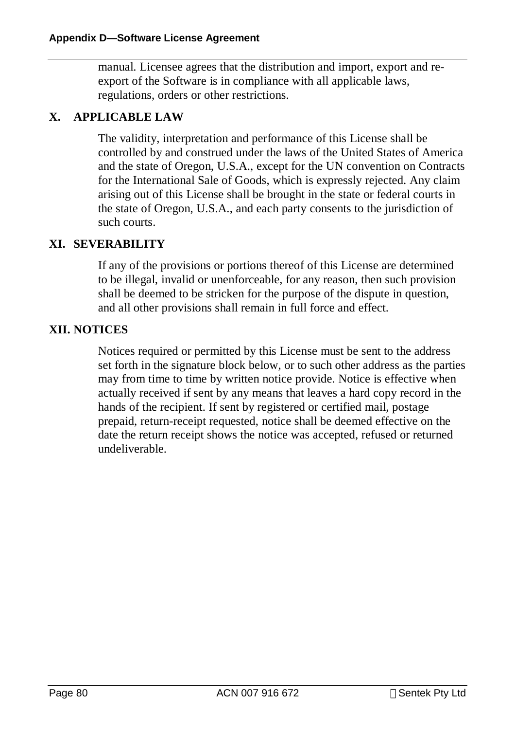manual. Licensee agrees that the distribution and import, export and re-export of the Software is in compliance with all applicable laws, regulations, orders or other restrictions.

## X. APPLICABLE LAW

The validity, interpretation and performance of this License shall be controlled by and construed under the laws of the United States of America and the state of Oregon, U.S.A., except for the UN convention on Contracts for the International Sale of Goods, which is expressly rejected. Any claim arising out of this License shall be brought in the state or federal courts in the state of Oregon, U.S.A., and each party consents to the jurisdiction of such courts.

## XI. SEVERABILITY

If any of the provisions or portions thereof of this License are determined to be illegal, invalid or unenforceable, for any reason, then such provision shall be deemed to be stricken for the purpose of the dispute in question, and all other provisions shall remain in full force and effect.

## XII. NOTICES

Notices required or permitted by this License must be sent to the address set forth in the signature block below, or to such other address as the parties may from time to time by written notice provide. Notice is effective when actually received if sent by any means that leaves a hard copy record in the hands of the recipient. If sent by registered or certified mail, postage prepaid, return-receipt requested, notice shall be deemed effective on the date the return receipt shows the notice was accepted, refused or returned undeliverable.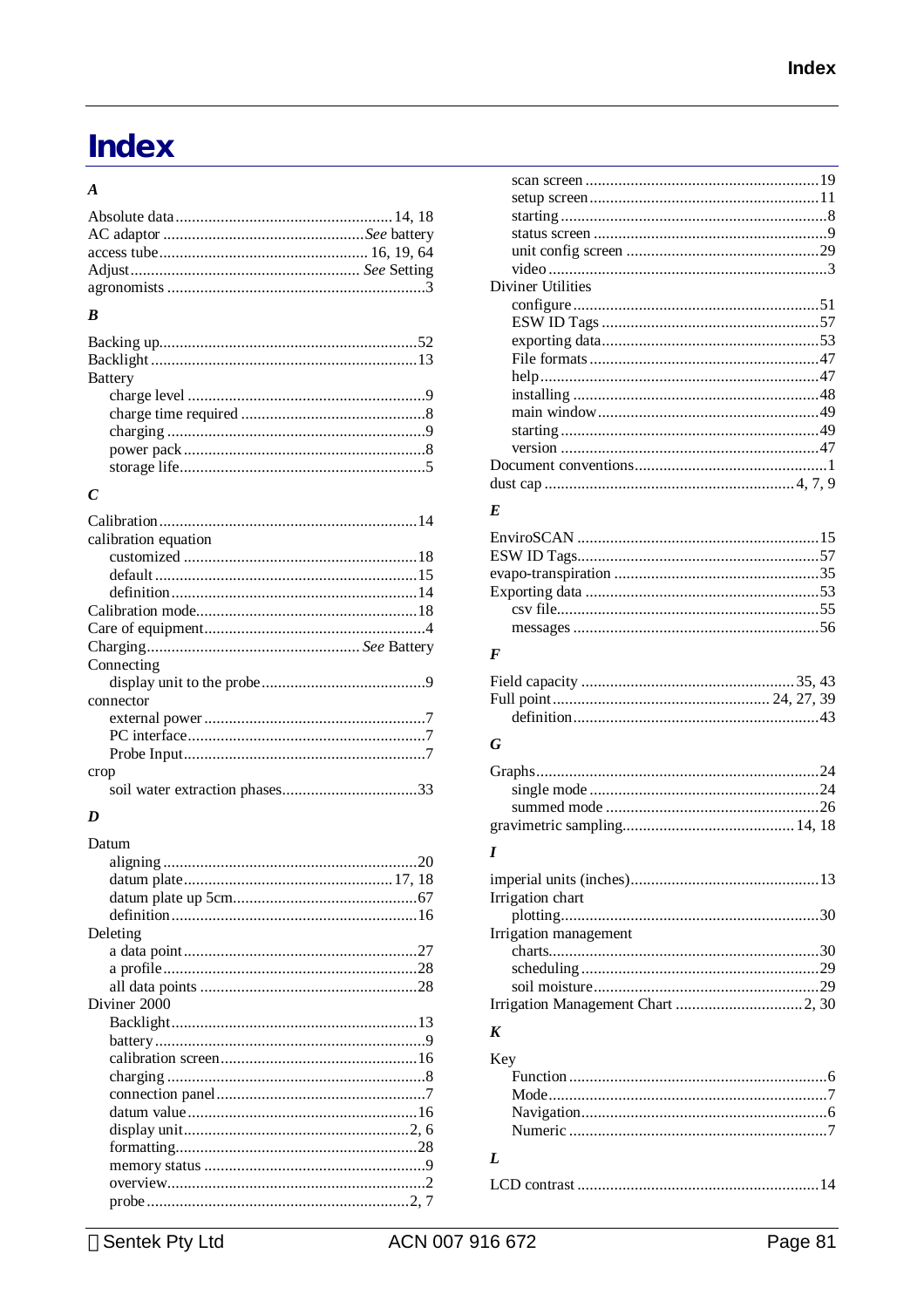# Index

### *A*

Absolute data ..................................................... 14, 18
AC adaptor ................................................. *See* battery
access tube .................................................. 16, 19, 64
Adjust ........................................................ *See* Setting
agronomists ...............................................................3

### *B*

Backing up..............................................................52
Backlight .................................................................13
Battery
- charge level ..........................................................9
- charge time required ............................................8
- charging ...............................................................9
- power pack ...........................................................8
- storage life............................................................5

### *C*

Calibration...............................................................14
calibration equation
- customized .........................................................18
- default ................................................................15
- definition............................................................14

Calibration mode......................................................18
Care of equipment......................................................4
Charging.................................................... *See* Battery
Connecting
- display unit to the probe........................................9

connector
- external power ......................................................7
- PC interface..........................................................7
- Probe Input...........................................................7

crop
- soil water extraction phases.................................33

### *D*

Datum
- aligning ..............................................................20
- datum plate.................................................. 17, 18
- datum plate up 5cm.............................................67
- definition............................................................16

Deleting
- a data point .........................................................27
- a profile..............................................................28
- all data points .....................................................28

Diviner 2000
- Backlight............................................................13
- battery ..................................................................9
- calibration screen................................................16
- charging ...............................................................8
- connection panel...................................................7
- datum value........................................................16
- display unit.......................................................2, 6
- formatting...........................................................28
- memory status ......................................................9
- overview...............................................................2
- probe ................................................................2, 7
- scan screen .........................................................19
- setup screen ........................................................11
- starting .................................................................8
- status screen .........................................................9
- unit config screen ...............................................29
- video ....................................................................3

Diviner Utilities
- configure ............................................................51
- ESW ID Tags .....................................................57
- exporting data.....................................................53
- File formats ........................................................47
- help ....................................................................47
- installing ............................................................48
- main window......................................................49
- starting ...............................................................49
- version ...............................................................47

Document conventions...............................................1
dust cap ............................................................ 4, 7, 9

### *E*

EnviroSCAN ...........................................................15
ESW ID Tags...........................................................57
evapo-transpiration ..................................................35
Exporting data .........................................................53
- csv file................................................................55
- messages ............................................................56

### *F*

Field capacity .................................................... 35, 43
Full point ..................................................... 24, 27, 39
- definition............................................................43

### *G*

Graphs.....................................................................24
- single mode ........................................................24
- summed mode ....................................................26

gravimetric sampling.......................................... 14, 18

### *I*

imperial units (inches).............................................13
Irrigation chart
- plotting...............................................................30

Irrigation management
- charts..................................................................30
- scheduling ..........................................................29
- soil moisture.......................................................29

Irrigation Management Chart ............................... 2, 30

### *K*

Key
- Function ...............................................................6
- Mode....................................................................7
- Navigation............................................................6
- Numeric ...............................................................7

### *L*

LCD contrast ...........................................................14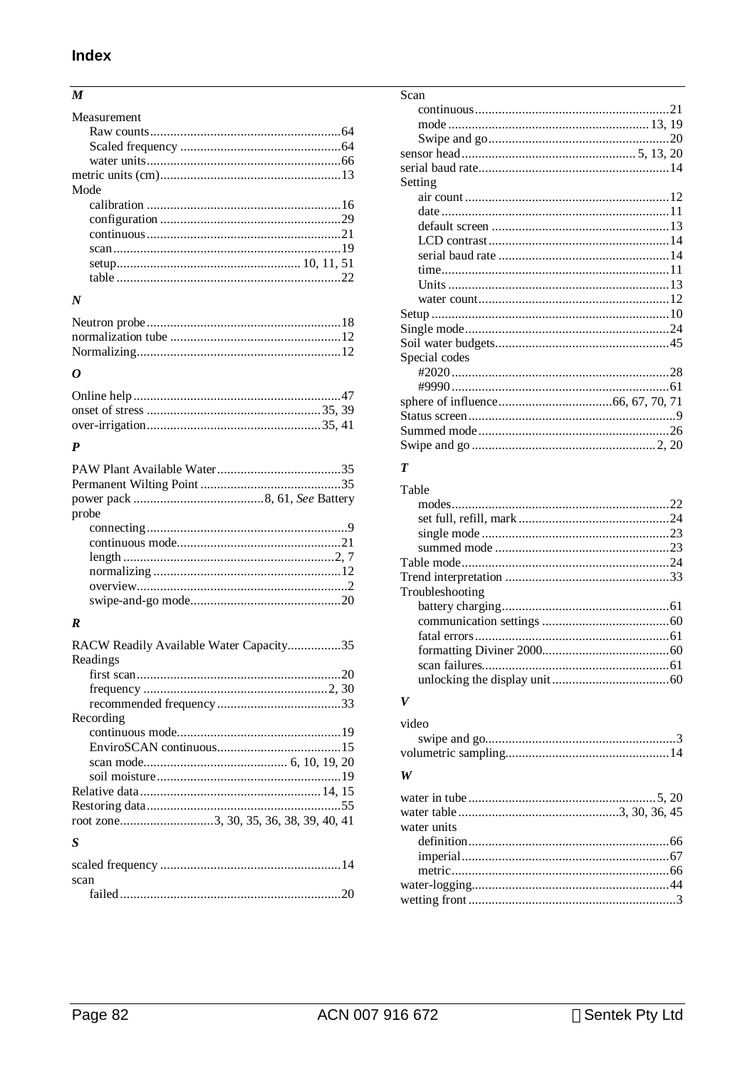# Index

### *M*

Measurement
- Raw counts........................................................64
- Scaled frequency ................................................64
- water units..........................................................66

metric units (cm)......................................................13

Mode
- calibration ..........................................................16
- configuration ......................................................29
- continuous..........................................................21
- scan....................................................................19
- setup...................................................... 10, 11, 51
- table ...................................................................22

### *N*

Neutron probe..........................................................18
normalization tube ...................................................12
Normalizing.............................................................12

### *O*

Online help..............................................................47
onset of stress ....................................................35, 39
over-irrigation....................................................35, 41

### *P*

PAW Plant Available Water.....................................35
Permanent Wilting Point..........................................35
power pack .......................................8, 61, *See* Battery

probe
- connecting...........................................................9
- continuous mode.................................................21
- length ...............................................................2, 7
- normalizing ........................................................12
- overview...............................................................2
- swipe-and-go mode.............................................20

### *R*

RACW Readily Available Water Capacity................35

Readings
- first scan.............................................................20
- frequency .......................................................2, 30
- recommended frequency.....................................33

Recording
- continuous mode.................................................19
- EnviroSCAN continuous.....................................15
- scan mode.......................................... 6, 10, 19, 20
- soil moisture.......................................................19

Relative data......................................................14, 15
Restoring data..........................................................55
root zone............................3, 30, 35, 36, 38, 39, 40, 41

### *S*

scaled frequency ......................................................14

scan
- failed..................................................................20

Scan
- continuous..........................................................21
- mode ............................................................13, 19
- Swipe and go......................................................20

sensor head....................................................5, 13, 20
serial baud rate.........................................................14

Setting
- air count .............................................................12
- date....................................................................11
- default screen .....................................................13
- LCD contrast......................................................14
- serial baud rate ...................................................14
- time....................................................................11
- Units ..................................................................13
- water count.........................................................12

Setup .......................................................................10
Single mode.............................................................24
Soil water budgets....................................................45

Special codes
- #2020.................................................................28
- #9990.................................................................61

sphere of influence.................................66, 67, 70, 71
Status screen..............................................................9
Summed mode.........................................................26
Swipe and go.......................................................2, 20

### *T*

Table
- modes.................................................................22
- set full, refill, mark.............................................24
- single mode ........................................................23
- summed mode ....................................................23

Table mode..............................................................24
Trend interpretation .................................................33

Troubleshooting
- battery charging..................................................61
- communication settings ......................................60
- fatal errors..........................................................61
- formatting Diviner 2000......................................60
- scan failures........................................................61
- unlocking the display unit...................................60

### *V*

video
- swipe and go........................................................3

volumetric sampling.................................................14

### *W*

water in tube........................................................5, 20
water table ................................................3, 30, 36, 45

water units
- definition............................................................66
- imperial..............................................................67
- metric.................................................................66

water-logging...........................................................44
wetting front..............................................................3